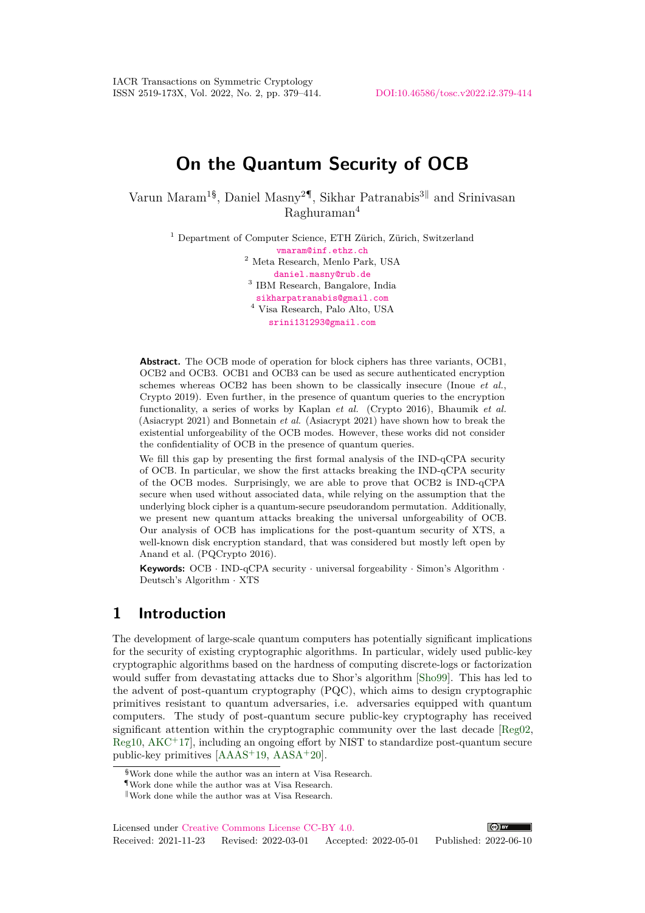# On the Quantum Security of OCB

Varun Maram[1§], Daniel Masny[2¶], Sikhar Patranabis[3‖] and Srinivasan Raghuraman[4]

[1] Department of Computer Science, ETH Zürich, Zürich, Switzerland
vmaram@inf.ethz.ch
[2] Meta Research, Menlo Park, USA
daniel.masny@rub.de
[3] IBM Research, Bangalore, India
sikharpatranabis@gmail.com
[4] Visa Research, Palo Alto, USA
srini131293@gmail.com

**Abstract.** The OCB mode of operation for block ciphers has three variants, OCB1, OCB2 and OCB3. OCB1 and OCB3 can be used as secure authenticated encryption schemes whereas OCB2 has been shown to be classically insecure (Inoue *et al.*, Crypto 2019). Even further, in the presence of quantum queries to the encryption functionality, a series of works by Kaplan *et al.* (Crypto 2016), Bhaumik *et al.* (Asiacrypt 2021) and Bonnetain *et al.* (Asiacrypt 2021) have shown how to break the existential unforgeability of the OCB modes. However, these works did not consider the confidentiality of OCB in the presence of quantum queries.

We fill this gap by presenting the first formal analysis of the IND-qCPA security of OCB. In particular, we show the first attacks breaking the IND-qCPA security of the OCB modes. Surprisingly, we are able to prove that OCB2 is IND-qCPA secure when used without associated data, while relying on the assumption that the underlying block cipher is a quantum-secure pseudorandom permutation. Additionally, we present new quantum attacks breaking the universal unforgeability of OCB. Our analysis of OCB has implications for the post-quantum security of XTS, a well-known disk encryption standard, that was considered but mostly left open by Anand et al. (PQCrypto 2016).

**Keywords:** OCB · IND-qCPA security · universal forgeability · Simon's Algorithm · Deutsch's Algorithm · XTS

## 1 Introduction

The development of large-scale quantum computers has potentially significant implications for the security of existing cryptographic algorithms. In particular, widely used public-key cryptographic algorithms based on the hardness of computing discrete-logs or factorization would suffer from devastating attacks due to Shor's algorithm [Sho99]. This has led to the advent of post-quantum cryptography (PQC), which aims to design cryptographic primitives resistant to quantum adversaries, i.e. adversaries equipped with quantum computers. The study of post-quantum secure public-key cryptography has received significant attention within the cryptographic community over the last decade [Reg02, Reg10, AKC+17], including an ongoing effort by NIST to standardize post-quantum secure public-key primitives [AAAS+19, AASA+20].

§Work done while the author was an intern at Visa Research.
¶Work done while the author was at Visa Research.
‖Work done while the author was at Visa Research.

Licensed under Creative Commons License CC-BY 4.0.
Received: 2021-11-23 Revised: 2022-03-01 Accepted: 2022-05-01 Published: 2022-06-10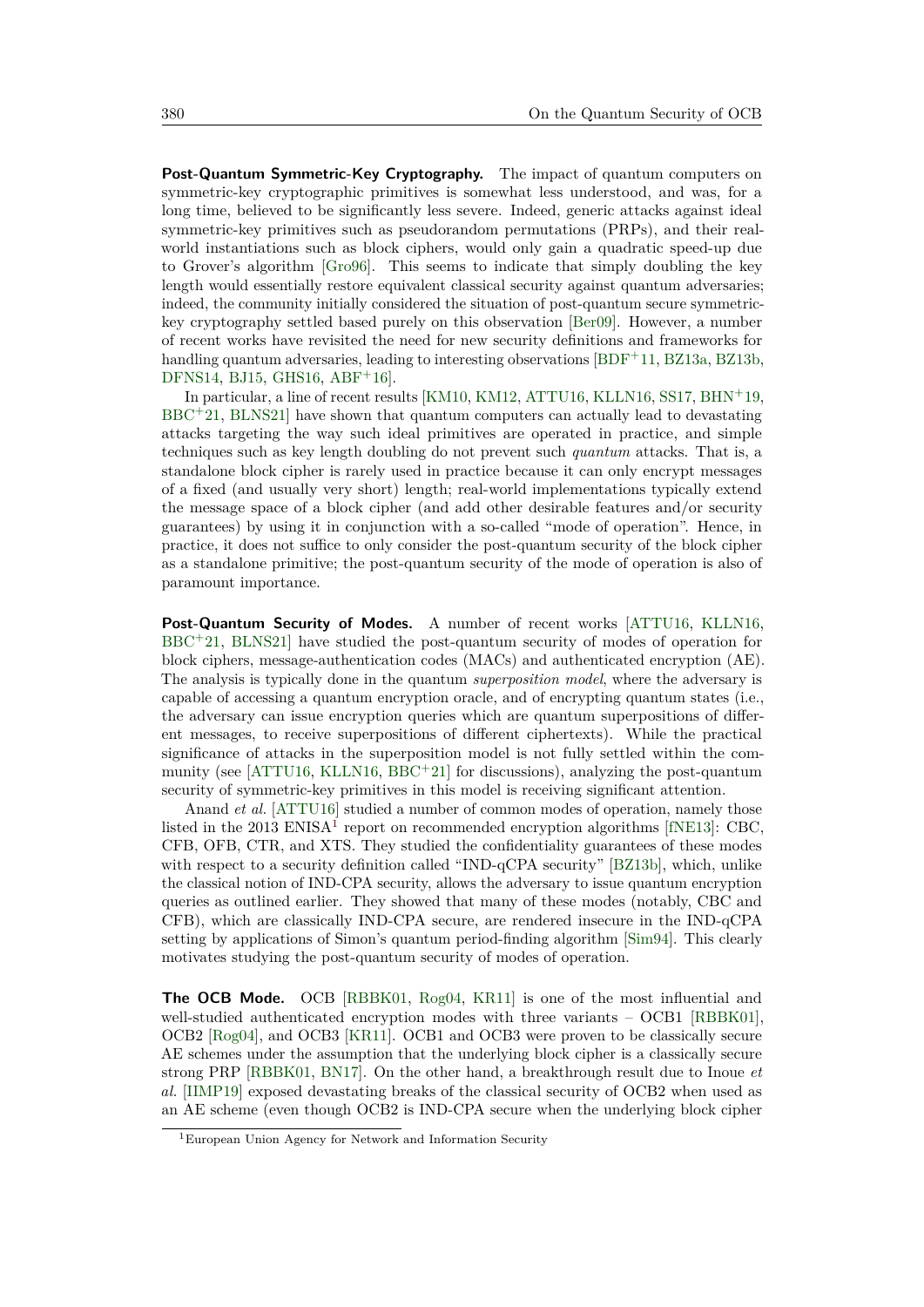**Post-Quantum Symmetric-Key Cryptography.** The impact of quantum computers on symmetric-key cryptographic primitives is somewhat less understood, and was, for a long time, believed to be significantly less severe. Indeed, generic attacks against ideal symmetric-key primitives such as pseudorandom permutations (PRPs), and their real-world instantiations such as block ciphers, would only gain a quadratic speed-up due to Grover's algorithm [Gro96]. This seems to indicate that simply doubling the key length would essentially restore equivalent classical security against quantum adversaries; indeed, the community initially considered the situation of post-quantum secure symmetric-key cryptography settled based purely on this observation [Ber09]. However, a number of recent works have revisited the need for new security definitions and frameworks for handling quantum adversaries, leading to interesting observations [BDF+11, BZ13a, BZ13b, DFNS14, BJ15, GHS16, ABF+16].

In particular, a line of recent results [KM10, KM12, ATTU16, KLLN16, SS17, BHN+19, BBC+21, BLNS21] have shown that quantum computers can actually lead to devastating attacks targeting the way such ideal primitives are operated in practice, and simple techniques such as key length doubling do not prevent such *quantum* attacks. That is, a standalone block cipher is rarely used in practice because it can only encrypt messages of a fixed (and usually very short) length; real-world implementations typically extend the message space of a block cipher (and add other desirable features and/or security guarantees) by using it in conjunction with a so-called "mode of operation". Hence, in practice, it does not suffice to only consider the post-quantum security of the block cipher as a standalone primitive; the post-quantum security of the mode of operation is also of paramount importance.

**Post-Quantum Security of Modes.** A number of recent works [ATTU16, KLLN16, BBC+21, BLNS21] have studied the post-quantum security of modes of operation for block ciphers, message-authentication codes (MACs) and authenticated encryption (AE). The analysis is typically done in the quantum *superposition model*, where the adversary is capable of accessing a quantum encryption oracle, and of encrypting quantum states (i.e., the adversary can issue encryption queries which are quantum superpositions of different messages, to receive superpositions of different ciphertexts). While the practical significance of attacks in the superposition model is not fully settled within the community (see [ATTU16, KLLN16, BBC+21] for discussions), analyzing the post-quantum security of symmetric-key primitives in this model is receiving significant attention.

Anand *et al.* [ATTU16] studied a number of common modes of operation, namely those listed in the 2013 ENISA[1] report on recommended encryption algorithms [fNE13]: CBC, CFB, OFB, CTR, and XTS. They studied the confidentiality guarantees of these modes with respect to a security definition called "IND-qCPA security" [BZ13b], which, unlike the classical notion of IND-CPA security, allows the adversary to issue quantum encryption queries as outlined earlier. They showed that many of these modes (notably, CBC and CFB), which are classically IND-CPA secure, are rendered insecure in the IND-qCPA setting by applications of Simon's quantum period-finding algorithm [Sim94]. This clearly motivates studying the post-quantum security of modes of operation.

**The OCB Mode.** OCB [RBBK01, Rog04, KR11] is one of the most influential and well-studied authenticated encryption modes with three variants – OCB1 [RBBK01], OCB2 [Rog04], and OCB3 [KR11]. OCB1 and OCB3 were proven to be classically secure AE schemes under the assumption that the underlying block cipher is a classically secure strong PRP [RBBK01, BN17]. On the other hand, a breakthrough result due to Inoue *et al.* [IIMP19] exposed devastating breaks of the classical security of OCB2 when used as an AE scheme (even though OCB2 is IND-CPA secure when the underlying block cipher

[1] European Union Agency for Network and Information Security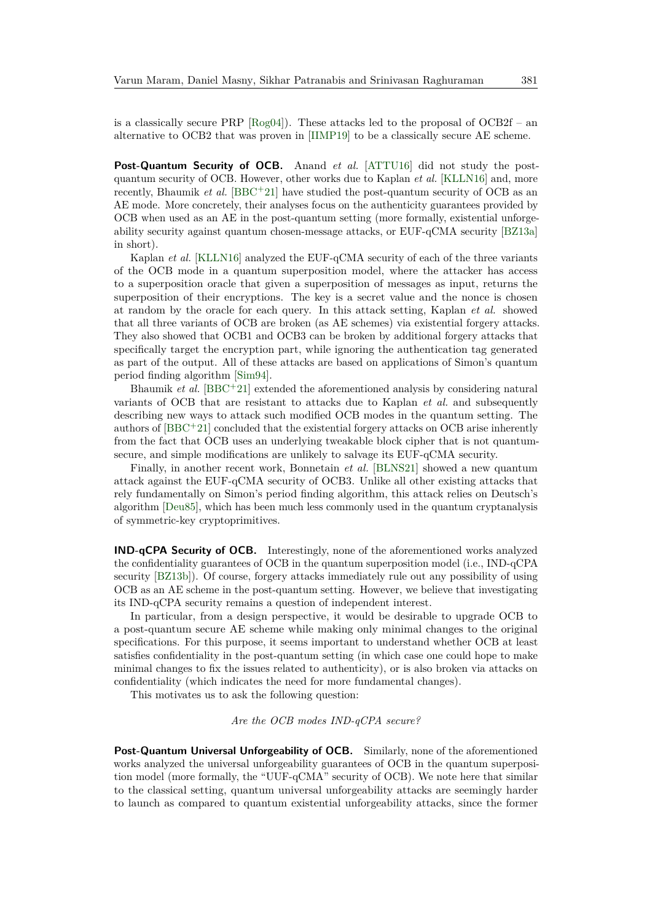is a classically secure PRP [Rog04]). These attacks led to the proposal of OCB2f – an alternative to OCB2 that was proven in [IIMP19] to be a classically secure AE scheme.

**Post-Quantum Security of OCB.** Anand *et al.* [ATTU16] did not study the post-quantum security of OCB. However, other works due to Kaplan *et al.* [KLLN16] and, more recently, Bhaumik *et al.* [BBC+21] have studied the post-quantum security of OCB as an AE mode. More concretely, their analyses focus on the authenticity guarantees provided by OCB when used as an AE in the post-quantum setting (more formally, existential unforgeability security against quantum chosen-message attacks, or EUF-qCMA security [BZ13a] in short).

Kaplan *et al.* [KLLN16] analyzed the EUF-qCMA security of each of the three variants of the OCB mode in a quantum superposition model, where the attacker has access to a superposition oracle that given a superposition of messages as input, returns the superposition of their encryptions. The key is a secret value and the nonce is chosen at random by the oracle for each query. In this attack setting, Kaplan *et al.* showed that all three variants of OCB are broken (as AE schemes) via existential forgery attacks. They also showed that OCB1 and OCB3 can be broken by additional forgery attacks that specifically target the encryption part, while ignoring the authentication tag generated as part of the output. All of these attacks are based on applications of Simon's quantum period finding algorithm [Sim94].

Bhaumik *et al.* [BBC+21] extended the aforementioned analysis by considering natural variants of OCB that are resistant to attacks due to Kaplan *et al.* and subsequently describing new ways to attack such modified OCB modes in the quantum setting. The authors of [BBC+21] concluded that the existential forgery attacks on OCB arise inherently from the fact that OCB uses an underlying tweakable block cipher that is not quantum-secure, and simple modifications are unlikely to salvage its EUF-qCMA security.

Finally, in another recent work, Bonnetain *et al.* [BLNS21] showed a new quantum attack against the EUF-qCMA security of OCB3. Unlike all other existing attacks that rely fundamentally on Simon's period finding algorithm, this attack relies on Deutsch's algorithm [Deu85], which has been much less commonly used in the quantum cryptanalysis of symmetric-key cryptoprimitives.

**IND-qCPA Security of OCB.** Interestingly, none of the aforementioned works analyzed the confidentiality guarantees of OCB in the quantum superposition model (i.e., IND-qCPA security [BZ13b]). Of course, forgery attacks immediately rule out any possibility of using OCB as an AE scheme in the post-quantum setting. However, we believe that investigating its IND-qCPA security remains a question of independent interest.

In particular, from a design perspective, it would be desirable to upgrade OCB to a post-quantum secure AE scheme while making only minimal changes to the original specifications. For this purpose, it seems important to understand whether OCB at least satisfies confidentiality in the post-quantum setting (in which case one could hope to make minimal changes to fix the issues related to authenticity), or is also broken via attacks on confidentiality (which indicates the need for more fundamental changes).

This motivates us to ask the following question:

*Are the OCB modes IND-qCPA secure?*

**Post-Quantum Universal Unforgeability of OCB.** Similarly, none of the aforementioned works analyzed the universal unforgeability guarantees of OCB in the quantum superposition model (more formally, the "UUF-qCMA" security of OCB). We note here that similar to the classical setting, quantum universal unforgeability attacks are seemingly harder to launch as compared to quantum existential unforgeability attacks, since the former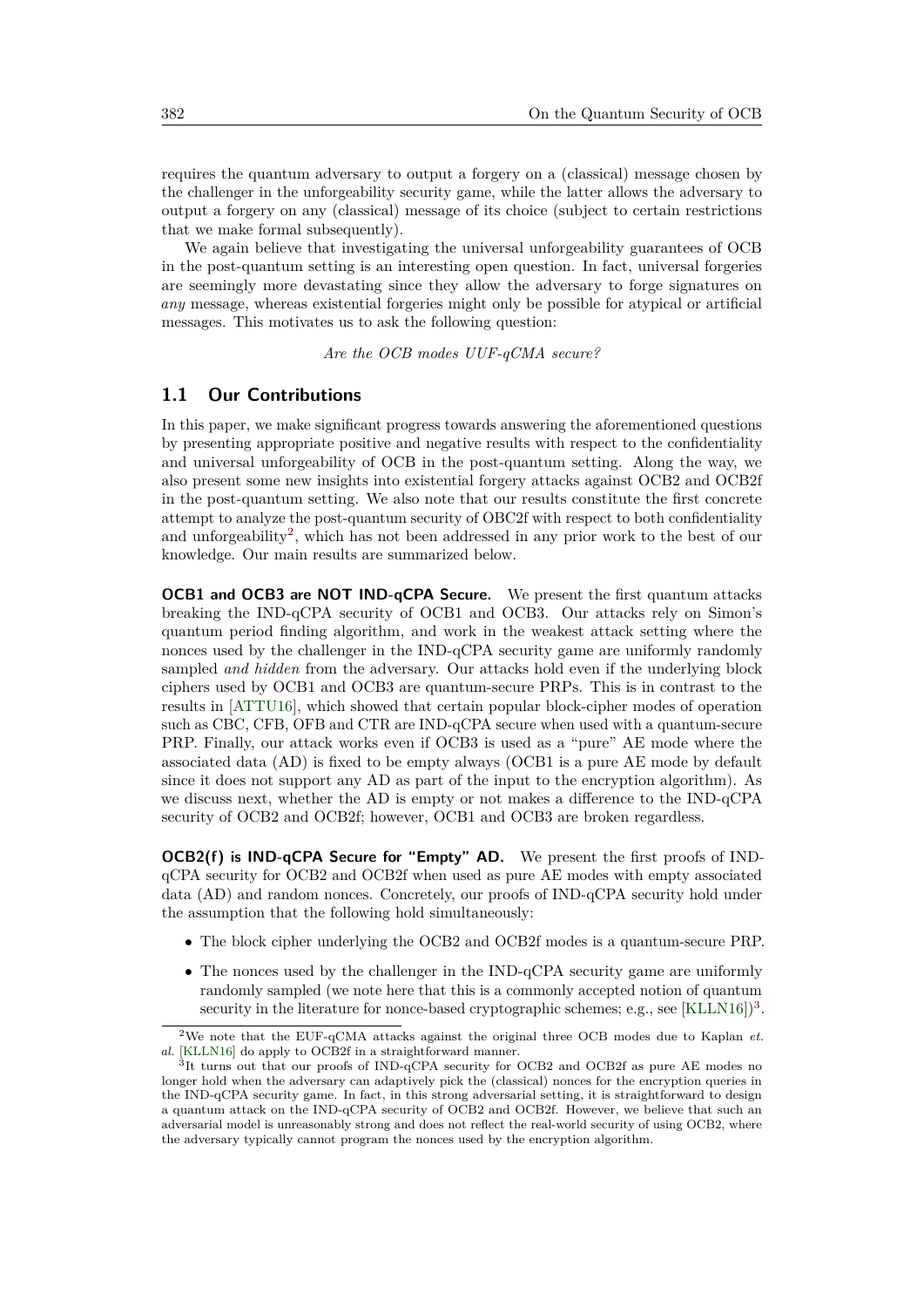requires the quantum adversary to output a forgery on a (classical) message chosen by the challenger in the unforgeability security game, while the latter allows the adversary to output a forgery on any (classical) message of its choice (subject to certain restrictions that we make formal subsequently).

We again believe that investigating the universal unforgeability guarantees of OCB in the post-quantum setting is an interesting open question. In fact, universal forgeries are seemingly more devastating since they allow the adversary to forge signatures on *any* message, whereas existential forgeries might only be possible for atypical or artificial messages. This motivates us to ask the following question:

*Are the OCB modes UUF-qCMA secure?*

## 1.1 Our Contributions

In this paper, we make significant progress towards answering the aforementioned questions by presenting appropriate positive and negative results with respect to the confidentiality and universal unforgeability of OCB in the post-quantum setting. Along the way, we also present some new insights into existential forgery attacks against OCB2 and OCB2f in the post-quantum setting. We also note that our results constitute the first concrete attempt to analyze the post-quantum security of OBC2f with respect to both confidentiality and unforgeability[2], which has not been addressed in any prior work to the best of our knowledge. Our main results are summarized below.

**OCB1 and OCB3 are NOT IND-qCPA Secure.** We present the first quantum attacks breaking the IND-qCPA security of OCB1 and OCB3. Our attacks rely on Simon's quantum period finding algorithm, and work in the weakest attack setting where the nonces used by the challenger in the IND-qCPA security game are uniformly randomly sampled *and hidden* from the adversary. Our attacks hold even if the underlying block ciphers used by OCB1 and OCB3 are quantum-secure PRPs. This is in contrast to the results in [ATTU16], which showed that certain popular block-cipher modes of operation such as CBC, CFB, OFB and CTR are IND-qCPA secure when used with a quantum-secure PRP. Finally, our attack works even if OCB3 is used as a "pure" AE mode where the associated data (AD) is fixed to be empty always (OCB1 is a pure AE mode by default since it does not support any AD as part of the input to the encryption algorithm). As we discuss next, whether the AD is empty or not makes a difference to the IND-qCPA security of OCB2 and OCB2f; however, OCB1 and OCB3 are broken regardless.

**OCB2(f) is IND-qCPA Secure for "Empty" AD.** We present the first proofs of IND-qCPA security for OCB2 and OCB2f when used as pure AE modes with empty associated data (AD) and random nonces. Concretely, our proofs of IND-qCPA security hold under the assumption that the following hold simultaneously:

- The block cipher underlying the OCB2 and OCB2f modes is a quantum-secure PRP.
- The nonces used by the challenger in the IND-qCPA security game are uniformly randomly sampled (we note here that this is a commonly accepted notion of quantum security in the literature for nonce-based cryptographic schemes; e.g., see [KLLN16])[3].

[2]We note that the EUF-qCMA attacks against the original three OCB modes due to Kaplan *et. al.* [KLLN16] do apply to OCB2f in a straightforward manner.

[3]It turns out that our proofs of IND-qCPA security for OCB2 and OCB2f as pure AE modes no longer hold when the adversary can adaptively pick the (classical) nonces for the encryption queries in the IND-qCPA security game. In fact, in this strong adversarial setting, it is straightforward to design a quantum attack on the IND-qCPA security of OCB2 and OCB2f. However, we believe that such an adversarial model is unreasonably strong and does not reflect the real-world security of using OCB2, where the adversary typically cannot program the nonces used by the encryption algorithm.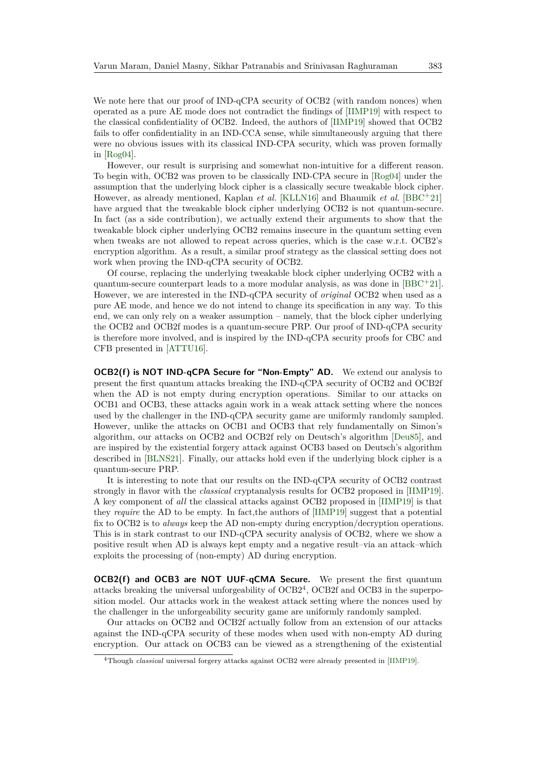We note here that our proof of IND-qCPA security of OCB2 (with random nonces) when operated as a pure AE mode does not contradict the findings of [IIMP19] with respect to the classical confidentiality of OCB2. Indeed, the authors of [IIMP19] showed that OCB2 fails to offer confidentiality in an IND-CCA sense, while simultaneously arguing that there were no obvious issues with its classical IND-CPA security, which was proven formally in [Rog04].

However, our result is surprising and somewhat non-intuitive for a different reason. To begin with, OCB2 was proven to be classically IND-CPA secure in [Rog04] under the assumption that the underlying block cipher is a classically secure tweakable block cipher. However, as already mentioned, Kaplan *et al.* [KLLN16] and Bhaumik *et al.* [BBC+21] have argued that the tweakable block cipher underlying OCB2 is not quantum-secure. In fact (as a side contribution), we actually extend their arguments to show that the tweakable block cipher underlying OCB2 remains insecure in the quantum setting even when tweaks are not allowed to repeat across queries, which is the case w.r.t. OCB2's encryption algorithm. As a result, a similar proof strategy as the classical setting does not work when proving the IND-qCPA security of OCB2.

Of course, replacing the underlying tweakable block cipher underlying OCB2 with a quantum-secure counterpart leads to a more modular analysis, as was done in [BBC+21]. However, we are interested in the IND-qCPA security of *original* OCB2 when used as a pure AE mode, and hence we do not intend to change its specification in any way. To this end, we can only rely on a weaker assumption – namely, that the block cipher underlying the OCB2 and OCB2f modes is a quantum-secure PRP. Our proof of IND-qCPA security is therefore more involved, and is inspired by the IND-qCPA security proofs for CBC and CFB presented in [ATTU16].

**OCB2(f) is NOT IND-qCPA Secure for "Non-Empty" AD.** We extend our analysis to present the first quantum attacks breaking the IND-qCPA security of OCB2 and OCB2f when the AD is not empty during encryption operations. Similar to our attacks on OCB1 and OCB3, these attacks again work in a weak attack setting where the nonces used by the challenger in the IND-qCPA security game are uniformly randomly sampled. However, unlike the attacks on OCB1 and OCB3 that rely fundamentally on Simon's algorithm, our attacks on OCB2 and OCB2f rely on Deutsch's algorithm [Deu85], and are inspired by the existential forgery attack against OCB3 based on Deutsch's algorithm described in [BLNS21]. Finally, our attacks hold even if the underlying block cipher is a quantum-secure PRP.

It is interesting to note that our results on the IND-qCPA security of OCB2 contrast strongly in flavor with the *classical* cryptanalysis results for OCB2 proposed in [IIMP19]. A key component of *all* the classical attacks against OCB2 proposed in [IIMP19] is that they *require* the AD to be empty. In fact,the authors of [IIMP19] suggest that a potential fix to OCB2 is to *always* keep the AD non-empty during encryption/decryption operations. This is in stark contrast to our IND-qCPA security analysis of OCB2, where we show a positive result when AD is always kept empty and a negative result–via an attack–which exploits the processing of (non-empty) AD during encryption.

**OCB2(f) and OCB3 are NOT UUF-qCMA Secure.** We present the first quantum attacks breaking the universal unforgeability of OCB2[4], OCB2f and OCB3 in the superposition model. Our attacks work in the weakest attack setting where the nonces used by the challenger in the unforgeability security game are uniformly randomly sampled.

Our attacks on OCB2 and OCB2f actually follow from an extension of our attacks against the IND-qCPA security of these modes when used with non-empty AD during encryption. Our attack on OCB3 can be viewed as a strengthening of the existential

[4]Though *classical* universal forgery attacks against OCB2 were already presented in [IIMP19].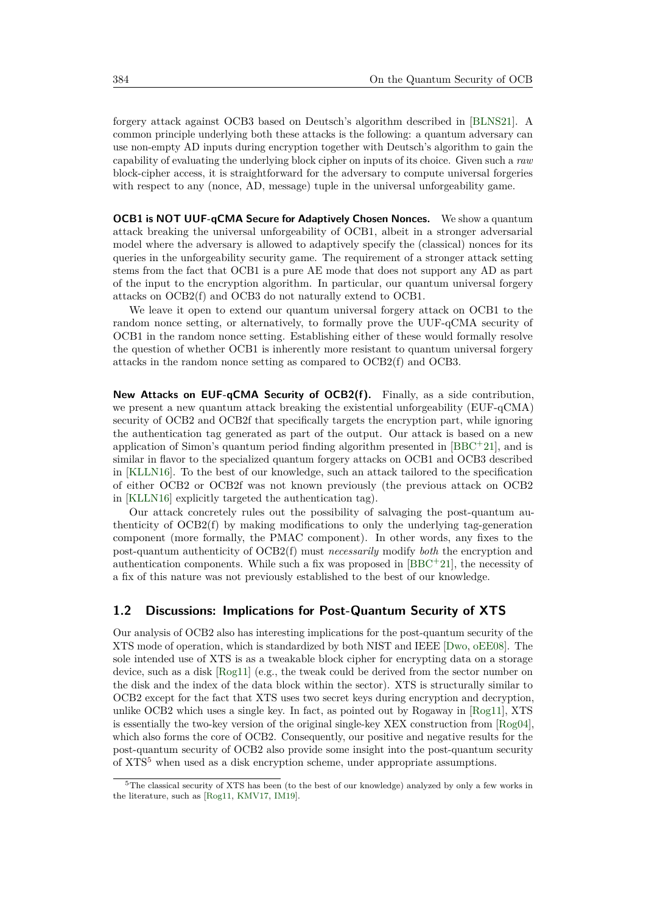forgery attack against OCB3 based on Deutsch's algorithm described in [BLNS21]. A common principle underlying both these attacks is the following: a quantum adversary can use non-empty AD inputs during encryption together with Deutsch's algorithm to gain the capability of evaluating the underlying block cipher on inputs of its choice. Given such a *raw* block-cipher access, it is straightforward for the adversary to compute universal forgeries with respect to any (nonce, AD, message) tuple in the universal unforgeability game.

**OCB1 is NOT UUF-qCMA Secure for Adaptively Chosen Nonces.** We show a quantum attack breaking the universal unforgeability of OCB1, albeit in a stronger adversarial model where the adversary is allowed to adaptively specify the (classical) nonces for its queries in the unforgeability security game. The requirement of a stronger attack setting stems from the fact that OCB1 is a pure AE mode that does not support any AD as part of the input to the encryption algorithm. In particular, our quantum universal forgery attacks on OCB2(f) and OCB3 do not naturally extend to OCB1.

We leave it open to extend our quantum universal forgery attack on OCB1 to the random nonce setting, or alternatively, to formally prove the UUF-qCMA security of OCB1 in the random nonce setting. Establishing either of these would formally resolve the question of whether OCB1 is inherently more resistant to quantum universal forgery attacks in the random nonce setting as compared to OCB2(f) and OCB3.

**New Attacks on EUF-qCMA Security of OCB2(f).** Finally, as a side contribution, we present a new quantum attack breaking the existential unforgeability (EUF-qCMA) security of OCB2 and OCB2f that specifically targets the encryption part, while ignoring the authentication tag generated as part of the output. Our attack is based on a new application of Simon's quantum period finding algorithm presented in [BBC+21], and is similar in flavor to the specialized quantum forgery attacks on OCB1 and OCB3 described in [KLLN16]. To the best of our knowledge, such an attack tailored to the specification of either OCB2 or OCB2f was not known previously (the previous attack on OCB2 in [KLLN16] explicitly targeted the authentication tag).

Our attack concretely rules out the possibility of salvaging the post-quantum authenticity of OCB2(f) by making modifications to only the underlying tag-generation component (more formally, the PMAC component). In other words, any fixes to the post-quantum authenticity of OCB2(f) must *necessarily* modify *both* the encryption and authentication components. While such a fix was proposed in [BBC+21], the necessity of a fix of this nature was not previously established to the best of our knowledge.

## 1.2 Discussions: Implications for Post-Quantum Security of XTS

Our analysis of OCB2 also has interesting implications for the post-quantum security of the XTS mode of operation, which is standardized by both NIST and IEEE [Dwo, oEE08]. The sole intended use of XTS is as a tweakable block cipher for encrypting data on a storage device, such as a disk [Rog11] (e.g., the tweak could be derived from the sector number on the disk and the index of the data block within the sector). XTS is structurally similar to OCB2 except for the fact that XTS uses two secret keys during encryption and decryption, unlike OCB2 which uses a single key. In fact, as pointed out by Rogaway in [Rog11], XTS is essentially the two-key version of the original single-key XEX construction from [Rog04], which also forms the core of OCB2. Consequently, our positive and negative results for the post-quantum security of OCB2 also provide some insight into the post-quantum security of XTS[5] when used as a disk encryption scheme, under appropriate assumptions.

[5]The classical security of XTS has been (to the best of our knowledge) analyzed by only a few works in the literature, such as [Rog11, KMV17, IM19].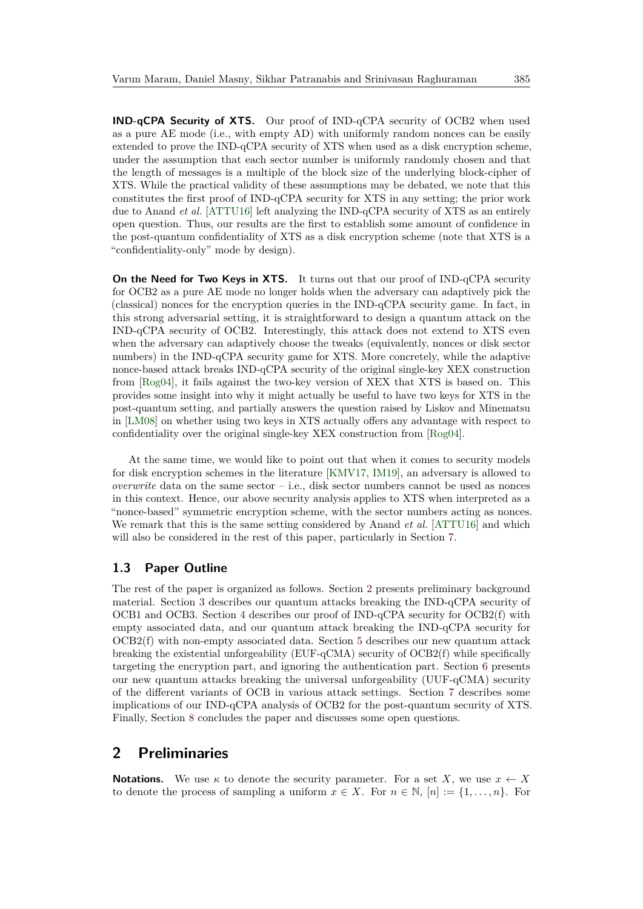**IND-qCPA Security of XTS.** Our proof of IND-qCPA security of OCB2 when used as a pure AE mode (i.e., with empty AD) with uniformly random nonces can be easily extended to prove the IND-qCPA security of XTS when used as a disk encryption scheme, under the assumption that each sector number is uniformly randomly chosen and that the length of messages is a multiple of the block size of the underlying block-cipher of XTS. While the practical validity of these assumptions may be debated, we note that this constitutes the first proof of IND-qCPA security for XTS in any setting; the prior work due to Anand *et al.* [ATTU16] left analyzing the IND-qCPA security of XTS as an entirely open question. Thus, our results are the first to establish some amount of confidence in the post-quantum confidentiality of XTS as a disk encryption scheme (note that XTS is a "confidentiality-only" mode by design).

**On the Need for Two Keys in XTS.** It turns out that our proof of IND-qCPA security for OCB2 as a pure AE mode no longer holds when the adversary can adaptively pick the (classical) nonces for the encryption queries in the IND-qCPA security game. In fact, in this strong adversarial setting, it is straightforward to design a quantum attack on the IND-qCPA security of OCB2. Interestingly, this attack does not extend to XTS even when the adversary can adaptively choose the tweaks (equivalently, nonces or disk sector numbers) in the IND-qCPA security game for XTS. More concretely, while the adaptive nonce-based attack breaks IND-qCPA security of the original single-key XEX construction from [Rog04], it fails against the two-key version of XEX that XTS is based on. This provides some insight into why it might actually be useful to have two keys for XTS in the post-quantum setting, and partially answers the question raised by Liskov and Minematsu in [LM08] on whether using two keys in XTS actually offers any advantage with respect to confidentiality over the original single-key XEX construction from [Rog04].

At the same time, we would like to point out that when it comes to security models for disk encryption schemes in the literature [KMV17, IM19], an adversary is allowed to *overwrite* data on the same sector – i.e., disk sector numbers cannot be used as nonces in this context. Hence, our above security analysis applies to XTS when interpreted as a "nonce-based" symmetric encryption scheme, with the sector numbers acting as nonces. We remark that this is the same setting considered by Anand *et al.* [ATTU16] and which will also be considered in the rest of this paper, particularly in Section 7.

### 1.3 Paper Outline

The rest of the paper is organized as follows. Section 2 presents preliminary background material. Section 3 describes our quantum attacks breaking the IND-qCPA security of OCB1 and OCB3. Section 4 describes our proof of IND-qCPA security for OCB2(f) with empty associated data, and our quantum attack breaking the IND-qCPA security for OCB2(f) with non-empty associated data. Section 5 describes our new quantum attack breaking the existential unforgeability (EUF-qCMA) security of OCB2(f) while specifically targeting the encryption part, and ignoring the authentication part. Section 6 presents our new quantum attacks breaking the universal unforgeability (UUF-qCMA) security of the different variants of OCB in various attack settings. Section 7 describes some implications of our IND-qCPA analysis of OCB2 for the post-quantum security of XTS. Finally, Section 8 concludes the paper and discusses some open questions.

## 2 Preliminaries

**Notations.** We use $\kappa$ to denote the security parameter. For a set $X$, we use $x \leftarrow X$ to denote the process of sampling a uniform $x \in X$. For $n \in \mathbb{N}$, $[n] := \{1, \ldots, n\}$. For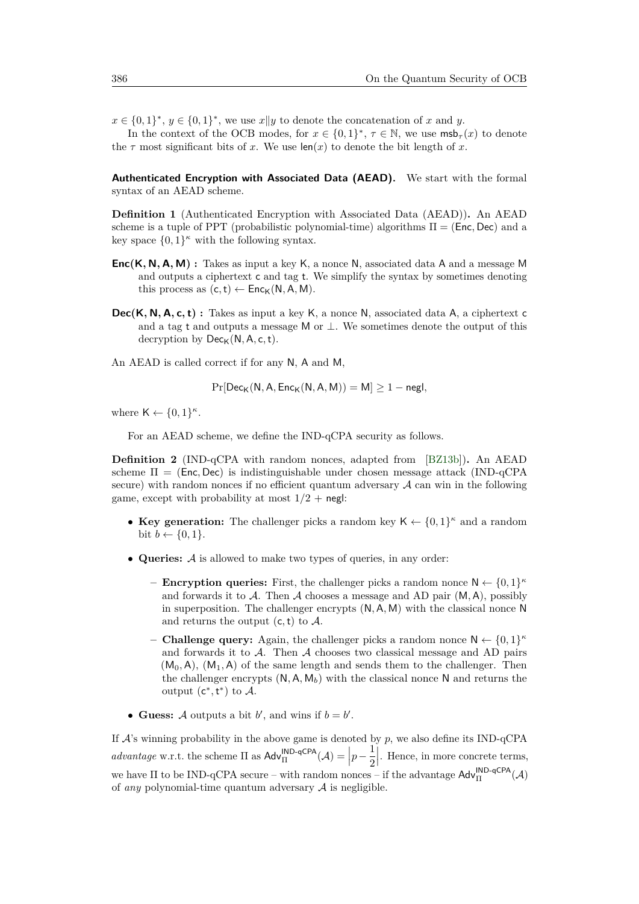$x \in \{0,1\}^*$, $y \in \{0,1\}^*$, we use $x\|y$ to denote the concatenation of $x$ and $y$.

In the context of the OCB modes, for $x \in \{0,1\}^*$, $\tau \in \mathbb{N}$, we use $\mathsf{msb}_\tau(x)$ to denote the $\tau$ most significant bits of $x$. We use $\mathsf{len}(x)$ to denote the bit length of $x$.

**Authenticated Encryption with Associated Data (AEAD).** We start with the formal syntax of an AEAD scheme.

**Definition 1** (Authenticated Encryption with Associated Data (AEAD))**.** An AEAD scheme is a tuple of PPT (probabilistic polynomial-time) algorithms $\Pi = (\mathsf{Enc}, \mathsf{Dec})$ and a key space $\{0,1\}^\kappa$ with the following syntax.

**$\mathsf{Enc}(\mathsf{K}, \mathsf{N}, \mathsf{A}, \mathsf{M})$ :** Takes as input a key $\mathsf{K}$, a nonce $\mathsf{N}$, associated data $\mathsf{A}$ and a message $\mathsf{M}$ and outputs a ciphertext $\mathsf{c}$ and tag $\mathsf{t}$. We simplify the syntax by sometimes denoting this process as $(\mathsf{c}, \mathsf{t}) \leftarrow \mathsf{Enc}_\mathsf{K}(\mathsf{N}, \mathsf{A}, \mathsf{M})$.

**$\mathsf{Dec}(\mathsf{K}, \mathsf{N}, \mathsf{A}, \mathsf{c}, \mathsf{t})$ :** Takes as input a key $\mathsf{K}$, a nonce $\mathsf{N}$, associated data $\mathsf{A}$, a ciphertext $\mathsf{c}$ and a tag $\mathsf{t}$ and outputs a message $\mathsf{M}$ or $\perp$. We sometimes denote the output of this decryption by $\mathsf{Dec}_\mathsf{K}(\mathsf{N}, \mathsf{A}, \mathsf{c}, \mathsf{t})$.

An AEAD is called correct if for any $\mathsf{N}$, $\mathsf{A}$ and $\mathsf{M}$,

$$\Pr[\mathsf{Dec}_\mathsf{K}(\mathsf{N}, \mathsf{A}, \mathsf{Enc}_\mathsf{K}(\mathsf{N}, \mathsf{A}, \mathsf{M})) = \mathsf{M}] \geq 1 - \mathsf{negl},$$

where $\mathsf{K} \leftarrow \{0,1\}^\kappa$.

For an AEAD scheme, we define the IND-qCPA security as follows.

**Definition 2** (IND-qCPA with random nonces, adapted from [BZ13b])**.** An AEAD scheme $\Pi = (\mathsf{Enc}, \mathsf{Dec})$ is indistinguishable under chosen message attack (IND-qCPA secure) with random nonces if no efficient quantum adversary $\mathcal{A}$ can win in the following game, except with probability at most $1/2 + \mathsf{negl}$:

- **Key generation:** The challenger picks a random key $\mathsf{K} \leftarrow \{0,1\}^\kappa$ and a random bit $b \leftarrow \{0,1\}$.
- **Queries:** $\mathcal{A}$ is allowed to make two types of queries, in any order:
  - **Encryption queries:** First, the challenger picks a random nonce $\mathsf{N} \leftarrow \{0,1\}^\kappa$ and forwards it to $\mathcal{A}$. Then $\mathcal{A}$ chooses a message and AD pair $(\mathsf{M}, \mathsf{A})$, possibly in superposition. The challenger encrypts $(\mathsf{N}, \mathsf{A}, \mathsf{M})$ with the classical nonce $\mathsf{N}$ and returns the output $(\mathsf{c}, \mathsf{t})$ to $\mathcal{A}$.
  - **Challenge query:** Again, the challenger picks a random nonce $\mathsf{N} \leftarrow \{0,1\}^\kappa$ and forwards it to $\mathcal{A}$. Then $\mathcal{A}$ chooses two classical message and AD pairs $(\mathsf{M}_0, \mathsf{A})$, $(\mathsf{M}_1, \mathsf{A})$ of the same length and sends them to the challenger. Then the challenger encrypts $(\mathsf{N}, \mathsf{A}, \mathsf{M}_b)$ with the classical nonce $\mathsf{N}$ and returns the output $(\mathsf{c}^*, \mathsf{t}^*)$ to $\mathcal{A}$.
- **Guess:** $\mathcal{A}$ outputs a bit $b'$, and wins if $b = b'$.

If $\mathcal{A}$'s winning probability in the above game is denoted by $p$, we also define its IND-qCPA *advantage* w.r.t. the scheme $\Pi$ as $\mathsf{Adv}_\Pi^{\mathsf{IND\text{-}qCPA}}(\mathcal{A}) = \left|p - \frac{1}{2}\right|$. Hence, in more concrete terms, we have $\Pi$ to be IND-qCPA secure – with random nonces – if the advantage $\mathsf{Adv}_\Pi^{\mathsf{IND\text{-}qCPA}}(\mathcal{A})$ of *any* polynomial-time quantum adversary $\mathcal{A}$ is negligible.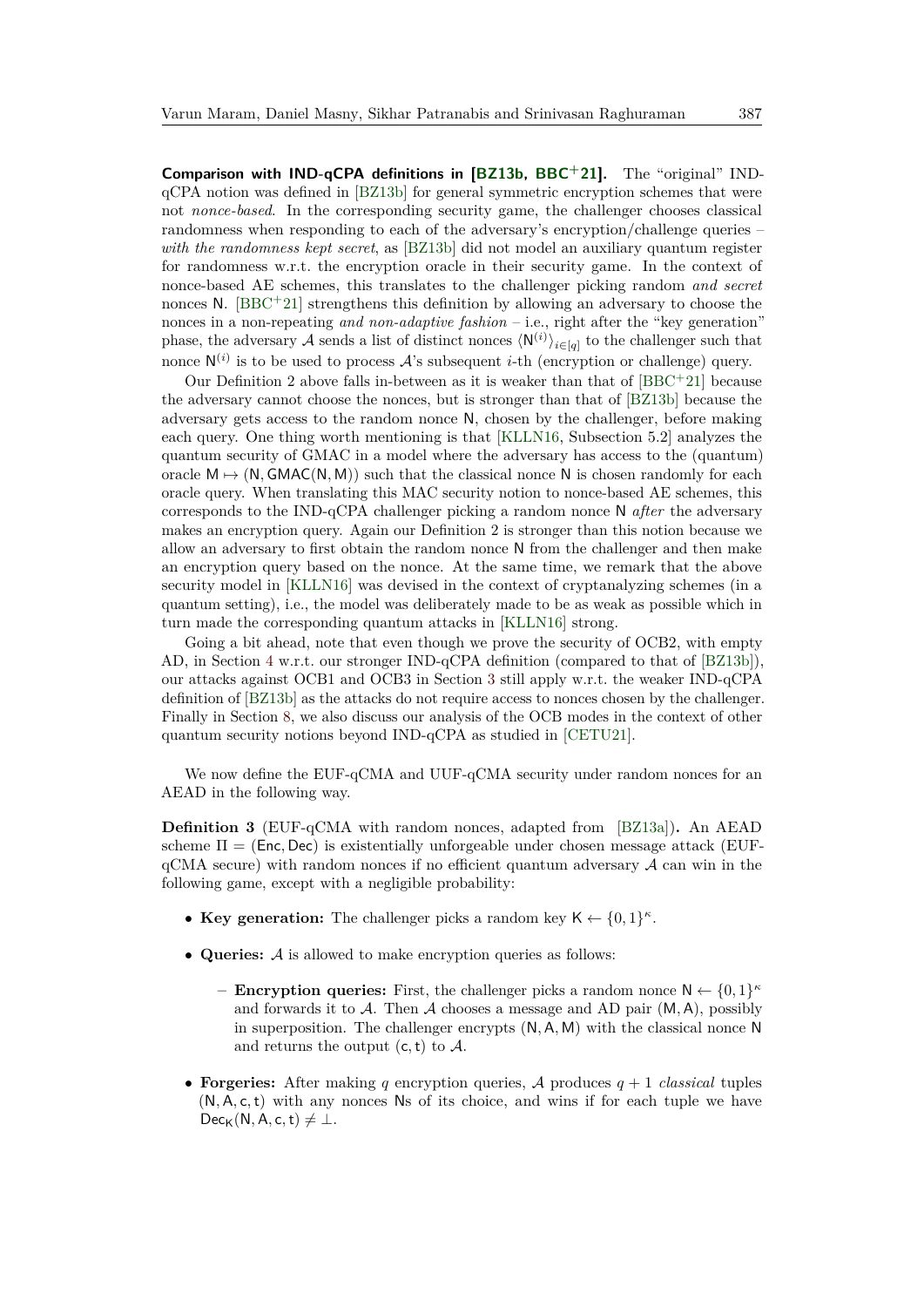**Comparison with IND-qCPA definitions in [BZ13b, BBC$^{+}$21].** The "original" IND-qCPA notion was defined in [BZ13b] for general symmetric encryption schemes that were not *nonce-based*. In the corresponding security game, the challenger chooses classical randomness when responding to each of the adversary's encryption/challenge queries – *with the randomness kept secret*, as [BZ13b] did not model an auxiliary quantum register for randomness w.r.t. the encryption oracle in their security game. In the context of nonce-based AE schemes, this translates to the challenger picking random *and secret* nonces $\mathsf{N}$. [BBC$^{+}$21] strengthens this definition by allowing an adversary to choose the nonces in a non-repeating *and non-adaptive fashion* – i.e., right after the "key generation" phase, the adversary $\mathcal{A}$ sends a list of distinct nonces $\langle \mathsf{N}^{(i)} \rangle_{i \in [q]}$ to the challenger such that nonce $\mathsf{N}^{(i)}$ is to be used to process $\mathcal{A}$'s subsequent $i$-th (encryption or challenge) query.

Our Definition 2 above falls in-between as it is weaker than that of [BBC$^{+}$21] because the adversary cannot choose the nonces, but is stronger than that of [BZ13b] because the adversary gets access to the random nonce $\mathsf{N}$, chosen by the challenger, before making each query. One thing worth mentioning is that [KLLN16, Subsection 5.2] analyzes the quantum security of GMAC in a model where the adversary has access to the (quantum) oracle $\mathsf{M} \mapsto (\mathsf{N}, \mathsf{GMAC}(\mathsf{N}, \mathsf{M}))$ such that the classical nonce $\mathsf{N}$ is chosen randomly for each oracle query. When translating this MAC security notion to nonce-based AE schemes, this corresponds to the IND-qCPA challenger picking a random nonce $\mathsf{N}$ *after* the adversary makes an encryption query. Again our Definition 2 is stronger than this notion because we allow an adversary to first obtain the random nonce $\mathsf{N}$ from the challenger and then make an encryption query based on the nonce. At the same time, we remark that the above security model in [KLLN16] was devised in the context of cryptanalyzing schemes (in a quantum setting), i.e., the model was deliberately made to be as weak as possible which in turn made the corresponding quantum attacks in [KLLN16] strong.

Going a bit ahead, note that even though we prove the security of OCB2, with empty AD, in Section 4 w.r.t. our stronger IND-qCPA definition (compared to that of [BZ13b]), our attacks against OCB1 and OCB3 in Section 3 still apply w.r.t. the weaker IND-qCPA definition of [BZ13b] as the attacks do not require access to nonces chosen by the challenger. Finally in Section 8, we also discuss our analysis of the OCB modes in the context of other quantum security notions beyond IND-qCPA as studied in [CETU21].

We now define the EUF-qCMA and UUF-qCMA security under random nonces for an AEAD in the following way.

**Definition 3** (EUF-qCMA with random nonces, adapted from [BZ13a])**.** An AEAD scheme $\Pi = (\mathsf{Enc}, \mathsf{Dec})$ is existentially unforgeable under chosen message attack (EUF-qCMA secure) with random nonces if no efficient quantum adversary $\mathcal{A}$ can win in the following game, except with a negligible probability:

- **Key generation:** The challenger picks a random key $\mathsf{K} \leftarrow \{0,1\}^{\kappa}$.
- **Queries:** $\mathcal{A}$ is allowed to make encryption queries as follows:
  - **Encryption queries:** First, the challenger picks a random nonce $\mathsf{N} \leftarrow \{0,1\}^{\kappa}$ and forwards it to $\mathcal{A}$. Then $\mathcal{A}$ chooses a message and AD pair $(\mathsf{M}, \mathsf{A})$, possibly in superposition. The challenger encrypts $(\mathsf{N}, \mathsf{A}, \mathsf{M})$ with the classical nonce $\mathsf{N}$ and returns the output $(\mathsf{c}, \mathsf{t})$ to $\mathcal{A}$.
- **Forgeries:** After making $q$ encryption queries, $\mathcal{A}$ produces $q+1$ *classical* tuples $(\mathsf{N}, \mathsf{A}, \mathsf{c}, \mathsf{t})$ with any nonces $\mathsf{N}$s of its choice, and wins if for each tuple we have $\mathsf{Dec}_{\mathsf{K}}(\mathsf{N}, \mathsf{A}, \mathsf{c}, \mathsf{t}) \neq \perp$.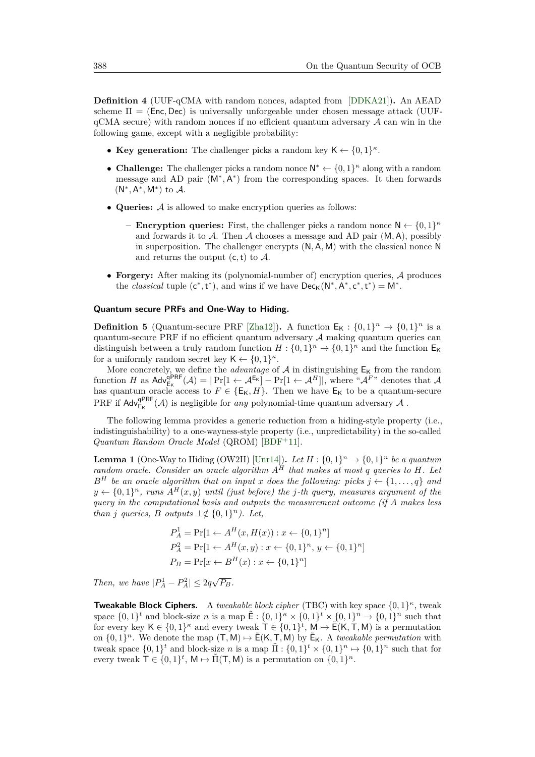**Definition 4** (UUF-qCMA with random nonces, adapted from [DDKA21])**.** An AEAD scheme $\Pi = (\mathsf{Enc}, \mathsf{Dec})$ is universally unforgeable under chosen message attack (UUF-qCMA secure) with random nonces if no efficient quantum adversary $\mathcal{A}$ can win in the following game, except with a negligible probability:

- **Key generation:** The challenger picks a random key $\mathsf{K} \leftarrow \{0,1\}^\kappa$.
- **Challenge:** The challenger picks a random nonce $\mathsf{N}^* \leftarrow \{0,1\}^\kappa$ along with a random message and AD pair $(\mathsf{M}^*, \mathsf{A}^*)$ from the corresponding spaces. It then forwards $(\mathsf{N}^*, \mathsf{A}^*, \mathsf{M}^*)$ to $\mathcal{A}$.
- **Queries:** $\mathcal{A}$ is allowed to make encryption queries as follows:
  - **Encryption queries:** First, the challenger picks a random nonce $\mathsf{N} \leftarrow \{0,1\}^\kappa$ and forwards it to $\mathcal{A}$. Then $\mathcal{A}$ chooses a message and AD pair $(\mathsf{M}, \mathsf{A})$, possibly in superposition. The challenger encrypts $(\mathsf{N}, \mathsf{A}, \mathsf{M})$ with the classical nonce $\mathsf{N}$ and returns the output $(\mathsf{c}, \mathsf{t})$ to $\mathcal{A}$.
- **Forgery:** After making its (polynomial-number of) encryption queries, $\mathcal{A}$ produces the *classical* tuple $(\mathsf{c}^*, \mathsf{t}^*)$, and wins if we have $\mathsf{Dec}_\mathsf{K}(\mathsf{N}^*, \mathsf{A}^*, \mathsf{c}^*, \mathsf{t}^*) = \mathsf{M}^*$.

**Quantum secure PRFs and One-Way to Hiding.**

**Definition 5** (Quantum-secure PRF [Zha12])**.** A function $\mathsf{E}_\mathsf{K} : \{0,1\}^n \to \{0,1\}^n$ is a quantum-secure PRF if no efficient quantum adversary $\mathcal{A}$ making quantum queries can distinguish between a truly random function $H : \{0,1\}^n \to \{0,1\}^n$ and the function $\mathsf{E}_\mathsf{K}$ for a uniformly random secret key $\mathsf{K} \leftarrow \{0,1\}^\kappa$.

More concretely, we define the *advantage* of $\mathcal{A}$ in distinguishing $\mathsf{E}_\mathsf{K}$ from the random function $H$ as $\mathsf{Adv}^{\mathsf{qPRF}}_{\mathsf{E}_\mathsf{K}}(\mathcal{A}) = |\Pr[1 \leftarrow \mathcal{A}^{\mathsf{E}_\mathsf{K}}] - \Pr[1 \leftarrow \mathcal{A}^H]|$, where "$\mathcal{A}^F$" denotes that $\mathcal{A}$ has quantum oracle access to $F \in \{\mathsf{E}_\mathsf{K}, H\}$. Then we have $\mathsf{E}_\mathsf{K}$ to be a quantum-secure PRF if $\mathsf{Adv}^{\mathsf{qPRF}}_{\mathsf{E}_\mathsf{K}}(\mathcal{A})$ is negligible for *any* polynomial-time quantum adversary $\mathcal{A}$ .

The following lemma provides a generic reduction from a hiding-style property (i.e., indistinguishability) to a one-wayness-style property (i.e., unpredictability) in the so-called *Quantum Random Oracle Model* (QROM) [BDF+11].

**Lemma 1** (One-Way to Hiding (OW2H) [Unr14])**.** *Let $H : \{0,1\}^n \to \{0,1\}^n$ be a quantum random oracle. Consider an oracle algorithm $A^H$ that makes at most $q$ queries to $H$. Let $B^H$ be an oracle algorithm that on input $x$ does the following: picks $j \leftarrow \{1,\dots,q\}$ and $y \leftarrow \{0,1\}^n$, runs $A^H(x,y)$ until (just before) the $j$-th query, measures argument of the query in the computational basis and outputs the measurement outcome (if $A$ makes less than $j$ queries, $B$ outputs $\perp \notin \{0,1\}^n$). Let,*

$$P_A^1 = \Pr[1 \leftarrow A^H(x, H(x)) : x \leftarrow \{0,1\}^n]$$
$$P_A^2 = \Pr[1 \leftarrow A^H(x, y) : x \leftarrow \{0,1\}^n,\, y \leftarrow \{0,1\}^n]$$
$$P_B = \Pr[x \leftarrow B^H(x) : x \leftarrow \{0,1\}^n]$$

*Then, we have $|P_A^1 - P_A^2| \le 2q\sqrt{P_B}$.*

**Tweakable Block Ciphers.** A *tweakable block cipher* (TBC) with key space $\{0,1\}^\kappa$, tweak space $\{0,1\}^t$ and block-size $n$ is a map $\tilde{\mathsf{E}} : \{0,1\}^\kappa \times \{0,1\}^t \times \{0,1\}^n \to \{0,1\}^n$ such that for every key $\mathsf{K} \in \{0,1\}^\kappa$ and every tweak $\mathsf{T} \in \{0,1\}^t$, $\mathsf{M} \mapsto \tilde{\mathsf{E}}(\mathsf{K}, \mathsf{T}, \mathsf{M})$ is a permutation on $\{0,1\}^n$. We denote the map $(\mathsf{T}, \mathsf{M}) \mapsto \tilde{\mathsf{E}}(\mathsf{K}, \mathsf{T}, \mathsf{M})$ by $\tilde{\mathsf{E}}_\mathsf{K}$. A *tweakable permutation* with tweak space $\{0,1\}^t$ and block-size $n$ is a map $\tilde{\Pi} : \{0,1\}^t \times \{0,1\}^n \mapsto \{0,1\}^n$ such that for every tweak $\mathsf{T} \in \{0,1\}^t$, $\mathsf{M} \mapsto \tilde{\Pi}(\mathsf{T}, \mathsf{M})$ is a permutation on $\{0,1\}^n$.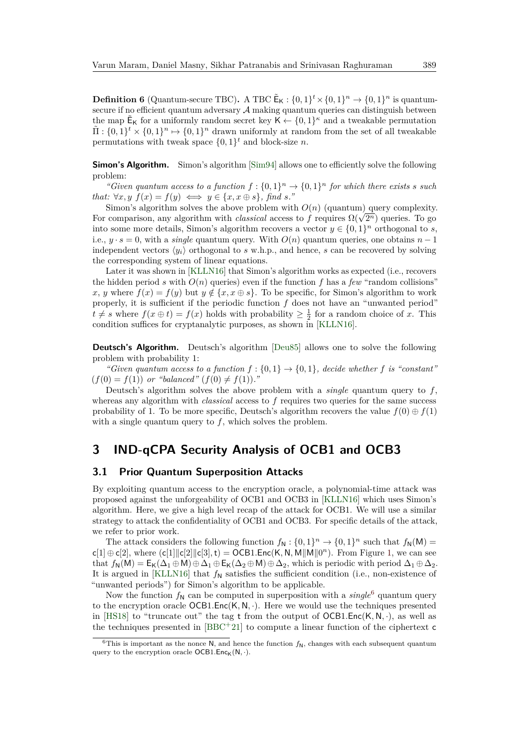**Definition 6** (Quantum-secure TBC)**.** A TBC $\tilde{\mathsf{E}}_{\mathsf{K}} : \{0,1\}^t \times \{0,1\}^n \to \{0,1\}^n$ is quantum-secure if no efficient quantum adversary $\mathcal{A}$ making quantum queries can distinguish between the map $\tilde{\mathsf{E}}_{\mathsf{K}}$ for a uniformly random secret key $\mathsf{K} \leftarrow \{0,1\}^\kappa$ and a tweakable permutation $\tilde{\Pi} : \{0,1\}^t \times \{0,1\}^n \mapsto \{0,1\}^n$ drawn uniformly at random from the set of all tweakable permutations with tweak space $\{0,1\}^t$ and block-size $n$.

**Simon's Algorithm.** Simon's algorithm [Sim94] allows one to efficiently solve the following problem:

*"Given quantum access to a function $f : \{0,1\}^n \to \{0,1\}^n$ for which there exists $s$ such that: $\forall x, y \; f(x) = f(y) \iff y \in \{x, x \oplus s\}$, find $s$."*

Simon's algorithm solves the above problem with $O(n)$ (quantum) query complexity. For comparison, any algorithm with *classical* access to $f$ requires $\Omega(\sqrt{2^n})$ queries. To go into some more details, Simon's algorithm recovers a vector $y \in \{0,1\}^n$ orthogonal to $s$, i.e., $y \cdot s = 0$, with a *single* quantum query. With $O(n)$ quantum queries, one obtains $n-1$ independent vectors $\langle y_i \rangle$ orthogonal to $s$ w.h.p., and hence, $s$ can be recovered by solving the corresponding system of linear equations.

Later it was shown in [KLLN16] that Simon's algorithm works as expected (i.e., recovers the hidden period $s$ with $O(n)$ queries) even if the function $f$ has a *few* "random collisions" $x$, $y$ where $f(x) = f(y)$ but $y \notin \{x, x \oplus s\}$. To be specific, for Simon's algorithm to work properly, it is sufficient if the periodic function $f$ does not have an "unwanted period" $t \neq s$ where $f(x \oplus t) = f(x)$ holds with probability $\geq \frac{1}{2}$ for a random choice of $x$. This condition suffices for cryptanalytic purposes, as shown in [KLLN16].

**Deutsch's Algorithm.** Deutsch's algorithm [Deu85] allows one to solve the following problem with probability 1:

*"Given quantum access to a function $f : \{0,1\} \to \{0,1\}$, decide whether $f$ is "constant" ($f(0) = f(1)$) or "balanced" ($f(0) \neq f(1)$)."*

Deutsch's algorithm solves the above problem with a *single* quantum query to $f$, whereas any algorithm with *classical* access to $f$ requires two queries for the same success probability of 1. To be more specific, Deutsch's algorithm recovers the value $f(0) \oplus f(1)$ with a single quantum query to $f$, which solves the problem.

# 3 IND-qCPA Security Analysis of OCB1 and OCB3

## 3.1 Prior Quantum Superposition Attacks

By exploiting quantum access to the encryption oracle, a polynomial-time attack was proposed against the unforgeability of OCB1 and OCB3 in [KLLN16] which uses Simon's algorithm. Here, we give a high level recap of the attack for OCB1. We will use a similar strategy to attack the confidentiality of OCB1 and OCB3. For specific details of the attack, we refer to prior work.

The attack considers the following function $f_{\mathsf{N}} : \{0,1\}^n \to \{0,1\}^n$ such that $f_{\mathsf{N}}(\mathsf{M}) = \mathsf{c}[1] \oplus \mathsf{c}[2]$, where $(\mathsf{c}[1] \| \mathsf{c}[2] \| \mathsf{c}[3], \mathsf{t}) = \mathsf{OCB1.Enc}(\mathsf{K}, \mathsf{N}, \mathsf{M} \| \mathsf{M} \| 0^n)$. From Figure 1, we can see that $f_{\mathsf{N}}(\mathsf{M}) = \mathsf{E}_{\mathsf{K}}(\Delta_1 \oplus \mathsf{M}) \oplus \Delta_1 \oplus \mathsf{E}_{\mathsf{K}}(\Delta_2 \oplus \mathsf{M}) \oplus \Delta_2$, which is periodic with period $\Delta_1 \oplus \Delta_2$. It is argued in [KLLN16] that $f_{\mathsf{N}}$ satisfies the sufficient condition (i.e., non-existence of "unwanted periods") for Simon's algorithm to be applicable.

Now the function $f_{\mathsf{N}}$ can be computed in superposition with a *single*[6] quantum query to the encryption oracle $\mathsf{OCB1.Enc}(\mathsf{K}, \mathsf{N}, \cdot)$. Here we would use the techniques presented in [HS18] to "truncate out" the tag $\mathsf{t}$ from the output of $\mathsf{OCB1.Enc}(\mathsf{K}, \mathsf{N}, \cdot)$, as well as the techniques presented in [BBC+21] to compute a linear function of the ciphertext $\mathsf{c}$

[6] This is important as the nonce $\mathsf{N}$, and hence the function $f_{\mathsf{N}}$, changes with each subsequent quantum query to the encryption oracle $\mathsf{OCB1.Enc}_{\mathsf{K}}(\mathsf{N}, \cdot)$.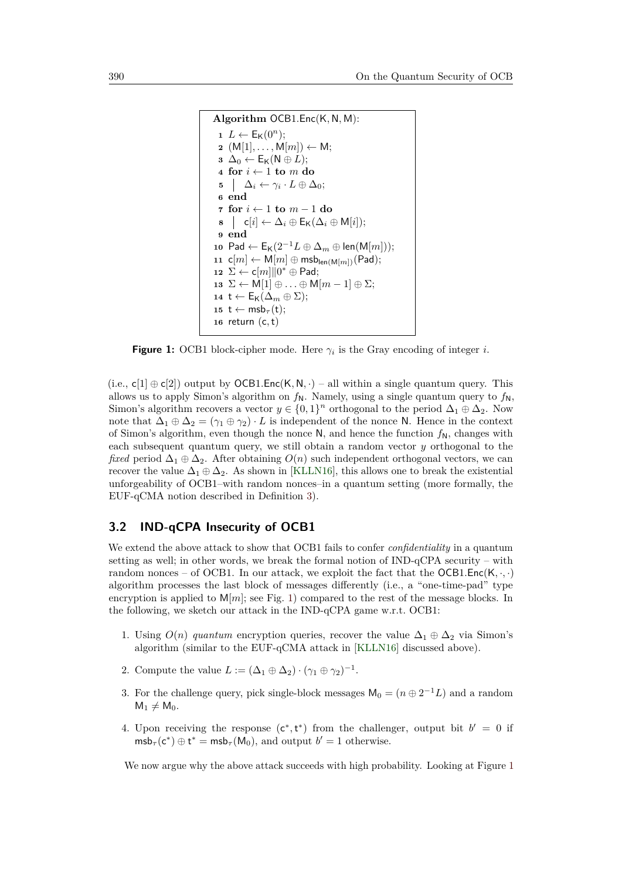```
Algorithm OCB1.Enc(K, N, M):
1  L ← E_K(0^n);
2  (M[1], . . . , M[m]) ← M;
3  Δ_0 ← E_K(N ⊕ L);
4  for i ← 1 to m do
5  |  Δ_i ← γ_i · L ⊕ Δ_0;
6  end
7  for i ← 1 to m − 1 do
8  |  c[i] ← Δ_i ⊕ E_K(Δ_i ⊕ M[i]);
9  end
10 Pad ← E_K(2^{-1}L ⊕ Δ_m ⊕ len(M[m]));
11 c[m] ← M[m] ⊕ msb_{len(M[m])}(Pad);
12 Σ ← c[m]||0^* ⊕ Pad;
13 Σ ← M[1] ⊕ . . . ⊕ M[m − 1] ⊕ Σ;
14 t ← E_K(Δ_m ⊕ Σ);
15 t ← msb_τ(t);
16 return (c, t)
```

**Figure 1:** OCB1 block-cipher mode. Here $\gamma_i$ is the Gray encoding of integer $i$.

(i.e., $\mathsf{c}[1] \oplus \mathsf{c}[2]$) output by $\mathsf{OCB1.Enc}(\mathsf{K}, \mathsf{N}, \cdot)$ – all within a single quantum query. This allows us to apply Simon's algorithm on $f_\mathsf{N}$. Namely, using a single quantum query to $f_\mathsf{N}$, Simon's algorithm recovers a vector $y \in \{0,1\}^n$ orthogonal to the period $\Delta_1 \oplus \Delta_2$. Now note that $\Delta_1 \oplus \Delta_2 = (\gamma_1 \oplus \gamma_2) \cdot L$ is independent of the nonce $\mathsf{N}$. Hence in the context of Simon's algorithm, even though the nonce $\mathsf{N}$, and hence the function $f_\mathsf{N}$, changes with each subsequent quantum query, we still obtain a random vector $y$ orthogonal to the *fixed* period $\Delta_1 \oplus \Delta_2$. After obtaining $O(n)$ such independent orthogonal vectors, we can recover the value $\Delta_1 \oplus \Delta_2$. As shown in [KLLN16], this allows one to break the existential unforgeability of OCB1–with random nonces–in a quantum setting (more formally, the EUF-qCMA notion described in Definition 3).

## 3.2 IND-qCPA Insecurity of OCB1

We extend the above attack to show that OCB1 fails to confer *confidentiality* in a quantum setting as well; in other words, we break the formal notion of IND-qCPA security – with random nonces – of OCB1. In our attack, we exploit the fact that the $\mathsf{OCB1.Enc}(\mathsf{K}, \cdot, \cdot)$ algorithm processes the last block of messages differently (i.e., a "one-time-pad" type encryption is applied to $\mathsf{M}[m]$; see Fig. 1) compared to the rest of the message blocks. In the following, we sketch our attack in the IND-qCPA game w.r.t. OCB1:

1. Using $O(n)$ *quantum* encryption queries, recover the value $\Delta_1 \oplus \Delta_2$ via Simon's algorithm (similar to the EUF-qCMA attack in [KLLN16] discussed above).
2. Compute the value $L := (\Delta_1 \oplus \Delta_2) \cdot (\gamma_1 \oplus \gamma_2)^{-1}$.
3. For the challenge query, pick single-block messages $\mathsf{M}_0 = (n \oplus 2^{-1}L)$ and a random $\mathsf{M}_1 \neq \mathsf{M}_0$.
4. Upon receiving the response $(\mathsf{c}^*, \mathsf{t}^*)$ from the challenger, output bit $b' = 0$ if $\mathsf{msb}_\tau(\mathsf{c}^*) \oplus \mathsf{t}^* = \mathsf{msb}_\tau(\mathsf{M}_0)$, and output $b' = 1$ otherwise.

We now argue why the above attack succeeds with high probability. Looking at Figure 1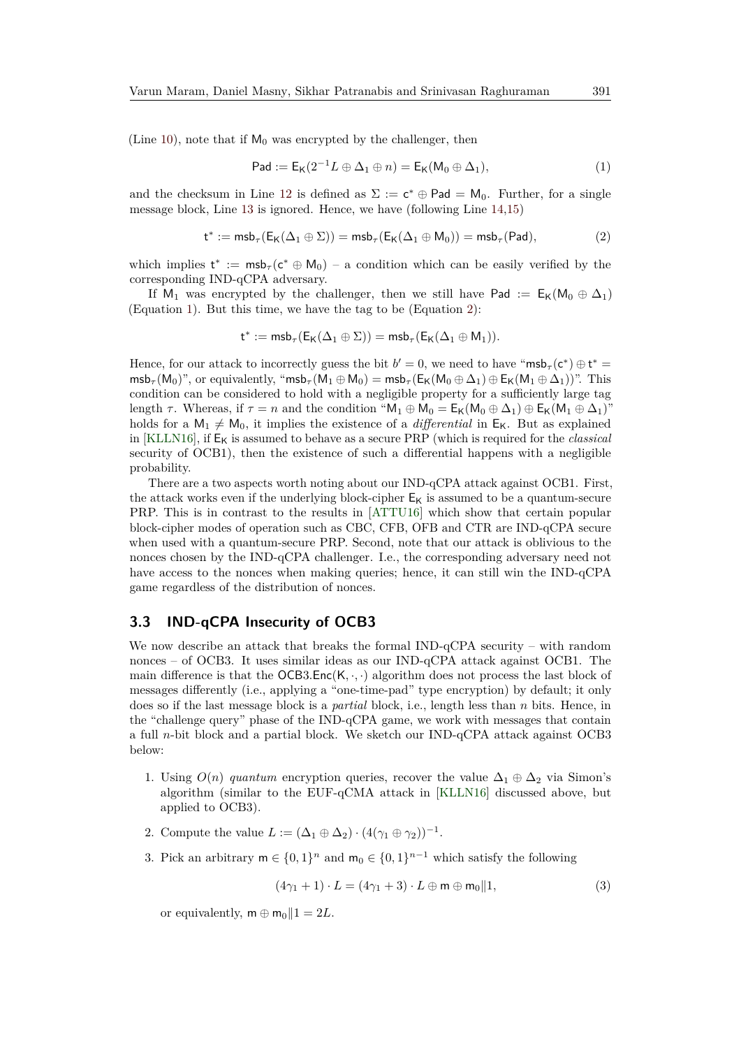(Line 10), note that if $\mathsf{M}_0$ was encrypted by the challenger, then

$$\mathsf{Pad} := \mathsf{E}_\mathsf{K}(2^{-1}L \oplus \Delta_1 \oplus n) = \mathsf{E}_\mathsf{K}(\mathsf{M}_0 \oplus \Delta_1), \tag{1}$$

and the checksum in Line 12 is defined as $\Sigma := \mathsf{c}^* \oplus \mathsf{Pad} = \mathsf{M}_0$. Further, for a single message block, Line 13 is ignored. Hence, we have (following Line 14,15)

$$\mathsf{t}^* := \mathsf{msb}_\tau(\mathsf{E}_\mathsf{K}(\Delta_1 \oplus \Sigma)) = \mathsf{msb}_\tau(\mathsf{E}_\mathsf{K}(\Delta_1 \oplus \mathsf{M}_0)) = \mathsf{msb}_\tau(\mathsf{Pad}), \tag{2}$$

which implies $\mathsf{t}^* := \mathsf{msb}_\tau(\mathsf{c}^* \oplus \mathsf{M}_0)$ – a condition which can be easily verified by the corresponding IND-qCPA adversary.

If $\mathsf{M}_1$ was encrypted by the challenger, then we still have $\mathsf{Pad} := \mathsf{E}_\mathsf{K}(\mathsf{M}_0 \oplus \Delta_1)$ (Equation 1). But this time, we have the tag to be (Equation 2):

$$\mathsf{t}^* := \mathsf{msb}_\tau(\mathsf{E}_\mathsf{K}(\Delta_1 \oplus \Sigma)) = \mathsf{msb}_\tau(\mathsf{E}_\mathsf{K}(\Delta_1 \oplus \mathsf{M}_1)).$$

Hence, for our attack to incorrectly guess the bit $b' = 0$, we need to have "$\mathsf{msb}_\tau(\mathsf{c}^*) \oplus \mathsf{t}^* = \mathsf{msb}_\tau(\mathsf{M}_0)$", or equivalently, "$\mathsf{msb}_\tau(\mathsf{M}_1 \oplus \mathsf{M}_0) = \mathsf{msb}_\tau(\mathsf{E}_\mathsf{K}(\mathsf{M}_0 \oplus \Delta_1) \oplus \mathsf{E}_\mathsf{K}(\mathsf{M}_1 \oplus \Delta_1))$". This condition can be considered to hold with a negligible property for a sufficiently large tag length $\tau$. Whereas, if $\tau = n$ and the condition "$\mathsf{M}_1 \oplus \mathsf{M}_0 = \mathsf{E}_\mathsf{K}(\mathsf{M}_0 \oplus \Delta_1) \oplus \mathsf{E}_\mathsf{K}(\mathsf{M}_1 \oplus \Delta_1)$" holds for a $\mathsf{M}_1 \neq \mathsf{M}_0$, it implies the existence of a *differential* in $\mathsf{E}_\mathsf{K}$. But as explained in [KLLN16], if $\mathsf{E}_\mathsf{K}$ is assumed to behave as a secure PRP (which is required for the *classical* security of OCB1), then the existence of such a differential happens with a negligible probability.

There are a two aspects worth noting about our IND-qCPA attack against OCB1. First, the attack works even if the underlying block-cipher $\mathsf{E}_\mathsf{K}$ is assumed to be a quantum-secure PRP. This is in contrast to the results in [ATTU16] which show that certain popular block-cipher modes of operation such as CBC, CFB, OFB and CTR are IND-qCPA secure when used with a quantum-secure PRP. Second, note that our attack is oblivious to the nonces chosen by the IND-qCPA challenger. I.e., the corresponding adversary need not have access to the nonces when making queries; hence, it can still win the IND-qCPA game regardless of the distribution of nonces.

### 3.3 IND-qCPA Insecurity of OCB3

We now describe an attack that breaks the formal IND-qCPA security – with random nonces – of OCB3. It uses similar ideas as our IND-qCPA attack against OCB1. The main difference is that the $\mathsf{OCB3.Enc}(\mathsf{K}, \cdot, \cdot)$ algorithm does not process the last block of messages differently (i.e., applying a "one-time-pad" type encryption) by default; it only does so if the last message block is a *partial* block, i.e., length less than $n$ bits. Hence, in the "challenge query" phase of the IND-qCPA game, we work with messages that contain a full $n$-bit block and a partial block. We sketch our IND-qCPA attack against OCB3 below:

1. Using $O(n)$ *quantum* encryption queries, recover the value $\Delta_1 \oplus \Delta_2$ via Simon's algorithm (similar to the EUF-qCMA attack in [KLLN16] discussed above, but applied to OCB3).

2. Compute the value $L := (\Delta_1 \oplus \Delta_2) \cdot (4(\gamma_1 \oplus \gamma_2))^{-1}$.

3. Pick an arbitrary $\mathsf{m} \in \{0,1\}^n$ and $\mathsf{m}_0 \in \{0,1\}^{n-1}$ which satisfy the following

$$(4\gamma_1 + 1) \cdot L = (4\gamma_1 + 3) \cdot L \oplus \mathsf{m} \oplus \mathsf{m}_0 \| 1, \tag{3}$$

or equivalently, $\mathsf{m} \oplus \mathsf{m}_0 \| 1 = 2L$.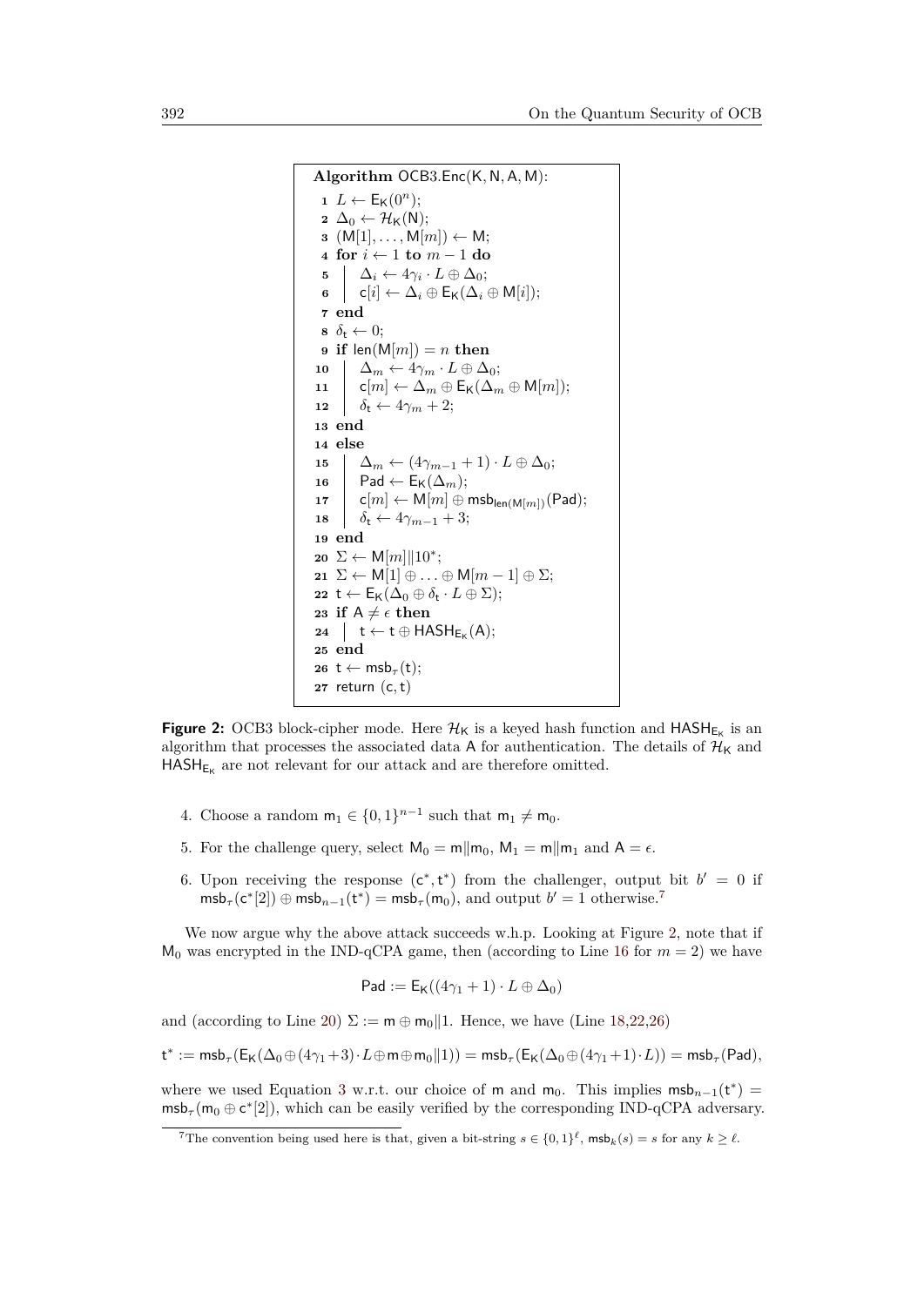```
Algorithm OCB3.Enc(K, N, A, M):
1  L ← E_K(0^n);
2  Δ_0 ← H_K(N);
3  (M[1], ..., M[m]) ← M;
4  for i ← 1 to m − 1 do
5  |  Δ_i ← 4γ_i · L ⊕ Δ_0;
6  |  c[i] ← Δ_i ⊕ E_K(Δ_i ⊕ M[i]);
7  end
8  δ_t ← 0;
9  if len(M[m]) = n then
10 |  Δ_m ← 4γ_m · L ⊕ Δ_0;
11 |  c[m] ← Δ_m ⊕ E_K(Δ_m ⊕ M[m]);
12 |  δ_t ← 4γ_m + 2;
13 end
14 else
15 |  Δ_m ← (4γ_{m−1} + 1) · L ⊕ Δ_0;
16 |  Pad ← E_K(Δ_m);
17 |  c[m] ← M[m] ⊕ msb_{len(M[m])}(Pad);
18 |  δ_t ← 4γ_{m−1} + 3;
19 end
20 Σ ← M[m]||10*;
21 Σ ← M[1] ⊕ ... ⊕ M[m − 1] ⊕ Σ;
22 t ← E_K(Δ_0 ⊕ δ_t · L ⊕ Σ);
23 if A ≠ ϵ then
24 |  t ← t ⊕ HASH_{E_K}(A);
25 end
26 t ← msb_τ(t);
27 return (c, t)
```

**Figure 2:** OCB3 block-cipher mode. Here $\mathcal{H}_{\mathsf{K}}$ is a keyed hash function and $\mathsf{HASH}_{\mathsf{E}_{\mathsf{K}}}$ is an algorithm that processes the associated data A for authentication. The details of $\mathcal{H}_{\mathsf{K}}$ and $\mathsf{HASH}_{\mathsf{E}_{\mathsf{K}}}$ are not relevant for our attack and are therefore omitted.

4. Choose a random $\mathsf{m}_1 \in \{0,1\}^{n-1}$ such that $\mathsf{m}_1 \neq \mathsf{m}_0$.
5. For the challenge query, select $\mathsf{M}_0 = \mathsf{m}\|\mathsf{m}_0$, $\mathsf{M}_1 = \mathsf{m}\|\mathsf{m}_1$ and $\mathsf{A} = \epsilon$.
6. Upon receiving the response $(\mathsf{c}^*, \mathsf{t}^*)$ from the challenger, output bit $b' = 0$ if $\mathsf{msb}_\tau(\mathsf{c}^*[2]) \oplus \mathsf{msb}_{n-1}(\mathsf{t}^*) = \mathsf{msb}_\tau(\mathsf{m}_0)$, and output $b' = 1$ otherwise.[7]

We now argue why the above attack succeeds w.h.p. Looking at Figure 2, note that if $\mathsf{M}_0$ was encrypted in the IND-qCPA game, then (according to Line 16 for $m = 2$) we have

$$\mathsf{Pad} := \mathsf{E}_{\mathsf{K}}((4\gamma_1 + 1) \cdot L \oplus \Delta_0)$$

and (according to Line 20) $\Sigma := \mathsf{m} \oplus \mathsf{m}_0\|1$. Hence, we have (Line 18,22,26)

$$\mathsf{t}^* := \mathsf{msb}_\tau(\mathsf{E}_{\mathsf{K}}(\Delta_0 \oplus (4\gamma_1 + 3) \cdot L \oplus \mathsf{m} \oplus \mathsf{m}_0\|1)) = \mathsf{msb}_\tau(\mathsf{E}_{\mathsf{K}}(\Delta_0 \oplus (4\gamma_1 + 1) \cdot L)) = \mathsf{msb}_\tau(\mathsf{Pad}),$$

where we used Equation 3 w.r.t. our choice of $\mathsf{m}$ and $\mathsf{m}_0$. This implies $\mathsf{msb}_{n-1}(\mathsf{t}^*) = \mathsf{msb}_\tau(\mathsf{m}_0 \oplus \mathsf{c}^*[2])$, which can be easily verified by the corresponding IND-qCPA adversary.

[7] The convention being used here is that, given a bit-string $s \in \{0,1\}^\ell$, $\mathsf{msb}_k(s) = s$ for any $k \geq \ell$.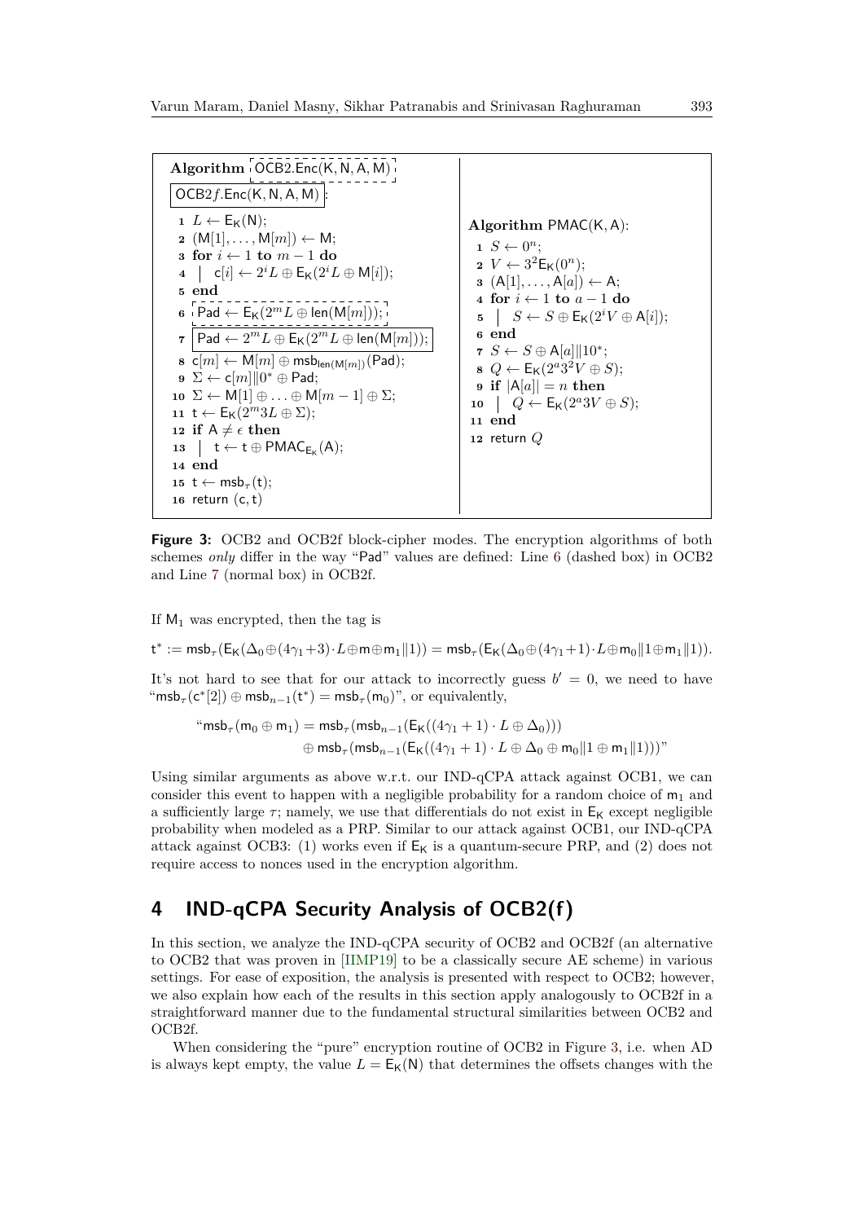```
Algorithm OCB2.Enc(K, N, A, M) / OCB2f.Enc(K, N, A, M):
1  L ← E_K(N);
2  (M[1], ..., M[m]) ← M;
3  for i ← 1 to m − 1 do
4  |  c[i] ← 2^i L ⊕ E_K(2^i L ⊕ M[i]);
5  end
6  Pad ← E_K(2^m L ⊕ len(M[m]));               (dashed box: OCB2)
7  Pad ← 2^m L ⊕ E_K(2^m L ⊕ len(M[m]));       (normal box: OCB2f)
8  c[m] ← M[m] ⊕ msb_len(M[m])(Pad);
9  Σ ← c[m]||0* ⊕ Pad;
10 Σ ← M[1] ⊕ ... ⊕ M[m − 1] ⊕ Σ;
11 t ← E_K(2^m 3L ⊕ Σ);
12 if A ≠ ε then
13 |  t ← t ⊕ PMAC_{E_K}(A);
14 end
15 t ← msb_τ(t);
16 return (c, t)
```

```
Algorithm PMAC(K, A):
1  S ← 0^n;
2  V ← 3^2 E_K(0^n);
3  (A[1], ..., A[a]) ← A;
4  for i ← 1 to a − 1 do
5  |  S ← S ⊕ E_K(2^i V ⊕ A[i]);
6  end
7  S ← S ⊕ A[a]||10*;
8  Q ← E_K(2^a 3^2 V ⊕ S);
9  if |A[a]| = n then
10 |  Q ← E_K(2^a 3V ⊕ S);
11 end
12 return Q
```

**Figure 3:** OCB2 and OCB2f block-cipher modes. The encryption algorithms of both schemes *only* differ in the way "Pad" values are defined: Line 6 (dashed box) in OCB2 and Line 7 (normal box) in OCB2f.

If $\mathsf{M}_1$ was encrypted, then the tag is

$$\mathsf{t}^* := \mathsf{msb}_\tau(\mathsf{E_K}(\Delta_0 \oplus (4\gamma_1+3)\cdot L \oplus \mathsf{m} \oplus \mathsf{m}_1\|1)) = \mathsf{msb}_\tau(\mathsf{E_K}(\Delta_0 \oplus (4\gamma_1+1)\cdot L \oplus \mathsf{m}_0\|1 \oplus \mathsf{m}_1\|1)).$$

It's not hard to see that for our attack to incorrectly guess $b' = 0$, we need to have "$\mathsf{msb}_\tau(\mathsf{c}^*[2]) \oplus \mathsf{msb}_{n-1}(\mathsf{t}^*) = \mathsf{msb}_\tau(\mathsf{m}_0)$", or equivalently,

$$\text{“}\mathsf{msb}_\tau(\mathsf{m}_0 \oplus \mathsf{m}_1) = \mathsf{msb}_\tau(\mathsf{msb}_{n-1}(\mathsf{E_K}((4\gamma_1+1)\cdot L \oplus \Delta_0))) \oplus \mathsf{msb}_\tau(\mathsf{msb}_{n-1}(\mathsf{E_K}((4\gamma_1+1)\cdot L \oplus \Delta_0 \oplus \mathsf{m}_0\|1 \oplus \mathsf{m}_1\|1)))\text{”}$$

Using similar arguments as above w.r.t. our IND-qCPA attack against OCB1, we can consider this event to happen with a negligible probability for a random choice of $\mathsf{m}_1$ and a sufficiently large $\tau$; namely, we use that differentials do not exist in $\mathsf{E_K}$ except negligible probability when modeled as a PRP. Similar to our attack against OCB1, our IND-qCPA attack against OCB3: (1) works even if $\mathsf{E_K}$ is a quantum-secure PRP, and (2) does not require access to nonces used in the encryption algorithm.

# 4 IND-qCPA Security Analysis of OCB2(f)

In this section, we analyze the IND-qCPA security of OCB2 and OCB2f (an alternative to OCB2 that was proven in [IIMP19] to be a classically secure AE scheme) in various settings. For ease of exposition, the analysis is presented with respect to OCB2; however, we also explain how each of the results in this section apply analogously to OCB2f in a straightforward manner due to the fundamental structural similarities between OCB2 and OCB2f.

When considering the "pure" encryption routine of OCB2 in Figure 3, i.e. when AD is always kept empty, the value $L = \mathsf{E_K}(\mathsf{N})$ that determines the offsets changes with the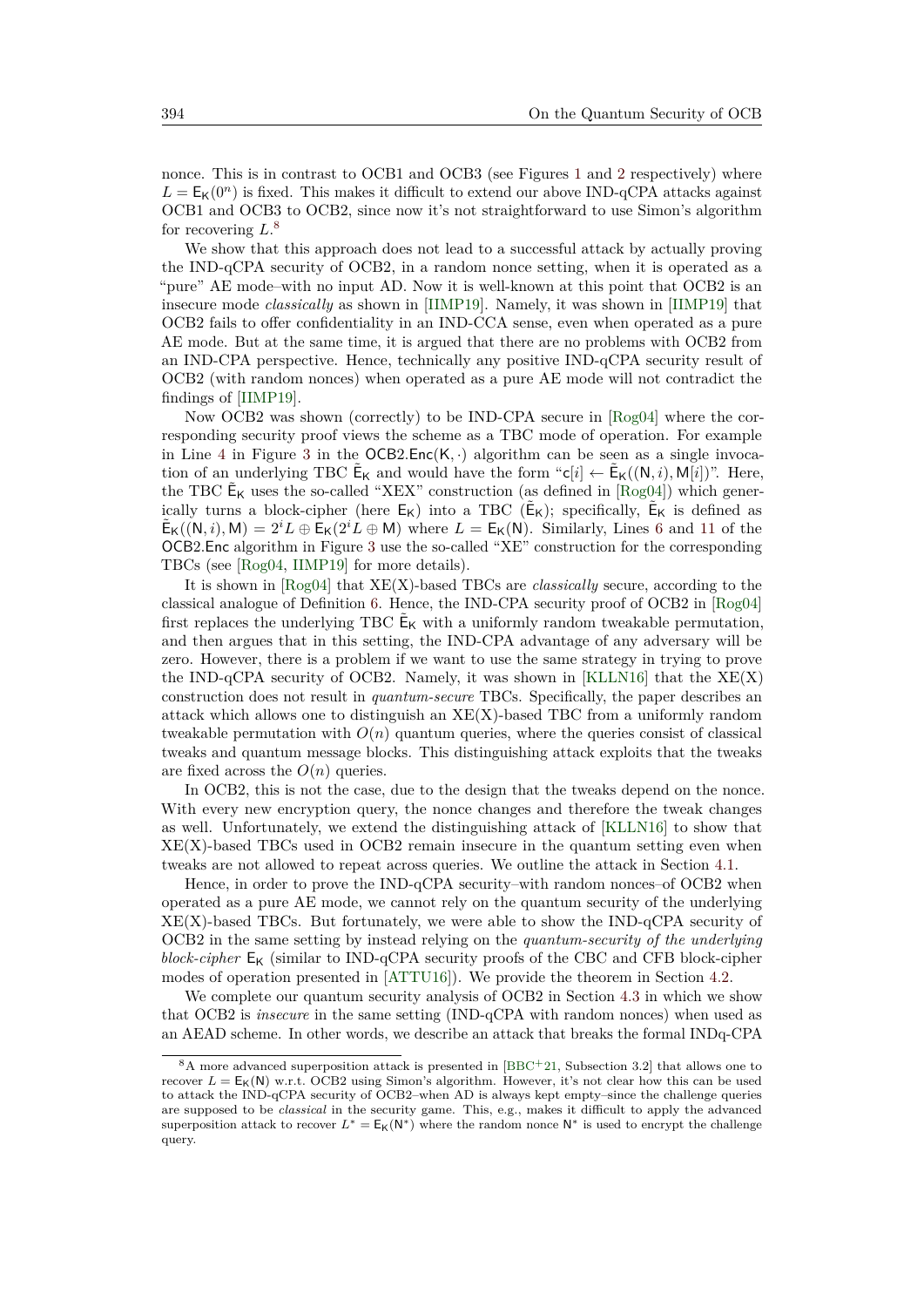nonce. This is in contrast to OCB1 and OCB3 (see Figures 1 and 2 respectively) where $L = \mathsf{E}_\mathsf{K}(0^n)$ is fixed. This makes it difficult to extend our above IND-qCPA attacks against OCB1 and OCB3 to OCB2, since now it's not straightforward to use Simon's algorithm for recovering $L$.[8]

We show that this approach does not lead to a successful attack by actually proving the IND-qCPA security of OCB2, in a random nonce setting, when it is operated as a "pure" AE mode–with no input AD. Now it is well-known at this point that OCB2 is an insecure mode *classically* as shown in [IIMP19]. Namely, it was shown in [IIMP19] that OCB2 fails to offer confidentiality in an IND-CCA sense, even when operated as a pure AE mode. But at the same time, it is argued that there are no problems with OCB2 from an IND-CPA perspective. Hence, technically any positive IND-qCPA security result of OCB2 (with random nonces) when operated as a pure AE mode will not contradict the findings of [IIMP19].

Now OCB2 was shown (correctly) to be IND-CPA secure in [Rog04] where the corresponding security proof views the scheme as a TBC mode of operation. For example in Line 4 in Figure 3 in the $\mathsf{OCB2.Enc}(\mathsf{K}, \cdot)$ algorithm can be seen as a single invocation of an underlying TBC $\tilde{\mathsf{E}}_\mathsf{K}$ and would have the form "$\mathsf{c}[i] \leftarrow \tilde{\mathsf{E}}_\mathsf{K}((\mathsf{N}, i), \mathsf{M}[i])$". Here, the TBC $\tilde{\mathsf{E}}_\mathsf{K}$ uses the so-called "XEX" construction (as defined in [Rog04]) which generically turns a block-cipher (here $\mathsf{E}_\mathsf{K}$) into a TBC ($\tilde{\mathsf{E}}_\mathsf{K}$); specifically, $\tilde{\mathsf{E}}_\mathsf{K}$ is defined as $\tilde{\mathsf{E}}_\mathsf{K}((\mathsf{N}, i), \mathsf{M}) = 2^i L \oplus \mathsf{E}_\mathsf{K}(2^i L \oplus \mathsf{M})$ where $L = \mathsf{E}_\mathsf{K}(\mathsf{N})$. Similarly, Lines 6 and 11 of the $\mathsf{OCB2.Enc}$ algorithm in Figure 3 use the so-called "XE" construction for the corresponding TBCs (see [Rog04, IIMP19] for more details).

It is shown in [Rog04] that XE(X)-based TBCs are *classically* secure, according to the classical analogue of Definition 6. Hence, the IND-CPA security proof of OCB2 in [Rog04] first replaces the underlying TBC $\tilde{\mathsf{E}}_\mathsf{K}$ with a uniformly random tweakable permutation, and then argues that in this setting, the IND-CPA advantage of any adversary will be zero. However, there is a problem if we want to use the same strategy in trying to prove the IND-qCPA security of OCB2. Namely, it was shown in [KLLN16] that the XE(X) construction does not result in *quantum-secure* TBCs. Specifically, the paper describes an attack which allows one to distinguish an XE(X)-based TBC from a uniformly random tweakable permutation with $O(n)$ quantum queries, where the queries consist of classical tweaks and quantum message blocks. This distinguishing attack exploits that the tweaks are fixed across the $O(n)$ queries.

In OCB2, this is not the case, due to the design that the tweaks depend on the nonce. With every new encryption query, the nonce changes and therefore the tweak changes as well. Unfortunately, we extend the distinguishing attack of [KLLN16] to show that XE(X)-based TBCs used in OCB2 remain insecure in the quantum setting even when tweaks are not allowed to repeat across queries. We outline the attack in Section 4.1.

Hence, in order to prove the IND-qCPA security–with random nonces–of OCB2 when operated as a pure AE mode, we cannot rely on the quantum security of the underlying XE(X)-based TBCs. But fortunately, we were able to show the IND-qCPA security of OCB2 in the same setting by instead relying on the *quantum-security of the underlying block-cipher* $\mathsf{E}_\mathsf{K}$ (similar to IND-qCPA security proofs of the CBC and CFB block-cipher modes of operation presented in [ATTU16]). We provide the theorem in Section 4.2.

We complete our quantum security analysis of OCB2 in Section 4.3 in which we show that OCB2 is *insecure* in the same setting (IND-qCPA with random nonces) when used as an AEAD scheme. In other words, we describe an attack that breaks the formal INDq-CPA

[8] A more advanced superposition attack is presented in [BBC+21, Subsection 3.2] that allows one to recover $L = \mathsf{E}_\mathsf{K}(\mathsf{N})$ w.r.t. OCB2 using Simon's algorithm. However, it's not clear how this can be used to attack the IND-qCPA security of OCB2–when AD is always kept empty–since the challenge queries are supposed to be *classical* in the security game. This, e.g., makes it difficult to apply the advanced superposition attack to recover $L^* = \mathsf{E}_\mathsf{K}(\mathsf{N}^*)$ where the random nonce $\mathsf{N}^*$ is used to encrypt the challenge query.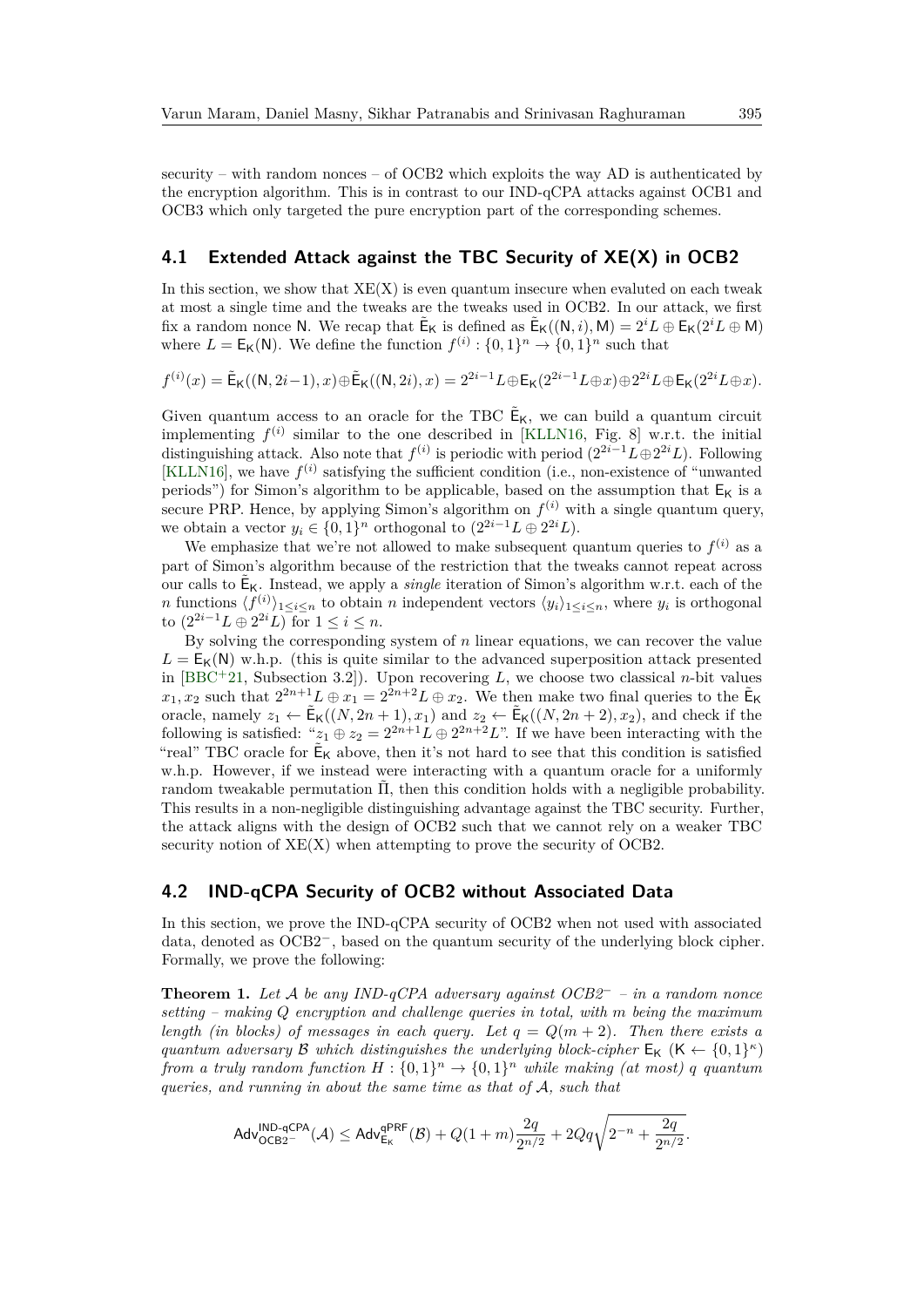security – with random nonces – of OCB2 which exploits the way AD is authenticated by the encryption algorithm. This is in contrast to our IND-qCPA attacks against OCB1 and OCB3 which only targeted the pure encryption part of the corresponding schemes.

## 4.1 Extended Attack against the TBC Security of XE(X) in OCB2

In this section, we show that XE(X) is even quantum insecure when evaluted on each tweak at most a single time and the tweaks are the tweaks used in OCB2. In our attack, we first fix a random nonce $\mathsf{N}$. We recap that $\tilde{\mathsf{E}}_\mathsf{K}$ is defined as $\tilde{\mathsf{E}}_\mathsf{K}((\mathsf{N}, i), \mathsf{M}) = 2^i L \oplus \mathsf{E}_\mathsf{K}(2^i L \oplus \mathsf{M})$ where $L = \mathsf{E}_\mathsf{K}(\mathsf{N})$. We define the function $f^{(i)} : \{0,1\}^n \to \{0,1\}^n$ such that

$$f^{(i)}(x) = \tilde{\mathsf{E}}_\mathsf{K}((\mathsf{N}, 2i-1), x) \oplus \tilde{\mathsf{E}}_\mathsf{K}((\mathsf{N}, 2i), x) = 2^{2i-1}L \oplus \mathsf{E}_\mathsf{K}(2^{2i-1}L \oplus x) \oplus 2^{2i}L \oplus \mathsf{E}_\mathsf{K}(2^{2i}L \oplus x).$$

Given quantum access to an oracle for the TBC $\tilde{\mathsf{E}}_\mathsf{K}$, we can build a quantum circuit implementing $f^{(i)}$ similar to the one described in [KLLN16, Fig. 8] w.r.t. the initial distinguishing attack. Also note that $f^{(i)}$ is periodic with period $(2^{2i-1}L \oplus 2^{2i}L)$. Following [KLLN16], we have $f^{(i)}$ satisfying the sufficient condition (i.e., non-existence of "unwanted periods") for Simon's algorithm to be applicable, based on the assumption that $\mathsf{E}_\mathsf{K}$ is a secure PRP. Hence, by applying Simon's algorithm on $f^{(i)}$ with a single quantum query, we obtain a vector $y_i \in \{0,1\}^n$ orthogonal to $(2^{2i-1}L \oplus 2^{2i}L)$.

We emphasize that we're not allowed to make subsequent quantum queries to $f^{(i)}$ as a part of Simon's algorithm because of the restriction that the tweaks cannot repeat across our calls to $\tilde{\mathsf{E}}_\mathsf{K}$. Instead, we apply a *single* iteration of Simon's algorithm w.r.t. each of the $n$ functions $\langle f^{(i)} \rangle_{1 \le i \le n}$ to obtain $n$ independent vectors $\langle y_i \rangle_{1 \le i \le n}$, where $y_i$ is orthogonal to $(2^{2i-1}L \oplus 2^{2i}L)$ for $1 \le i \le n$.

By solving the corresponding system of $n$ linear equations, we can recover the value $L = \mathsf{E}_\mathsf{K}(\mathsf{N})$ w.h.p. (this is quite similar to the advanced superposition attack presented in [BBC+21, Subsection 3.2]). Upon recovering $L$, we choose two classical $n$-bit values $x_1, x_2$ such that $2^{2n+1}L \oplus x_1 = 2^{2n+2}L \oplus x_2$. We then make two final queries to the $\tilde{\mathsf{E}}_\mathsf{K}$ oracle, namely $z_1 \leftarrow \tilde{\mathsf{E}}_\mathsf{K}((N, 2n+1), x_1)$ and $z_2 \leftarrow \tilde{\mathsf{E}}_\mathsf{K}((N, 2n+2), x_2)$, and check if the following is satisfied: "$z_1 \oplus z_2 = 2^{2n+1}L \oplus 2^{2n+2}L$". If we have been interacting with the "real" TBC oracle for $\tilde{\mathsf{E}}_\mathsf{K}$ above, then it's not hard to see that this condition is satisfied w.h.p. However, if we instead were interacting with a quantum oracle for a uniformly random tweakable permutation $\tilde{\Pi}$, then this condition holds with a negligible probability. This results in a non-negligible distinguishing advantage against the TBC security. Further, the attack aligns with the design of OCB2 such that we cannot rely on a weaker TBC security notion of XE(X) when attempting to prove the security of OCB2.

## 4.2 IND-qCPA Security of OCB2 without Associated Data

In this section, we prove the IND-qCPA security of OCB2 when not used with associated data, denoted as OCB2$^-$, based on the quantum security of the underlying block cipher. Formally, we prove the following:

**Theorem 1.** *Let $\mathcal{A}$ be any IND-qCPA adversary against OCB2$^-$ – in a random nonce setting – making $Q$ encryption and challenge queries in total, with $m$ being the maximum length (in blocks) of messages in each query. Let $q = Q(m+2)$. Then there exists a quantum adversary $\mathcal{B}$ which distinguishes the underlying block-cipher $\mathsf{E}_\mathsf{K}$ ($\mathsf{K} \leftarrow \{0,1\}^\kappa$) from a truly random function $H : \{0,1\}^n \to \{0,1\}^n$ while making (at most) $q$ quantum queries, and running in about the same time as that of $\mathcal{A}$, such that*

$$\mathsf{Adv}^{\mathsf{IND\text{-}qCPA}}_{\mathsf{OCB2}^-}(\mathcal{A}) \le \mathsf{Adv}^{\mathsf{qPRF}}_{\mathsf{E}_\mathsf{K}}(\mathcal{B}) + Q(1+m)\frac{2q}{2^{n/2}} + 2Qq\sqrt{2^{-n} + \frac{2q}{2^{n/2}}}.$$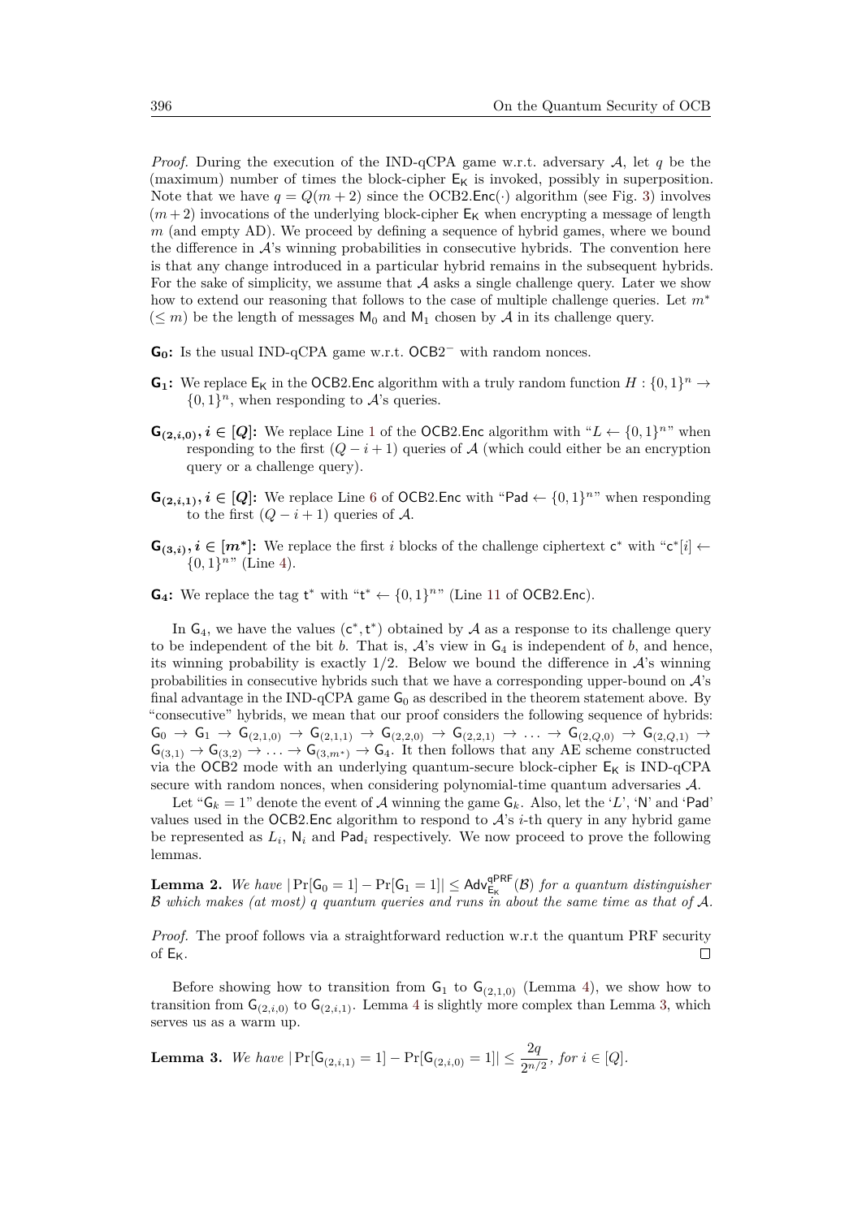*Proof.* During the execution of the IND-qCPA game w.r.t. adversary $\mathcal{A}$, let $q$ be the (maximum) number of times the block-cipher $\mathsf{E_K}$ is invoked, possibly in superposition. Note that we have $q = Q(m+2)$ since the OCB2.Enc$(\cdot)$ algorithm (see Fig. 3) involves $(m+2)$ invocations of the underlying block-cipher $\mathsf{E_K}$ when encrypting a message of length $m$ (and empty AD). We proceed by defining a sequence of hybrid games, where we bound the difference in $\mathcal{A}$'s winning probabilities in consecutive hybrids. The convention here is that any change introduced in a particular hybrid remains in the subsequent hybrids. For the sake of simplicity, we assume that $\mathcal{A}$ asks a single challenge query. Later we show how to extend our reasoning that follows to the case of multiple challenge queries. Let $m^*$ $(\leq m)$ be the length of messages $\mathsf{M}_0$ and $\mathsf{M}_1$ chosen by $\mathcal{A}$ in its challenge query.

**$\mathsf{G_0}$:** Is the usual IND-qCPA game w.r.t. $\mathsf{OCB2}^-$ with random nonces.

**$\mathsf{G_1}$:** We replace $\mathsf{E_K}$ in the OCB2.Enc algorithm with a truly random function $H : \{0,1\}^n \to \{0,1\}^n$, when responding to $\mathcal{A}$'s queries.

**$\mathsf{G}_{(2,i,0)}, i \in [Q]$:** We replace Line 1 of the OCB2.Enc algorithm with "$L \leftarrow \{0,1\}^n$" when responding to the first $(Q-i+1)$ queries of $\mathcal{A}$ (which could either be an encryption query or a challenge query).

**$\mathsf{G}_{(2,i,1)}, i \in [Q]$:** We replace Line 6 of OCB2.Enc with "$\mathsf{Pad} \leftarrow \{0,1\}^n$" when responding to the first $(Q-i+1)$ queries of $\mathcal{A}$.

**$\mathsf{G}_{(3,i)}, i \in [m^*]$:** We replace the first $i$ blocks of the challenge ciphertext $\mathsf{c}^*$ with "$\mathsf{c}^*[i] \leftarrow \{0,1\}^n$" (Line 4).

**$\mathsf{G_4}$:** We replace the tag $\mathsf{t}^*$ with "$\mathsf{t}^* \leftarrow \{0,1\}^n$" (Line 11 of OCB2.Enc).

In $\mathsf{G_4}$, we have the values $(\mathsf{c}^*, \mathsf{t}^*)$ obtained by $\mathcal{A}$ as a response to its challenge query to be independent of the bit $b$. That is, $\mathcal{A}$'s view in $\mathsf{G_4}$ is independent of $b$, and hence, its winning probability is exactly $1/2$. Below we bound the difference in $\mathcal{A}$'s winning probabilities in consecutive hybrids such that we have a corresponding upper-bound on $\mathcal{A}$'s final advantage in the IND-qCPA game $\mathsf{G_0}$ as described in the theorem statement above. By "consecutive" hybrids, we mean that our proof considers the following sequence of hybrids: $\mathsf{G_0} \to \mathsf{G_1} \to \mathsf{G}_{(2,1,0)} \to \mathsf{G}_{(2,1,1)} \to \mathsf{G}_{(2,2,0)} \to \mathsf{G}_{(2,2,1)} \to \ldots \to \mathsf{G}_{(2,Q,0)} \to \mathsf{G}_{(2,Q,1)} \to \mathsf{G}_{(3,1)} \to \mathsf{G}_{(3,2)} \to \ldots \to \mathsf{G}_{(3,m^*)} \to \mathsf{G_4}$. It then follows that any AE scheme constructed via the OCB2 mode with an underlying quantum-secure block-cipher $\mathsf{E_K}$ is IND-qCPA secure with random nonces, when considering polynomial-time quantum adversaries $\mathcal{A}$.

Let "$\mathsf{G}_k = 1$" denote the event of $\mathcal{A}$ winning the game $\mathsf{G}_k$. Also, let the '$L$', '$\mathsf{N}$' and '$\mathsf{Pad}$' values used in the OCB2.Enc algorithm to respond to $\mathcal{A}$'s $i$-th query in any hybrid game be represented as $L_i$, $\mathsf{N}_i$ and $\mathsf{Pad}_i$ respectively. We now proceed to prove the following lemmas.

**Lemma 2.** *We have* $|\Pr[\mathsf{G_0} = 1] - \Pr[\mathsf{G_1} = 1]| \leq \mathsf{Adv}^{\mathsf{qPRF}}_{\mathsf{E_K}}(\mathcal{B})$ *for a quantum distinguisher* $\mathcal{B}$ *which makes (at most)* $q$ *quantum queries and runs in about the same time as that of* $\mathcal{A}$.

*Proof.* The proof follows via a straightforward reduction w.r.t the quantum PRF security of $\mathsf{E_K}$. ◻

Before showing how to transition from $\mathsf{G_1}$ to $\mathsf{G}_{(2,1,0)}$ (Lemma 4), we show how to transition from $\mathsf{G}_{(2,i,0)}$ to $\mathsf{G}_{(2,i,1)}$. Lemma 4 is slightly more complex than Lemma 3, which serves us as a warm up.

**Lemma 3.** *We have* $|\Pr[\mathsf{G}_{(2,i,1)} = 1] - \Pr[\mathsf{G}_{(2,i,0)} = 1]| \leq \dfrac{2q}{2^{n/2}}$, *for* $i \in [Q]$.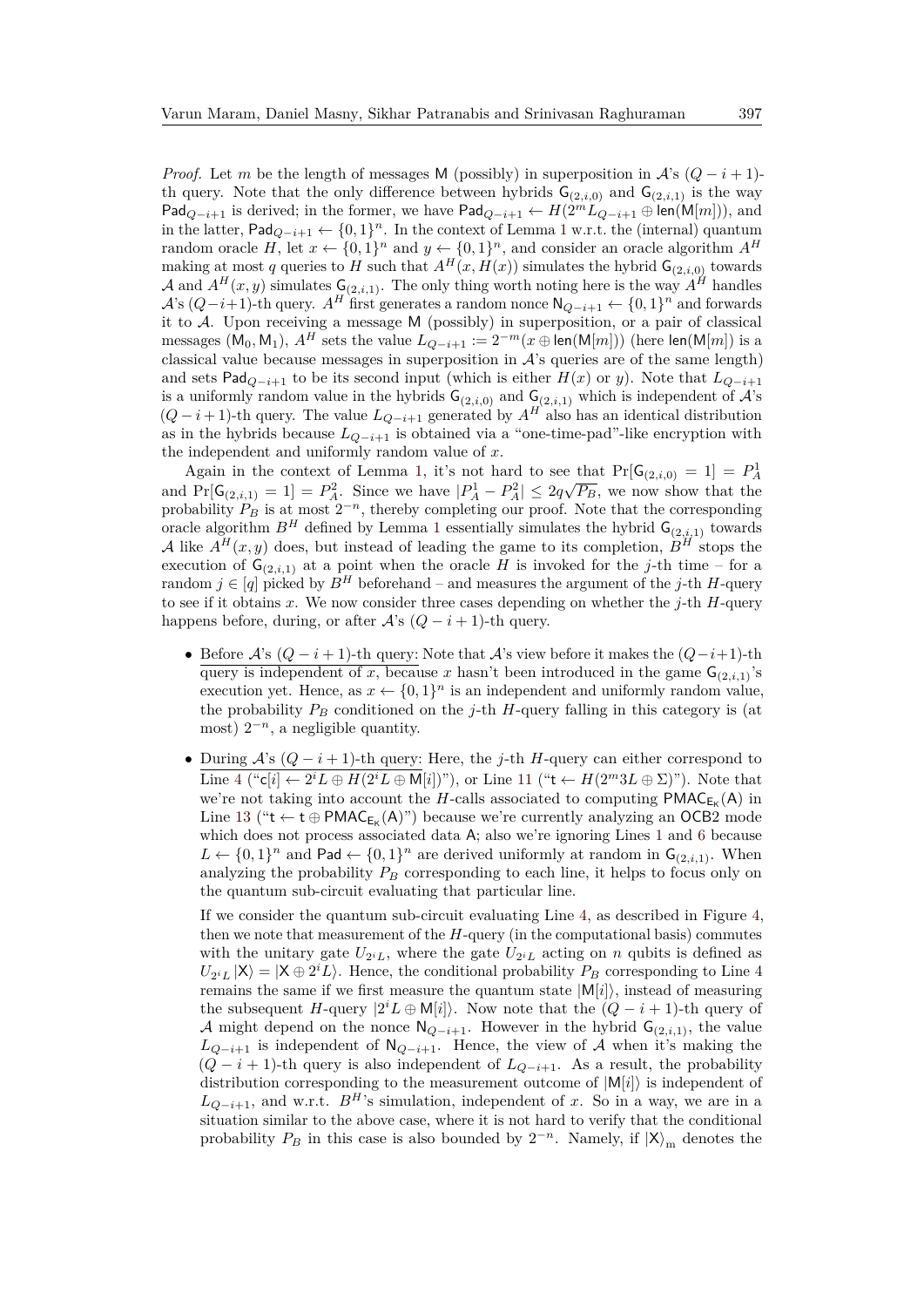*Proof.* Let $m$ be the length of messages $\mathsf{M}$ (possibly) in superposition in $\mathcal{A}$'s $(Q-i+1)$-th query. Note that the only difference between hybrids $\mathsf{G}_{(2,i,0)}$ and $\mathsf{G}_{(2,i,1)}$ is the way $\mathsf{Pad}_{Q-i+1}$ is derived; in the former, we have $\mathsf{Pad}_{Q-i+1} \leftarrow H(2^m L_{Q-i+1} \oplus \mathsf{len}(\mathsf{M}[m]))$, and in the latter, $\mathsf{Pad}_{Q-i+1} \leftarrow \{0,1\}^n$. In the context of Lemma 1 w.r.t. the (internal) quantum random oracle $H$, let $x \leftarrow \{0,1\}^n$ and $y \leftarrow \{0,1\}^n$, and consider an oracle algorithm $A^H$ making at most $q$ queries to $H$ such that $A^H(x, H(x))$ simulates the hybrid $\mathsf{G}_{(2,i,0)}$ towards $\mathcal{A}$ and $A^H(x,y)$ simulates $\mathsf{G}_{(2,i,1)}$. The only thing worth noting here is the way $A^H$ handles $\mathcal{A}$'s $(Q-i+1)$-th query. $A^H$ first generates a random nonce $\mathsf{N}_{Q-i+1} \leftarrow \{0,1\}^n$ and forwards it to $\mathcal{A}$. Upon receiving a message $\mathsf{M}$ (possibly) in superposition, or a pair of classical messages $(\mathsf{M}_0, \mathsf{M}_1)$, $A^H$ sets the value $L_{Q-i+1} := 2^{-m}(x \oplus \mathsf{len}(\mathsf{M}[m]))$ (here $\mathsf{len}(\mathsf{M}[m])$ is a classical value because messages in superposition in $\mathcal{A}$'s queries are of the same length) and sets $\mathsf{Pad}_{Q-i+1}$ to be its second input (which is either $H(x)$ or $y$). Note that $L_{Q-i+1}$ is a uniformly random value in the hybrids $\mathsf{G}_{(2,i,0)}$ and $\mathsf{G}_{(2,i,1)}$ which is independent of $\mathcal{A}$'s $(Q-i+1)$-th query. The value $L_{Q-i+1}$ generated by $A^H$ also has an identical distribution as in the hybrids because $L_{Q-i+1}$ is obtained via a "one-time-pad"-like encryption with the independent and uniformly random value of $x$.

Again in the context of Lemma 1, it's not hard to see that $\Pr[\mathsf{G}_{(2,i,0)} = 1] = P_A^1$ and $\Pr[\mathsf{G}_{(2,i,1)} = 1] = P_A^2$. Since we have $|P_A^1 - P_A^2| \leq 2q\sqrt{P_B}$, we now show that the probability $P_B$ is at most $2^{-n}$, thereby completing our proof. Note that the corresponding oracle algorithm $B^H$ defined by Lemma 1 essentially simulates the hybrid $\mathsf{G}_{(2,i,1)}$ towards $\mathcal{A}$ like $A^H(x,y)$ does, but instead of leading the game to its completion, $B^H$ stops the execution of $\mathsf{G}_{(2,i,1)}$ at a point when the oracle $H$ is invoked for the $j$-th time – for a random $j \in [q]$ picked by $B^H$ beforehand – and measures the argument of the $j$-th $H$-query to see if it obtains $x$. We now consider three cases depending on whether the $j$-th $H$-query happens before, during, or after $\mathcal{A}$'s $(Q-i+1)$-th query.

- Before $\mathcal{A}$'s $(Q-i+1)$-th query: Note that $\mathcal{A}$'s view before it makes the $(Q-i+1)$-th query is independent of $x$, because $x$ hasn't been introduced in the game $\mathsf{G}_{(2,i,1)}$'s execution yet. Hence, as $x \leftarrow \{0,1\}^n$ is an independent and uniformly random value, the probability $P_B$ conditioned on the $j$-th $H$-query falling in this category is (at most) $2^{-n}$, a negligible quantity.

- During $\mathcal{A}$'s $(Q-i+1)$-th query: Here, the $j$-th $H$-query can either correspond to Line 4 ("$\mathsf{c}[i] \leftarrow 2^i L \oplus H(2^i L \oplus \mathsf{M}[i])$"), or Line 11 ("$\mathsf{t} \leftarrow H(2^m 3L \oplus \Sigma)$"). Note that we're not taking into account the $H$-calls associated to computing $\mathsf{PMAC}_{\mathsf{E_k}}(\mathsf{A})$ in Line 13 ("$\mathsf{t} \leftarrow \mathsf{t} \oplus \mathsf{PMAC}_{\mathsf{E_k}}(\mathsf{A})$") because we're currently analyzing an $\mathsf{OCB2}$ mode which does not process associated data $\mathsf{A}$; also we're ignoring Lines 1 and 6 because $L \leftarrow \{0,1\}^n$ and $\mathsf{Pad} \leftarrow \{0,1\}^n$ are derived uniformly at random in $\mathsf{G}_{(2,i,1)}$. When analyzing the probability $P_B$ corresponding to each line, it helps to focus only on the quantum sub-circuit evaluating that particular line.

  If we consider the quantum sub-circuit evaluating Line 4, as described in Figure 4, then we note that measurement of the $H$-query (in the computational basis) commutes with the unitary gate $U_{2^i L}$, where the gate $U_{2^i L}$ acting on $n$ qubits is defined as $U_{2^i L}|\mathsf{X}\rangle = |\mathsf{X} \oplus 2^i L\rangle$. Hence, the conditional probability $P_B$ corresponding to Line 4 remains the same if we first measure the quantum state $|\mathsf{M}[i]\rangle$, instead of measuring the subsequent $H$-query $|2^i L \oplus \mathsf{M}[i]\rangle$. Now note that the $(Q-i+1)$-th query of $\mathcal{A}$ might depend on the nonce $\mathsf{N}_{Q-i+1}$. However in the hybrid $\mathsf{G}_{(2,i,1)}$, the value $L_{Q-i+1}$ is independent of $\mathsf{N}_{Q-i+1}$. Hence, the view of $\mathcal{A}$ when it's making the $(Q-i+1)$-th query is also independent of $L_{Q-i+1}$. As a result, the probability distribution corresponding to the measurement outcome of $|\mathsf{M}[i]\rangle$ is independent of $L_{Q-i+1}$, and w.r.t. $B^H$'s simulation, independent of $x$. So in a way, we are in a situation similar to the above case, where it is not hard to verify that the conditional probability $P_B$ in this case is also bounded by $2^{-n}$. Namely, if $|\mathsf{X}\rangle_{\mathrm{m}}$ denotes the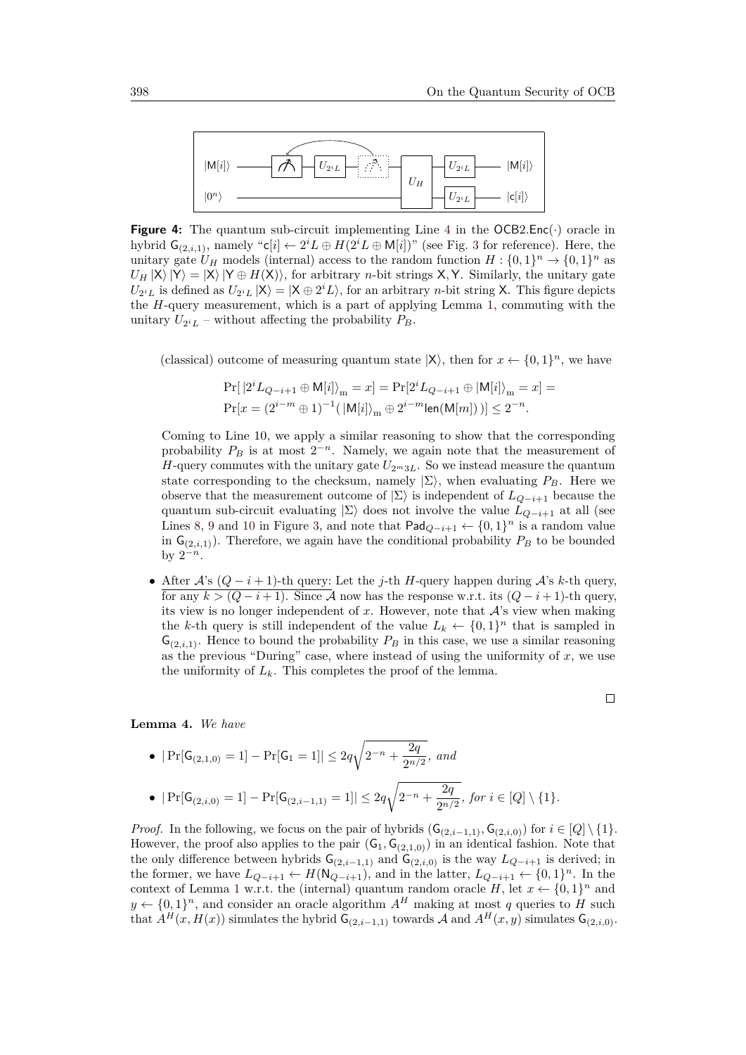**Figure 4:** The quantum sub-circuit implementing Line 4 in the $\mathsf{OCB2.Enc}(\cdot)$ oracle in hybrid $\mathsf{G}_{(2,i,1)}$, namely "$\mathsf{c}[i] \leftarrow 2^iL \oplus H(2^iL \oplus \mathsf{M}[i])$" (see Fig. 3 for reference). Here, the unitary gate $U_H$ models (internal) access to the random function $H : \{0,1\}^n \to \{0,1\}^n$ as $U_H \left|\mathsf{X}\right\rangle\left|\mathsf{Y}\right\rangle = \left|\mathsf{X}\right\rangle\left|\mathsf{Y} \oplus H(\mathsf{X})\right\rangle$, for arbitrary $n$-bit strings $\mathsf{X}, \mathsf{Y}$. Similarly, the unitary gate $U_{2^iL}$ is defined as $U_{2^iL}\left|\mathsf{X}\right\rangle = \left|\mathsf{X} \oplus 2^iL\right\rangle$, for an arbitrary $n$-bit string $\mathsf{X}$. This figure depicts the $H$-query measurement, which is a part of applying Lemma 1, commuting with the unitary $U_{2^iL}$ – without affecting the probability $P_B$.

(classical) outcome of measuring quantum state $\left|\mathsf{X}\right\rangle$, then for $x \leftarrow \{0,1\}^n$, we have

$$\Pr[\,\left|2^iL_{Q-i+1} \oplus \mathsf{M}[i]\right\rangle_{\mathrm{m}} = x] = \Pr[2^iL_{Q-i+1} \oplus \left|\mathsf{M}[i]\right\rangle_{\mathrm{m}} = x] =$$
$$\Pr[x = (2^{i-m} \oplus 1)^{-1}(\,\left|\mathsf{M}[i]\right\rangle_{\mathrm{m}} \oplus 2^{i-m}\mathsf{len}(\mathsf{M}[m])\,)] \leq 2^{-n}.$$

Coming to Line 10, we apply a similar reasoning to show that the corresponding probability $P_B$ is at most $2^{-n}$. Namely, we again note that the measurement of $H$-query commutes with the unitary gate $U_{2^m3L}$. So we instead measure the quantum state corresponding to the checksum, namely $\left|\Sigma\right\rangle$, when evaluating $P_B$. Here we observe that the measurement outcome of $\left|\Sigma\right\rangle$ is independent of $L_{Q-i+1}$ because the quantum sub-circuit evaluating $\left|\Sigma\right\rangle$ does not involve the value $L_{Q-i+1}$ at all (see Lines 8, 9 and 10 in Figure 3, and note that $\mathsf{Pad}_{Q-i+1} \leftarrow \{0,1\}^n$ is a random value in $\mathsf{G}_{(2,i,1)}$). Therefore, we again have the conditional probability $P_B$ to be bounded by $2^{-n}$.

- After $\mathcal{A}$'s $(Q-i+1)$-th query: Let the $j$-th $H$-query happen during $\mathcal{A}$'s $k$-th query, for any $k > (Q-i+1)$. Since $\mathcal{A}$ now has the response w.r.t. its $(Q-i+1)$-th query, its view is no longer independent of $x$. However, note that $\mathcal{A}$'s view when making the $k$-th query is still independent of the value $L_k \leftarrow \{0,1\}^n$ that is sampled in $\mathsf{G}_{(2,i,1)}$. Hence to bound the probability $P_B$ in this case, we use a similar reasoning as the previous "During" case, where instead of using the uniformity of $x$, we use the uniformity of $L_k$. This completes the proof of the lemma.

∎

**Lemma 4.** *We have*

- $|\Pr[\mathsf{G}_{(2,1,0)} = 1] - \Pr[\mathsf{G}_1 = 1]| \leq 2q\sqrt{2^{-n} + \dfrac{2q}{2^{n/2}}}$, *and*
- $|\Pr[\mathsf{G}_{(2,i,0)} = 1] - \Pr[\mathsf{G}_{(2,i-1,1)} = 1]| \leq 2q\sqrt{2^{-n} + \dfrac{2q}{2^{n/2}}}$, *for* $i \in [Q] \setminus \{1\}$.

*Proof.* In the following, we focus on the pair of hybrids $(\mathsf{G}_{(2,i-1,1)}, \mathsf{G}_{(2,i,0)})$ for $i \in [Q] \setminus \{1\}$. However, the proof also applies to the pair $(\mathsf{G}_1, \mathsf{G}_{(2,1,0)})$ in an identical fashion. Note that the only difference between hybrids $\mathsf{G}_{(2,i-1,1)}$ and $\mathsf{G}_{(2,i,0)}$ is the way $L_{Q-i+1}$ is derived; in the former, we have $L_{Q-i+1} \leftarrow H(\mathsf{N}_{Q-i+1})$, and in the latter, $L_{Q-i+1} \leftarrow \{0,1\}^n$. In the context of Lemma 1 w.r.t. the (internal) quantum random oracle $H$, let $x \leftarrow \{0,1\}^n$ and $y \leftarrow \{0,1\}^n$, and consider an oracle algorithm $A^H$ making at most $q$ queries to $H$ such that $A^H(x, H(x))$ simulates the hybrid $\mathsf{G}_{(2,i-1,1)}$ towards $\mathcal{A}$ and $A^H(x, y)$ simulates $\mathsf{G}_{(2,i,0)}$.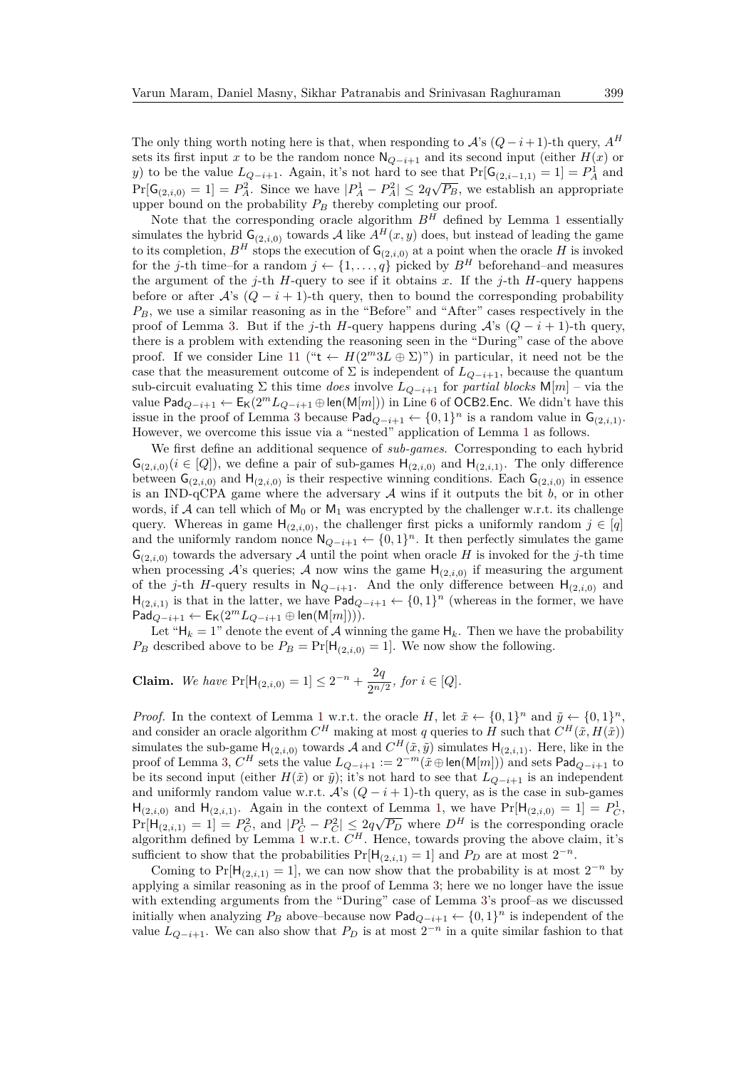The only thing worth noting here is that, when responding to $\mathcal{A}$'s $(Q-i+1)$-th query, $A^H$ sets its first input $x$ to be the random nonce $\mathsf{N}_{Q-i+1}$ and its second input (either $H(x)$ or $y$) to be the value $L_{Q-i+1}$. Again, it's not hard to see that $\Pr[\mathsf{G}_{(2,i-1,1)} = 1] = P_A^1$ and $\Pr[\mathsf{G}_{(2,i,0)} = 1] = P_A^2$. Since we have $|P_A^1 - P_A^2| \leq 2q\sqrt{P_B}$, we establish an appropriate upper bound on the probability $P_B$ thereby completing our proof.

Note that the corresponding oracle algorithm $B^H$ defined by Lemma 1 essentially simulates the hybrid $\mathsf{G}_{(2,i,0)}$ towards $\mathcal{A}$ like $A^H(x,y)$ does, but instead of leading the game to its completion, $B^H$ stops the execution of $\mathsf{G}_{(2,i,0)}$ at a point when the oracle $H$ is invoked for the $j$-th time–for a random $j \leftarrow \{1,\ldots,q\}$ picked by $B^H$ beforehand–and measures the argument of the $j$-th $H$-query to see if it obtains $x$. If the $j$-th $H$-query happens before or after $\mathcal{A}$'s $(Q-i+1)$-th query, then to bound the corresponding probability $P_B$, we use a similar reasoning as in the "Before" and "After" cases respectively in the proof of Lemma 3. But if the $j$-th $H$-query happens during $\mathcal{A}$'s $(Q-i+1)$-th query, there is a problem with extending the reasoning seen in the "During" case of the above proof. If we consider Line 11 ("$\mathsf{t} \leftarrow H(2^m 3L \oplus \Sigma)$") in particular, it need not be the case that the measurement outcome of $\Sigma$ is independent of $L_{Q-i+1}$, because the quantum sub-circuit evaluating $\Sigma$ this time *does* involve $L_{Q-i+1}$ for *partial blocks* $\mathsf{M}[m]$ – via the value $\mathsf{Pad}_{Q-i+1} \leftarrow \mathsf{E_K}(2^m L_{Q-i+1} \oplus \mathsf{len}(\mathsf{M}[m]))$ in Line 6 of $\mathsf{OCB2.Enc}$. We didn't have this issue in the proof of Lemma 3 because $\mathsf{Pad}_{Q-i+1} \leftarrow \{0,1\}^n$ is a random value in $\mathsf{G}_{(2,i,1)}$. However, we overcome this issue via a "nested" application of Lemma 1 as follows.

We first define an additional sequence of *sub-games*. Corresponding to each hybrid $\mathsf{G}_{(2,i,0)} (i \in [Q])$, we define a pair of sub-games $\mathsf{H}_{(2,i,0)}$ and $\mathsf{H}_{(2,i,1)}$. The only difference between $\mathsf{G}_{(2,i,0)}$ and $\mathsf{H}_{(2,i,0)}$ is their respective winning conditions. Each $\mathsf{G}_{(2,i,0)}$ in essence is an IND-qCPA game where the adversary $\mathcal{A}$ wins if it outputs the bit $b$, or in other words, if $\mathcal{A}$ can tell which of $\mathsf{M}_0$ or $\mathsf{M}_1$ was encrypted by the challenger w.r.t. its challenge query. Whereas in game $\mathsf{H}_{(2,i,0)}$, the challenger first picks a uniformly random $j \in [q]$ and the uniformly random nonce $\mathsf{N}_{Q-i+1} \leftarrow \{0,1\}^n$. It then perfectly simulates the game $\mathsf{G}_{(2,i,0)}$ towards the adversary $\mathcal{A}$ until the point when oracle $H$ is invoked for the $j$-th time when processing $\mathcal{A}$'s queries; $\mathcal{A}$ now wins the game $\mathsf{H}_{(2,i,0)}$ if measuring the argument of the $j$-th $H$-query results in $\mathsf{N}_{Q-i+1}$. And the only difference between $\mathsf{H}_{(2,i,0)}$ and $\mathsf{H}_{(2,i,1)}$ is that in the latter, we have $\mathsf{Pad}_{Q-i+1} \leftarrow \{0,1\}^n$ (whereas in the former, we have $\mathsf{Pad}_{Q-i+1} \leftarrow \mathsf{E_K}(2^m L_{Q-i+1} \oplus \mathsf{len}(\mathsf{M}[m]))$).

Let "$\mathsf{H}_k = 1$" denote the event of $\mathcal{A}$ winning the game $\mathsf{H}_k$. Then we have the probability $P_B$ described above to be $P_B = \Pr[\mathsf{H}_{(2,i,0)} = 1]$. We now show the following.

**Claim.** *We have* $\Pr[\mathsf{H}_{(2,i,0)} = 1] \leq 2^{-n} + \dfrac{2q}{2^{n/2}}$, *for* $i \in [Q]$.

*Proof.* In the context of Lemma 1 w.r.t. the oracle $H$, let $\tilde{x} \leftarrow \{0,1\}^n$ and $\tilde{y} \leftarrow \{0,1\}^n$, and consider an oracle algorithm $C^H$ making at most $q$ queries to $H$ such that $C^H(\tilde{x}, H(\tilde{x}))$ simulates the sub-game $\mathsf{H}_{(2,i,0)}$ towards $\mathcal{A}$ and $C^H(\tilde{x},\tilde{y})$ simulates $\mathsf{H}_{(2,i,1)}$. Here, like in the proof of Lemma 3, $C^H$ sets the value $L_{Q-i+1} := 2^{-m}(\tilde{x} \oplus \mathsf{len}(\mathsf{M}[m]))$ and sets $\mathsf{Pad}_{Q-i+1}$ to be its second input (either $H(\tilde{x})$ or $\tilde{y}$); it's not hard to see that $L_{Q-i+1}$ is an independent and uniformly random value w.r.t. $\mathcal{A}$'s $(Q-i+1)$-th query, as is the case in sub-games $\mathsf{H}_{(2,i,0)}$ and $\mathsf{H}_{(2,i,1)}$. Again in the context of Lemma 1, we have $\Pr[\mathsf{H}_{(2,i,0)} = 1] = P_C^1$, $\Pr[\mathsf{H}_{(2,i,1)} = 1] = P_C^2$, and $|P_C^1 - P_C^2| \leq 2q\sqrt{P_D}$ where $D^H$ is the corresponding oracle algorithm defined by Lemma 1 w.r.t. $C^H$. Hence, towards proving the above claim, it's sufficient to show that the probabilities $\Pr[\mathsf{H}_{(2,i,1)} = 1]$ and $P_D$ are at most $2^{-n}$.

Coming to $\Pr[\mathsf{H}_{(2,i,1)} = 1]$, we can now show that the probability is at most $2^{-n}$ by applying a similar reasoning as in the proof of Lemma 3; here we no longer have the issue with extending arguments from the "During" case of Lemma 3's proof–as we discussed initially when analyzing $P_B$ above–because now $\mathsf{Pad}_{Q-i+1} \leftarrow \{0,1\}^n$ is independent of the value $L_{Q-i+1}$. We can also show that $P_D$ is at most $2^{-n}$ in a quite similar fashion to that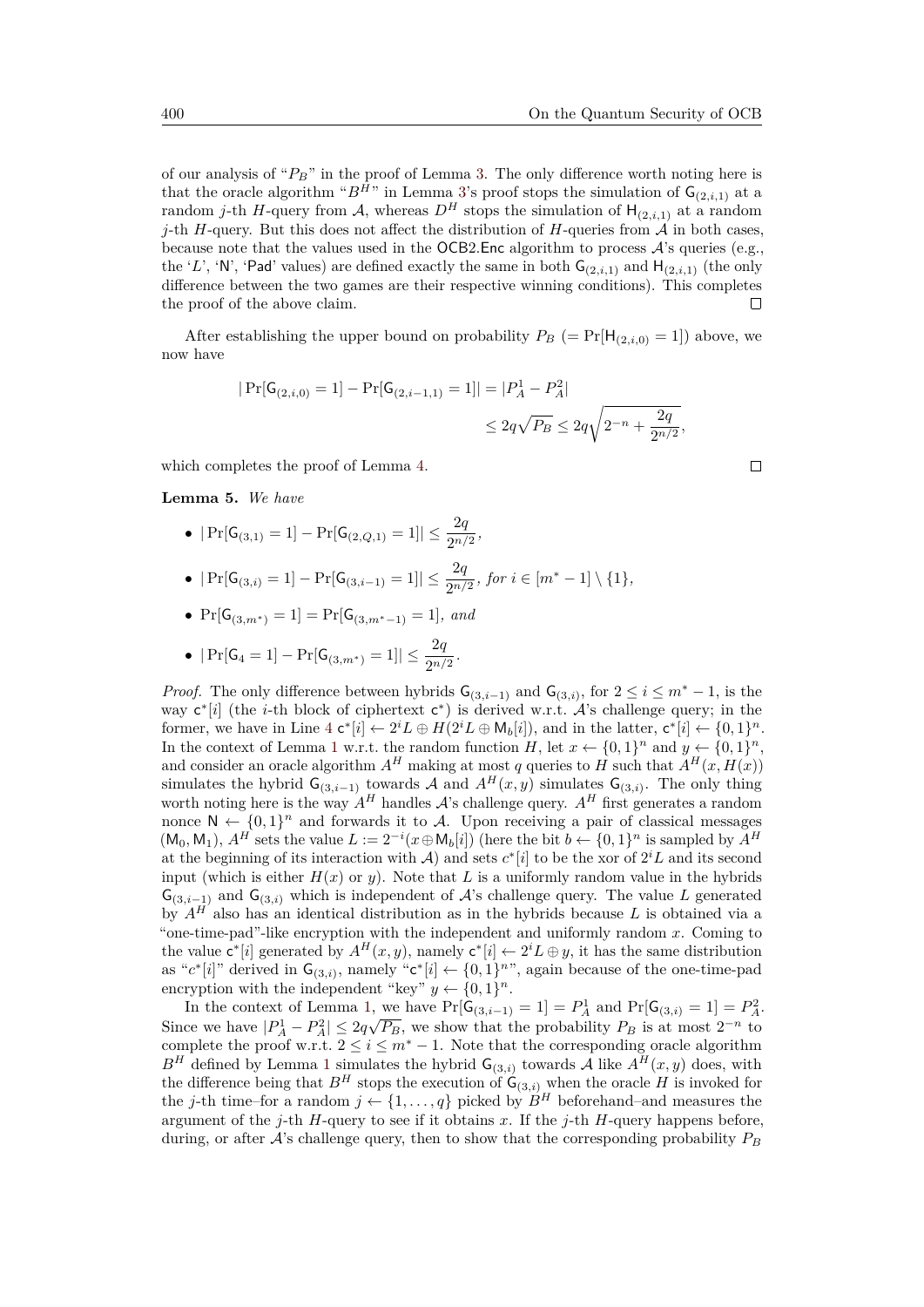of our analysis of "$P_B$" in the proof of Lemma 3. The only difference worth noting here is that the oracle algorithm "$B^H$" in Lemma 3's proof stops the simulation of $\mathsf{G}_{(2,i,1)}$ at a random $j$-th $H$-query from $\mathcal{A}$, whereas $D^H$ stops the simulation of $\mathsf{H}_{(2,i,1)}$ at a random $j$-th $H$-query. But this does not affect the distribution of $H$-queries from $\mathcal{A}$ in both cases, because note that the values used in the OCB2.Enc algorithm to process $\mathcal{A}$'s queries (e.g., the '$L$', 'N', 'Pad' values) are defined exactly the same in both $\mathsf{G}_{(2,i,1)}$ and $\mathsf{H}_{(2,i,1)}$ (the only difference between the two games are their respective winning conditions). This completes the proof of the above claim. □

After establishing the upper bound on probability $P_B$ ($= \Pr[\mathsf{H}_{(2,i,0)} = 1]$) above, we now have

$$|\Pr[\mathsf{G}_{(2,i,0)} = 1] - \Pr[\mathsf{G}_{(2,i-1,1)} = 1]| = |P_A^1 - P_A^2|$$
$$\leq 2q\sqrt{P_B} \leq 2q\sqrt{2^{-n} + \frac{2q}{2^{n/2}}},$$

which completes the proof of Lemma 4. □

**Lemma 5.** *We have*

- $|\Pr[\mathsf{G}_{(3,1)} = 1] - \Pr[\mathsf{G}_{(2,Q,1)} = 1]| \leq \frac{2q}{2^{n/2}}$,
- $|\Pr[\mathsf{G}_{(3,i)} = 1] - \Pr[\mathsf{G}_{(3,i-1)} = 1]| \leq \frac{2q}{2^{n/2}}$, *for* $i \in [m^* - 1] \setminus \{1\}$,
- $\Pr[\mathsf{G}_{(3,m^*)} = 1] = \Pr[\mathsf{G}_{(3,m^*-1)} = 1]$, *and*
- $|\Pr[\mathsf{G}_4 = 1] - \Pr[\mathsf{G}_{(3,m^*)} = 1]| \leq \frac{2q}{2^{n/2}}$.

*Proof.* The only difference between hybrids $\mathsf{G}_{(3,i-1)}$ and $\mathsf{G}_{(3,i)}$, for $2 \leq i \leq m^* - 1$, is the way $\mathsf{c}^*[i]$ (the $i$-th block of ciphertext $\mathsf{c}^*$) is derived w.r.t. $\mathcal{A}$'s challenge query; in the former, we have in Line 4 $\mathsf{c}^*[i] \leftarrow 2^i L \oplus H(2^i L \oplus \mathsf{M}_b[i])$, and in the latter, $\mathsf{c}^*[i] \leftarrow \{0,1\}^n$. In the context of Lemma 1 w.r.t. the random function $H$, let $x \leftarrow \{0,1\}^n$ and $y \leftarrow \{0,1\}^n$, and consider an oracle algorithm $A^H$ making at most $q$ queries to $H$ such that $A^H(x, H(x))$ simulates the hybrid $\mathsf{G}_{(3,i-1)}$ towards $\mathcal{A}$ and $A^H(x,y)$ simulates $\mathsf{G}_{(3,i)}$. The only thing worth noting here is the way $A^H$ handles $\mathcal{A}$'s challenge query. $A^H$ first generates a random nonce $\mathsf{N} \leftarrow \{0,1\}^n$ and forwards it to $\mathcal{A}$. Upon receiving a pair of classical messages $(\mathsf{M}_0, \mathsf{M}_1)$, $A^H$ sets the value $L := 2^{-i}(x \oplus \mathsf{M}_b[i])$ (here the bit $b \leftarrow \{0,1\}^n$ is sampled by $A^H$ at the beginning of its interaction with $\mathcal{A}$) and sets $c^*[i]$ to be the xor of $2^i L$ and its second input (which is either $H(x)$ or $y$). Note that $L$ is a uniformly random value in the hybrids $\mathsf{G}_{(3,i-1)}$ and $\mathsf{G}_{(3,i)}$ which is independent of $\mathcal{A}$'s challenge query. The value $L$ generated by $A^H$ also has an identical distribution as in the hybrids because $L$ is obtained via a "one-time-pad"-like encryption with the independent and uniformly random $x$. Coming to the value $\mathsf{c}^*[i]$ generated by $A^H(x,y)$, namely $\mathsf{c}^*[i] \leftarrow 2^i L \oplus y$, it has the same distribution as "$c^*[i]$" derived in $\mathsf{G}_{(3,i)}$, namely "$\mathsf{c}^*[i] \leftarrow \{0,1\}^n$", again because of the one-time-pad encryption with the independent "key" $y \leftarrow \{0,1\}^n$.

In the context of Lemma 1, we have $\Pr[\mathsf{G}_{(3,i-1)} = 1] = P_A^1$ and $\Pr[\mathsf{G}_{(3,i)} = 1] = P_A^2$. Since we have $|P_A^1 - P_A^2| \leq 2q\sqrt{P_B}$, we show that the probability $P_B$ is at most $2^{-n}$ to complete the proof w.r.t. $2 \leq i \leq m^* - 1$. Note that the corresponding oracle algorithm $B^H$ defined by Lemma 1 simulates the hybrid $\mathsf{G}_{(3,i)}$ towards $\mathcal{A}$ like $A^H(x,y)$ does, with the difference being that $B^H$ stops the execution of $\mathsf{G}_{(3,i)}$ when the oracle $H$ is invoked for the $j$-th time–for a random $j \leftarrow \{1, \ldots, q\}$ picked by $B^H$ beforehand–and measures the argument of the $j$-th $H$-query to see if it obtains $x$. If the $j$-th $H$-query happens before, during, or after $\mathcal{A}$'s challenge query, then to show that the corresponding probability $P_B$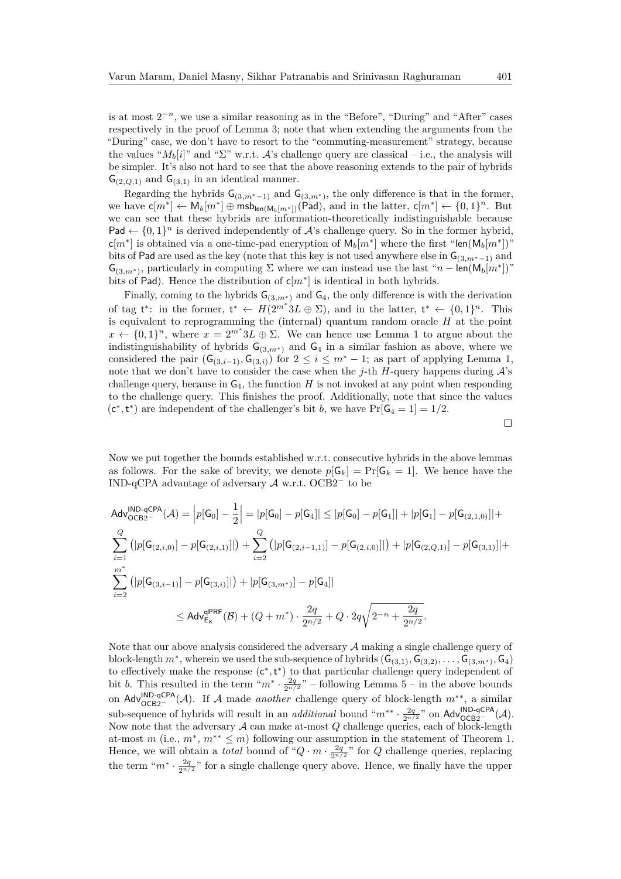is at most $2^{-n}$, we use a similar reasoning as in the "Before", "During" and "After" cases respectively in the proof of Lemma 3; note that when extending the arguments from the "During" case, we don't have to resort to the "commuting-measurement" strategy, because the values "$M_b[i]$" and "$\Sigma$" w.r.t. $\mathcal{A}$'s challenge query are classical – i.e., the analysis will be simpler. It's also not hard to see that the above reasoning extends to the pair of hybrids $\mathsf{G}_{(2,Q,1)}$ and $\mathsf{G}_{(3,1)}$ in an identical manner.

Regarding the hybrids $\mathsf{G}_{(3,m^*-1)}$ and $\mathsf{G}_{(3,m^*)}$, the only difference is that in the former, we have $\mathsf{c}[m^*] \leftarrow \mathsf{M}_b[m^*] \oplus \mathsf{msb}_{\mathsf{len}(\mathsf{M}_b[m^*])}(\mathsf{Pad})$, and in the latter, $\mathsf{c}[m^*] \leftarrow \{0,1\}^n$. But we can see that these hybrids are information-theoretically indistinguishable because $\mathsf{Pad} \leftarrow \{0,1\}^n$ is derived independently of $\mathcal{A}$'s challenge query. So in the former hybrid, $\mathsf{c}[m^*]$ is obtained via a one-time-pad encryption of $\mathsf{M}_b[m^*]$ where the first "$\mathsf{len}(\mathsf{M}_b[m^*])$" bits of $\mathsf{Pad}$ are used as the key (note that this key is not used anywhere else in $\mathsf{G}_{(3,m^*-1)}$ and $\mathsf{G}_{(3,m^*)}$, particularly in computing $\Sigma$ where we can instead use the last "$n - \mathsf{len}(\mathsf{M}_b[m^*])$" bits of $\mathsf{Pad}$). Hence the distribution of $\mathsf{c}[m^*]$ is identical in both hybrids.

Finally, coming to the hybrids $\mathsf{G}_{(3,m^*)}$ and $\mathsf{G}_4$, the only difference is with the derivation of tag $\mathsf{t}^*$: in the former, $\mathsf{t}^* \leftarrow H(2^{m^*}3L \oplus \Sigma)$, and in the latter, $\mathsf{t}^* \leftarrow \{0,1\}^n$. This is equivalent to reprogramming the (internal) quantum random oracle $H$ at the point $x \leftarrow \{0,1\}^n$, where $x = 2^{m^*}3L \oplus \Sigma$. We can hence use Lemma 1 to argue about the indistinguishability of hybrids $\mathsf{G}_{(3,m^*)}$ and $\mathsf{G}_4$ in a similar fashion as above, where we considered the pair $(\mathsf{G}_{(3,i-1)}, \mathsf{G}_{(3,i)})$ for $2 \leq i \leq m^* - 1$; as part of applying Lemma 1, note that we don't have to consider the case when the $j$-th $H$-query happens during $\mathcal{A}$'s challenge query, because in $\mathsf{G}_4$, the function $H$ is not invoked at any point when responding to the challenge query. This finishes the proof. Additionally, note that since the values $(\mathsf{c}^*, \mathsf{t}^*)$ are independent of the challenger's bit $b$, we have $\Pr[\mathsf{G}_4 = 1] = 1/2$. □

Now we put together the bounds established w.r.t. consecutive hybrids in the above lemmas as follows. For the sake of brevity, we denote $p[\mathsf{G}_k] = \Pr[\mathsf{G}_k = 1]$. We hence have the IND-qCPA advantage of adversary $\mathcal{A}$ w.r.t. OCB2$^-$ to be

$$\begin{aligned}
\mathsf{Adv}^{\mathsf{IND\text{-}qCPA}}_{\mathsf{OCB2}^-}(\mathcal{A}) &= \left|p[\mathsf{G}_0] - \frac{1}{2}\right| = |p[\mathsf{G}_0] - p[\mathsf{G}_4]| \leq |p[\mathsf{G}_0] - p[\mathsf{G}_1]| + |p[\mathsf{G}_1] - p[\mathsf{G}_{(2,1,0)}]| + \\
&\sum_{i=1}^{Q} \left(|p[\mathsf{G}_{(2,i,0)}] - p[\mathsf{G}_{(2,i,1)}]|\right) + \sum_{i=2}^{Q} \left(|p[\mathsf{G}_{(2,i-1,1)}] - p[\mathsf{G}_{(2,i,0)}]|\right) + |p[\mathsf{G}_{(2,Q,1)}] - p[\mathsf{G}_{(3,1)}]| + \\
&\sum_{i=2}^{m^*} \left(|p[\mathsf{G}_{(3,i-1)}] - p[\mathsf{G}_{(3,i)}]|\right) + |p[\mathsf{G}_{(3,m^*)}] - p[\mathsf{G}_4]| \\
&\leq \mathsf{Adv}^{\mathsf{qPRF}}_{\mathsf{E_K}}(\mathcal{B}) + (Q + m^*) \cdot \frac{2q}{2^{n/2}} + Q \cdot 2q\sqrt{2^{-n} + \frac{2q}{2^{n/2}}}.
\end{aligned}$$

Note that our above analysis considered the adversary $\mathcal{A}$ making a single challenge query of block-length $m^*$, wherein we used the sub-sequence of hybrids $(\mathsf{G}_{(3,1)}, \mathsf{G}_{(3,2)}, \ldots, \mathsf{G}_{(3,m^*)}, \mathsf{G}_4)$ to effectively make the response $(\mathsf{c}^*, \mathsf{t}^*)$ to that particular challenge query independent of bit $b$. This resulted in the term "$m^* \cdot \frac{2q}{2^{n/2}}$" – following Lemma 5 – in the above bounds on $\mathsf{Adv}^{\mathsf{IND\text{-}qCPA}}_{\mathsf{OCB2}^-}(\mathcal{A})$. If $\mathcal{A}$ made *another* challenge query of block-length $m^{**}$, a similar sub-sequence of hybrids will result in an *additional* bound "$m^{**} \cdot \frac{2q}{2^{n/2}}$" on $\mathsf{Adv}^{\mathsf{IND\text{-}qCPA}}_{\mathsf{OCB2}^-}(\mathcal{A})$. Now note that the adversary $\mathcal{A}$ can make at-most $Q$ challenge queries, each of block-length at-most $m$ (i.e., $m^*, m^{**} \leq m$) following our assumption in the statement of Theorem 1. Hence, we will obtain a *total* bound of "$Q \cdot m \cdot \frac{2q}{2^{n/2}}$" for $Q$ challenge queries, replacing the term "$m^* \cdot \frac{2q}{2^{n/2}}$" for a single challenge query above. Hence, we finally have the upper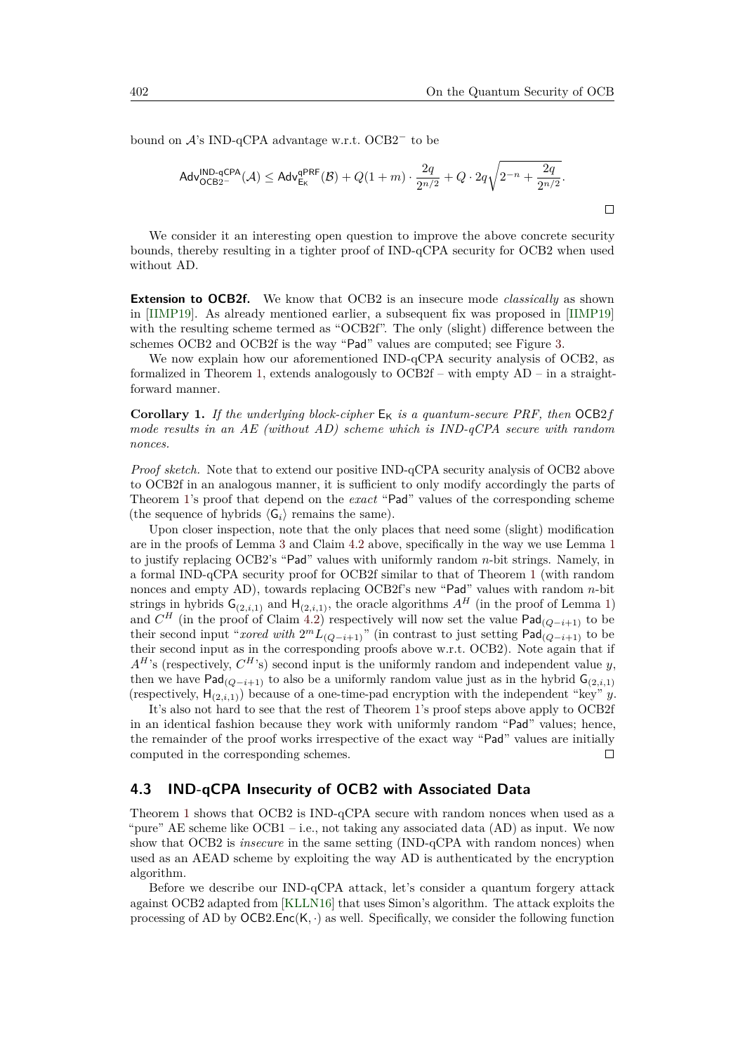bound on $\mathcal{A}$'s IND-qCPA advantage w.r.t. OCB2$^-$ to be

$$\mathsf{Adv}^{\mathsf{IND\text{-}qCPA}}_{\mathsf{OCB2^-}}(\mathcal{A}) \leq \mathsf{Adv}^{\mathsf{qPRF}}_{\mathsf{E_K}}(\mathcal{B}) + Q(1+m) \cdot \frac{2q}{2^{n/2}} + Q \cdot 2q\sqrt{2^{-n} + \frac{2q}{2^{n/2}}}.$$

□

We consider it an interesting open question to improve the above concrete security bounds, thereby resulting in a tighter proof of IND-qCPA security for OCB2 when used without AD.

**Extension to OCB2f.** We know that OCB2 is an insecure mode *classically* as shown in [IIMP19]. As already mentioned earlier, a subsequent fix was proposed in [IIMP19] with the resulting scheme termed as "OCB2f". The only (slight) difference between the schemes OCB2 and OCB2f is the way "Pad" values are computed; see Figure 3.

We now explain how our aforementioned IND-qCPA security analysis of OCB2, as formalized in Theorem 1, extends analogously to OCB2f – with empty AD – in a straightforward manner.

**Corollary 1.** *If the underlying block-cipher* $\mathsf{E_K}$ *is a quantum-secure PRF, then* OCB2*f mode results in an AE (without AD) scheme which is IND-qCPA secure with random nonces.*

*Proof sketch.* Note that to extend our positive IND-qCPA security analysis of OCB2 above to OCB2f in an analogous manner, it is sufficient to only modify accordingly the parts of Theorem 1's proof that depend on the *exact* "Pad" values of the corresponding scheme (the sequence of hybrids $\langle \mathsf{G}_i \rangle$ remains the same).

Upon closer inspection, note that the only places that need some (slight) modification are in the proofs of Lemma 3 and Claim 4.2 above, specifically in the way we use Lemma 1 to justify replacing OCB2's "Pad" values with uniformly random $n$-bit strings. Namely, in a formal IND-qCPA security proof for OCB2f similar to that of Theorem 1 (with random nonces and empty AD), towards replacing OCB2f's new "Pad" values with random $n$-bit strings in hybrids $\mathsf{G}_{(2,i,1)}$ and $\mathsf{H}_{(2,i,1)}$, the oracle algorithms $A^H$ (in the proof of Lemma 1) and $C^H$ (in the proof of Claim 4.2) respectively will now set the value $\mathsf{Pad}_{(Q-i+1)}$ to be their second input "*xored with* $2^m L_{(Q-i+1)}$" (in contrast to just setting $\mathsf{Pad}_{(Q-i+1)}$ to be their second input as in the corresponding proofs above w.r.t. OCB2). Note again that if $A^H$'s (respectively, $C^H$'s) second input is the uniformly random and independent value $y$, then we have $\mathsf{Pad}_{(Q-i+1)}$ to also be a uniformly random value just as in the hybrid $\mathsf{G}_{(2,i,1)}$ (respectively, $\mathsf{H}_{(2,i,1)}$) because of a one-time-pad encryption with the independent "key" $y$.

It's also not hard to see that the rest of Theorem 1's proof steps above apply to OCB2f in an identical fashion because they work with uniformly random "Pad" values; hence, the remainder of the proof works irrespective of the exact way "Pad" values are initially computed in the corresponding schemes. □

### 4.3 IND-qCPA Insecurity of OCB2 with Associated Data

Theorem 1 shows that OCB2 is IND-qCPA secure with random nonces when used as a "pure" AE scheme like OCB1 – i.e., not taking any associated data (AD) as input. We now show that OCB2 is *insecure* in the same setting (IND-qCPA with random nonces) when used as an AEAD scheme by exploiting the way AD is authenticated by the encryption algorithm.

Before we describe our IND-qCPA attack, let's consider a quantum forgery attack against OCB2 adapted from [KLLN16] that uses Simon's algorithm. The attack exploits the processing of AD by $\mathsf{OCB2.Enc}(\mathsf{K}, \cdot)$ as well. Specifically, we consider the following function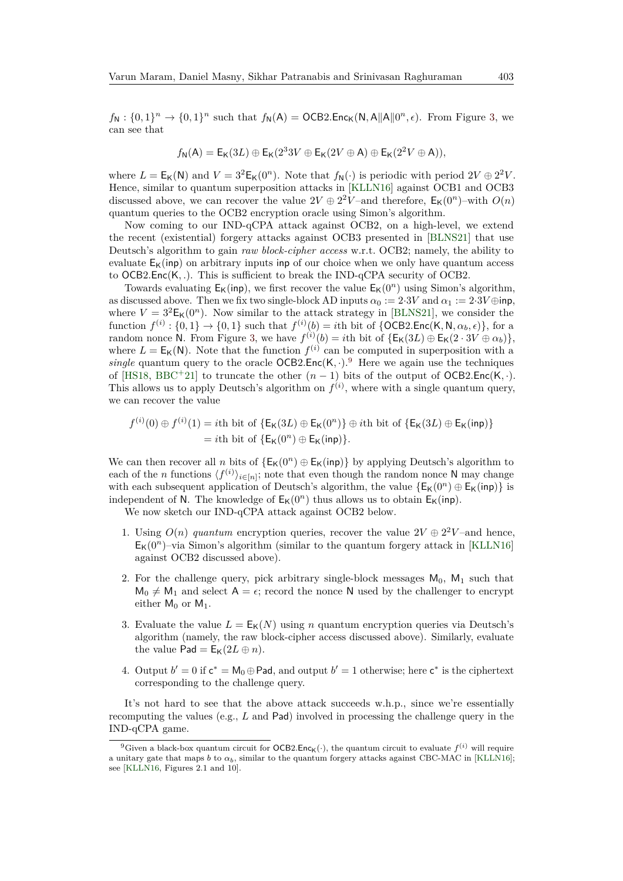$f_\mathsf{N} : \{0,1\}^n \to \{0,1\}^n$ such that $f_\mathsf{N}(\mathsf{A}) = \mathsf{OCB2.Enc}_\mathsf{K}(\mathsf{N}, \mathsf{A}\|\mathsf{A}\|0^n, \epsilon)$. From Figure 3, we can see that

$$f_\mathsf{N}(\mathsf{A}) = \mathsf{E}_\mathsf{K}(3L) \oplus \mathsf{E}_\mathsf{K}(2^3 3V \oplus \mathsf{E}_\mathsf{K}(2V \oplus \mathsf{A}) \oplus \mathsf{E}_\mathsf{K}(2^2V \oplus \mathsf{A})),$$

where $L = \mathsf{E}_\mathsf{K}(\mathsf{N})$ and $V = 3^2\mathsf{E}_\mathsf{K}(0^n)$. Note that $f_\mathsf{N}(\cdot)$ is periodic with period $2V \oplus 2^2V$. Hence, similar to quantum superposition attacks in [KLLN16] against OCB1 and OCB3 discussed above, we can recover the value $2V \oplus 2^2V$–and therefore, $\mathsf{E}_\mathsf{K}(0^n)$–with $O(n)$ quantum queries to the OCB2 encryption oracle using Simon's algorithm.

Now coming to our IND-qCPA attack against OCB2, on a high-level, we extend the recent (existential) forgery attacks against OCB3 presented in [BLNS21] that use Deutsch's algorithm to gain *raw block-cipher access* w.r.t. OCB2; namely, the ability to evaluate $\mathsf{E}_\mathsf{K}(\mathsf{inp})$ on arbitrary inputs $\mathsf{inp}$ of our choice when we only have quantum access to $\mathsf{OCB2.Enc}(\mathsf{K}, .)$. This is sufficient to break the IND-qCPA security of OCB2.

Towards evaluating $\mathsf{E}_\mathsf{K}(\mathsf{inp})$, we first recover the value $\mathsf{E}_\mathsf{K}(0^n)$ using Simon's algorithm, as discussed above. Then we fix two single-block AD inputs $\alpha_0 := 2{\cdot}3V$ and $\alpha_1 := 2{\cdot}3V \oplus \mathsf{inp}$, where $V = 3^2\mathsf{E}_\mathsf{K}(0^n)$. Now similar to the attack strategy in [BLNS21], we consider the function $f^{(i)} : \{0,1\} \to \{0,1\}$ such that $f^{(i)}(b) = i$th bit of $\{\mathsf{OCB2.Enc}(\mathsf{K}, \mathsf{N}, \alpha_b, \epsilon)\}$, for a random nonce $\mathsf{N}$. From Figure 3, we have $f^{(i)}(b) = i$th bit of $\{\mathsf{E}_\mathsf{K}(3L) \oplus \mathsf{E}_\mathsf{K}(2 \cdot 3V \oplus \alpha_b)\}$, where $L = \mathsf{E}_\mathsf{K}(\mathsf{N})$. Note that the function $f^{(i)}$ can be computed in superposition with a *single* quantum query to the oracle $\mathsf{OCB2.Enc}(\mathsf{K}, \cdot)$.[9] Here we again use the techniques of [HS18, BBC+21] to truncate the other $(n-1)$ bits of the output of $\mathsf{OCB2.Enc}(\mathsf{K}, \cdot)$. This allows us to apply Deutsch's algorithm on $f^{(i)}$, where with a single quantum query, we can recover the value

$$\begin{aligned} f^{(i)}(0) \oplus f^{(i)}(1) &= i\text{th bit of } \{\mathsf{E}_\mathsf{K}(3L) \oplus \mathsf{E}_\mathsf{K}(0^n)\} \oplus i\text{th bit of } \{\mathsf{E}_\mathsf{K}(3L) \oplus \mathsf{E}_\mathsf{K}(\mathsf{inp})\} \\ &= i\text{th bit of } \{\mathsf{E}_\mathsf{K}(0^n) \oplus \mathsf{E}_\mathsf{K}(\mathsf{inp})\}. \end{aligned}$$

We can then recover all $n$ bits of $\{\mathsf{E}_\mathsf{K}(0^n) \oplus \mathsf{E}_\mathsf{K}(\mathsf{inp})\}$ by applying Deutsch's algorithm to each of the $n$ functions $\langle f^{(i)} \rangle_{i \in [n]}$; note that even though the random nonce $\mathsf{N}$ may change with each subsequent application of Deutsch's algorithm, the value $\{\mathsf{E}_\mathsf{K}(0^n) \oplus \mathsf{E}_\mathsf{K}(\mathsf{inp})\}$ is independent of $\mathsf{N}$. The knowledge of $\mathsf{E}_\mathsf{K}(0^n)$ thus allows us to obtain $\mathsf{E}_\mathsf{K}(\mathsf{inp})$.

We now sketch our IND-qCPA attack against OCB2 below.

1. Using $O(n)$ *quantum* encryption queries, recover the value $2V \oplus 2^2V$–and hence, $\mathsf{E}_\mathsf{K}(0^n)$–via Simon's algorithm (similar to the quantum forgery attack in [KLLN16] against OCB2 discussed above).
2. For the challenge query, pick arbitrary single-block messages $\mathsf{M}_0$, $\mathsf{M}_1$ such that $\mathsf{M}_0 \neq \mathsf{M}_1$ and select $\mathsf{A} = \epsilon$; record the nonce $\mathsf{N}$ used by the challenger to encrypt either $\mathsf{M}_0$ or $\mathsf{M}_1$.
3. Evaluate the value $L = \mathsf{E}_\mathsf{K}(N)$ using $n$ quantum encryption queries via Deutsch's algorithm (namely, the raw block-cipher access discussed above). Similarly, evaluate the value $\mathsf{Pad} = \mathsf{E}_\mathsf{K}(2L \oplus n)$.
4. Output $b' = 0$ if $\mathsf{c}^* = \mathsf{M}_0 \oplus \mathsf{Pad}$, and output $b' = 1$ otherwise; here $\mathsf{c}^*$ is the ciphertext corresponding to the challenge query.

It's not hard to see that the above attack succeeds w.h.p., since we're essentially recomputing the values (e.g., $L$ and $\mathsf{Pad}$) involved in processing the challenge query in the IND-qCPA game.

[9] Given a black-box quantum circuit for $\mathsf{OCB2.Enc}_\mathsf{K}(\cdot)$, the quantum circuit to evaluate $f^{(i)}$ will require a unitary gate that maps $b$ to $\alpha_b$, similar to the quantum forgery attacks against CBC-MAC in [KLLN16]; see [KLLN16, Figures 2.1 and 10].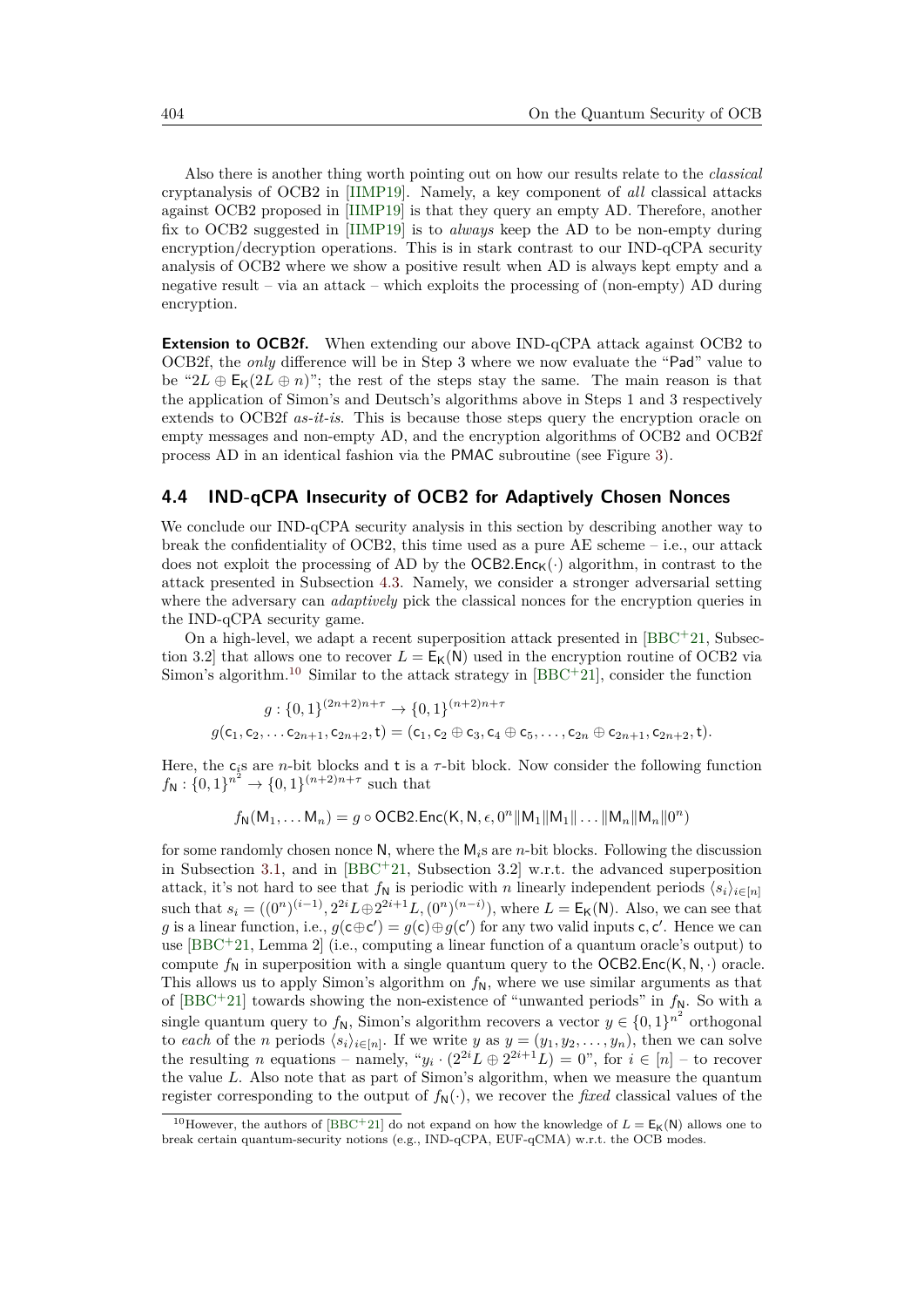Also there is another thing worth pointing out on how our results relate to the *classical* cryptanalysis of OCB2 in [IIMP19]. Namely, a key component of *all* classical attacks against OCB2 proposed in [IIMP19] is that they query an empty AD. Therefore, another fix to OCB2 suggested in [IIMP19] is to *always* keep the AD to be non-empty during encryption/decryption operations. This is in stark contrast to our IND-qCPA security analysis of OCB2 where we show a positive result when AD is always kept empty and a negative result – via an attack – which exploits the processing of (non-empty) AD during encryption.

**Extension to OCB2f.** When extending our above IND-qCPA attack against OCB2 to OCB2f, the *only* difference will be in Step 3 where we now evaluate the "Pad" value to be "$2L \oplus \mathsf{E}_\mathsf{K}(2L \oplus n)$"; the rest of the steps stay the same. The main reason is that the application of Simon's and Deutsch's algorithms above in Steps 1 and 3 respectively extends to OCB2f *as-it-is*. This is because those steps query the encryption oracle on empty messages and non-empty AD, and the encryption algorithms of OCB2 and OCB2f process AD in an identical fashion via the PMAC subroutine (see Figure 3).

## 4.4 IND-qCPA Insecurity of OCB2 for Adaptively Chosen Nonces

We conclude our IND-qCPA security analysis in this section by describing another way to break the confidentiality of OCB2, this time used as a pure AE scheme – i.e., our attack does not exploit the processing of AD by the $\mathsf{OCB2.Enc}_\mathsf{K}(\cdot)$ algorithm, in contrast to the attack presented in Subsection 4.3. Namely, we consider a stronger adversarial setting where the adversary can *adaptively* pick the classical nonces for the encryption queries in the IND-qCPA security game.

On a high-level, we adapt a recent superposition attack presented in [BBC+21, Subsection 3.2] that allows one to recover $L = \mathsf{E}_\mathsf{K}(\mathsf{N})$ used in the encryption routine of OCB2 via Simon's algorithm.[10] Similar to the attack strategy in [BBC+21], consider the function

$$g : \{0,1\}^{(2n+2)n+\tau} \rightarrow \{0,1\}^{(n+2)n+\tau}$$
$$g(\mathsf{c}_1, \mathsf{c}_2, \ldots \mathsf{c}_{2n+1}, \mathsf{c}_{2n+2}, \mathsf{t}) = (\mathsf{c}_1, \mathsf{c}_2 \oplus \mathsf{c}_3, \mathsf{c}_4 \oplus \mathsf{c}_5, \ldots, \mathsf{c}_{2n} \oplus \mathsf{c}_{2n+1}, \mathsf{c}_{2n+2}, \mathsf{t}).$$

Here, the $\mathsf{c}_i$s are $n$-bit blocks and $\mathsf{t}$ is a $\tau$-bit block. Now consider the following function $f_\mathsf{N} : \{0,1\}^{n^2} \rightarrow \{0,1\}^{(n+2)n+\tau}$ such that

$$f_\mathsf{N}(\mathsf{M}_1, \ldots \mathsf{M}_n) = g \circ \mathsf{OCB2.Enc}(\mathsf{K}, \mathsf{N}, \epsilon, 0^n \| \mathsf{M}_1 \| \mathsf{M}_1 \| \ldots \| \mathsf{M}_n \| \mathsf{M}_n \| 0^n)$$

for some randomly chosen nonce $\mathsf{N}$, where the $\mathsf{M}_i$s are $n$-bit blocks. Following the discussion in Subsection 3.1, and in [BBC+21, Subsection 3.2] w.r.t. the advanced superposition attack, it's not hard to see that $f_\mathsf{N}$ is periodic with $n$ linearly independent periods $\langle s_i \rangle_{i\in[n]}$ such that $s_i = ((0^n)^{(i-1)}, 2^{2i}L \oplus 2^{2i+1}L, (0^n)^{(n-i)})$, where $L = \mathsf{E}_\mathsf{K}(\mathsf{N})$. Also, we can see that $g$ is a linear function, i.e., $g(\mathsf{c} \oplus \mathsf{c}') = g(\mathsf{c}) \oplus g(\mathsf{c}')$ for any two valid inputs $\mathsf{c}, \mathsf{c}'$. Hence we can use [BBC+21, Lemma 2] (i.e., computing a linear function of a quantum oracle's output) to compute $f_\mathsf{N}$ in superposition with a single quantum query to the $\mathsf{OCB2.Enc}(\mathsf{K}, \mathsf{N}, \cdot)$ oracle. This allows us to apply Simon's algorithm on $f_\mathsf{N}$, where we use similar arguments as that of [BBC+21] towards showing the non-existence of "unwanted periods" in $f_\mathsf{N}$. So with a single quantum query to $f_\mathsf{N}$, Simon's algorithm recovers a vector $y \in \{0,1\}^{n^2}$ orthogonal to *each* of the $n$ periods $\langle s_i \rangle_{i\in[n]}$. If we write $y$ as $y = (y_1, y_2, \ldots, y_n)$, then we can solve the resulting $n$ equations – namely, "$y_i \cdot (2^{2i}L \oplus 2^{2i+1}L) = 0$", for $i \in [n]$ – to recover the value $L$. Also note that as part of Simon's algorithm, when we measure the quantum register corresponding to the output of $f_\mathsf{N}(\cdot)$, we recover the *fixed* classical values of the

[10] However, the authors of [BBC+21] do not expand on how the knowledge of $L = \mathsf{E}_\mathsf{K}(\mathsf{N})$ allows one to break certain quantum-security notions (e.g., IND-qCPA, EUF-qCMA) w.r.t. the OCB modes.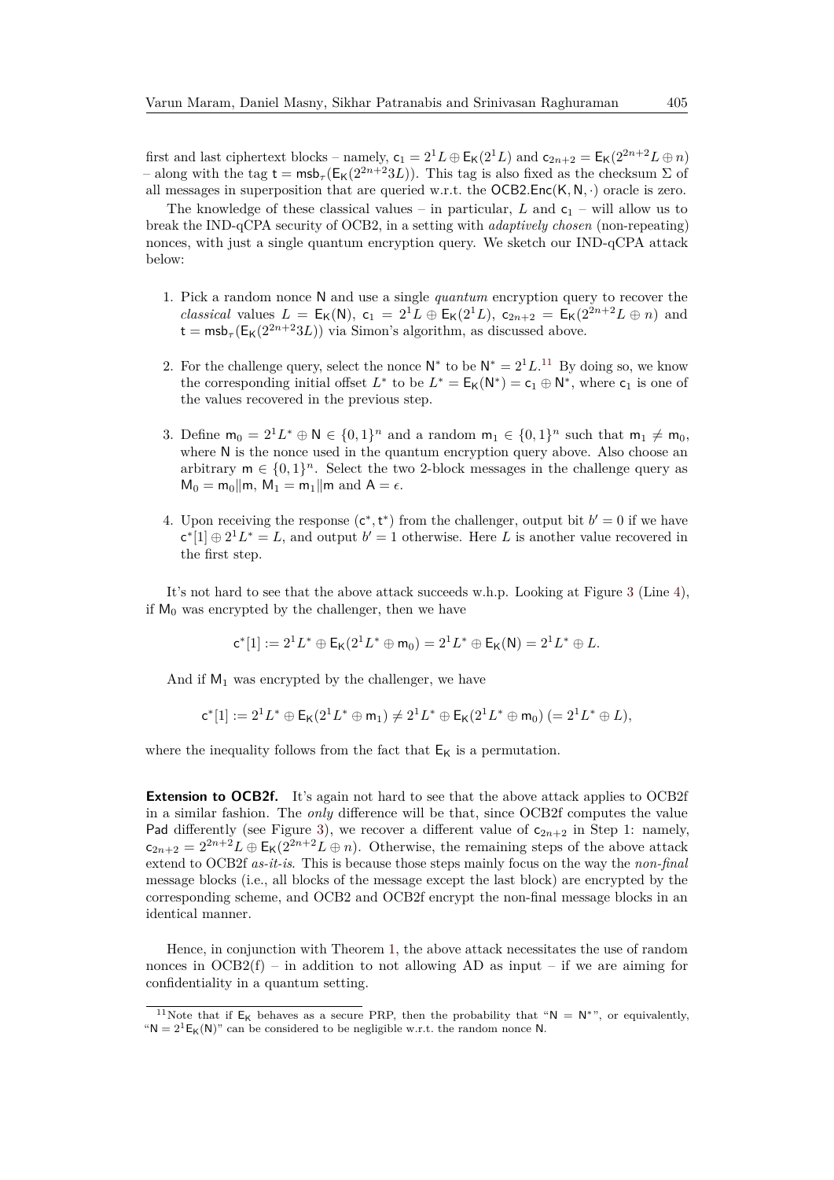first and last ciphertext blocks – namely, $\mathsf{c}_1 = 2^1 L \oplus \mathsf{E}_\mathsf{K}(2^1 L)$ and $\mathsf{c}_{2n+2} = \mathsf{E}_\mathsf{K}(2^{2n+2} L \oplus n)$ – along with the tag $\mathsf{t} = \mathsf{msb}_\tau(\mathsf{E}_\mathsf{K}(2^{2n+2} 3L))$. This tag is also fixed as the checksum $\Sigma$ of all messages in superposition that are queried w.r.t. the $\mathsf{OCB2.Enc}(\mathsf{K}, \mathsf{N}, \cdot)$ oracle is zero.

The knowledge of these classical values – in particular, $L$ and $\mathsf{c}_1$ – will allow us to break the IND-qCPA security of OCB2, in a setting with *adaptively chosen* (non-repeating) nonces, with just a single quantum encryption query. We sketch our IND-qCPA attack below:

1. Pick a random nonce $\mathsf{N}$ and use a single *quantum* encryption query to recover the *classical* values $L = \mathsf{E}_\mathsf{K}(\mathsf{N})$, $\mathsf{c}_1 = 2^1 L \oplus \mathsf{E}_\mathsf{K}(2^1 L)$, $\mathsf{c}_{2n+2} = \mathsf{E}_\mathsf{K}(2^{2n+2} L \oplus n)$ and $\mathsf{t} = \mathsf{msb}_\tau(\mathsf{E}_\mathsf{K}(2^{2n+2} 3L))$ via Simon's algorithm, as discussed above.
2. For the challenge query, select the nonce $\mathsf{N}^*$ to be $\mathsf{N}^* = 2^1 L$.[11] By doing so, we know the corresponding initial offset $L^*$ to be $L^* = \mathsf{E}_\mathsf{K}(\mathsf{N}^*) = \mathsf{c}_1 \oplus \mathsf{N}^*$, where $\mathsf{c}_1$ is one of the values recovered in the previous step.
3. Define $\mathsf{m}_0 = 2^1 L^* \oplus \mathsf{N} \in \{0,1\}^n$ and a random $\mathsf{m}_1 \in \{0,1\}^n$ such that $\mathsf{m}_1 \neq \mathsf{m}_0$, where $\mathsf{N}$ is the nonce used in the quantum encryption query above. Also choose an arbitrary $\mathsf{m} \in \{0,1\}^n$. Select the two 2-block messages in the challenge query as $\mathsf{M}_0 = \mathsf{m}_0 \| \mathsf{m}$, $\mathsf{M}_1 = \mathsf{m}_1 \| \mathsf{m}$ and $\mathsf{A} = \epsilon$.
4. Upon receiving the response $(\mathsf{c}^*, \mathsf{t}^*)$ from the challenger, output bit $b' = 0$ if we have $\mathsf{c}^*[1] \oplus 2^1 L^* = L$, and output $b' = 1$ otherwise. Here $L$ is another value recovered in the first step.

It's not hard to see that the above attack succeeds w.h.p. Looking at Figure 3 (Line 4), if $\mathsf{M}_0$ was encrypted by the challenger, then we have

$$\mathsf{c}^*[1] := 2^1 L^* \oplus \mathsf{E}_\mathsf{K}(2^1 L^* \oplus \mathsf{m}_0) = 2^1 L^* \oplus \mathsf{E}_\mathsf{K}(\mathsf{N}) = 2^1 L^* \oplus L.$$

And if $\mathsf{M}_1$ was encrypted by the challenger, we have

$$\mathsf{c}^*[1] := 2^1 L^* \oplus \mathsf{E}_\mathsf{K}(2^1 L^* \oplus \mathsf{m}_1) \neq 2^1 L^* \oplus \mathsf{E}_\mathsf{K}(2^1 L^* \oplus \mathsf{m}_0)\ (= 2^1 L^* \oplus L),$$

where the inequality follows from the fact that $\mathsf{E}_\mathsf{K}$ is a permutation.

**Extension to OCB2f.** It's again not hard to see that the above attack applies to OCB2f in a similar fashion. The *only* difference will be that, since OCB2f computes the value Pad differently (see Figure 3), we recover a different value of $\mathsf{c}_{2n+2}$ in Step 1: namely, $\mathsf{c}_{2n+2} = 2^{2n+2} L \oplus \mathsf{E}_\mathsf{K}(2^{2n+2} L \oplus n)$. Otherwise, the remaining steps of the above attack extend to OCB2f *as-it-is*. This is because those steps mainly focus on the way the *non-final* message blocks (i.e., all blocks of the message except the last block) are encrypted by the corresponding scheme, and OCB2 and OCB2f encrypt the non-final message blocks in an identical manner.

Hence, in conjunction with Theorem 1, the above attack necessitates the use of random nonces in OCB2(f) – in addition to not allowing AD as input – if we are aiming for confidentiality in a quantum setting.

[11] Note that if $\mathsf{E}_\mathsf{K}$ behaves as a secure PRP, then the probability that "$\mathsf{N} = \mathsf{N}^*$", or equivalently, "$\mathsf{N} = 2^1 \mathsf{E}_\mathsf{K}(\mathsf{N})$" can be considered to be negligible w.r.t. the random nonce $\mathsf{N}$.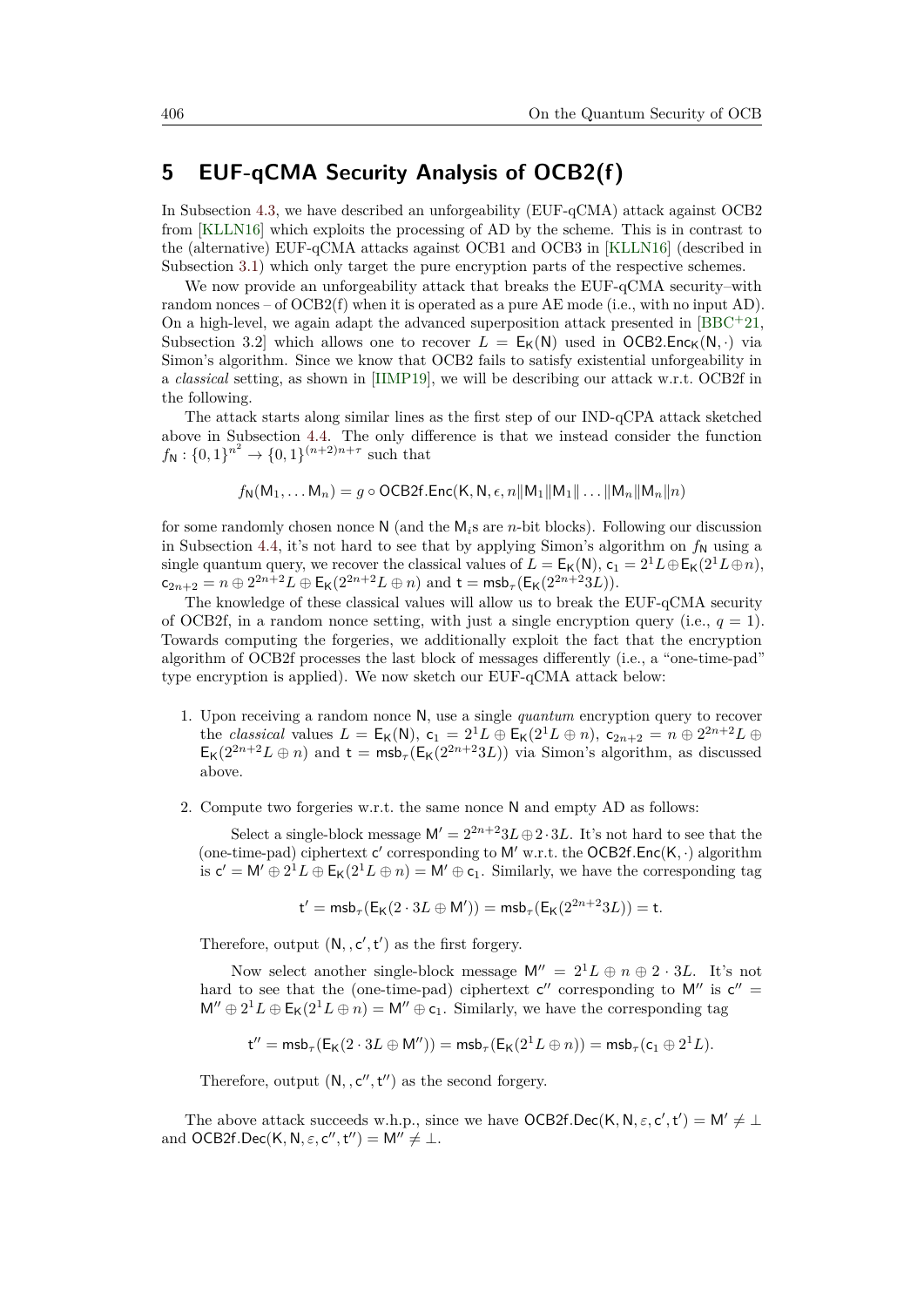# 5 EUF-qCMA Security Analysis of OCB2(f)

In Subsection 4.3, we have described an unforgeability (EUF-qCMA) attack against OCB2 from [KLLN16] which exploits the processing of AD by the scheme. This is in contrast to the (alternative) EUF-qCMA attacks against OCB1 and OCB3 in [KLLN16] (described in Subsection 3.1) which only target the pure encryption parts of the respective schemes.

We now provide an unforgeability attack that breaks the EUF-qCMA security–with random nonces – of OCB2(f) when it is operated as a pure AE mode (i.e., with no input AD). On a high-level, we again adapt the advanced superposition attack presented in [BBC+21, Subsection 3.2] which allows one to recover $L = \mathsf{E}_\mathsf{K}(\mathsf{N})$ used in $\mathsf{OCB2.Enc}_\mathsf{K}(\mathsf{N}, \cdot)$ via Simon's algorithm. Since we know that OCB2 fails to satisfy existential unforgeability in a *classical* setting, as shown in [IIMP19], we will be describing our attack w.r.t. OCB2f in the following.

The attack starts along similar lines as the first step of our IND-qCPA attack sketched above in Subsection 4.4. The only difference is that we instead consider the function $f_\mathsf{N} : \{0,1\}^{n^2} \rightarrow \{0,1\}^{(n+2)n+\tau}$ such that

$$f_\mathsf{N}(\mathsf{M}_1, \ldots \mathsf{M}_n) = g \circ \mathsf{OCB2f.Enc}(\mathsf{K}, \mathsf{N}, \epsilon, n \| \mathsf{M}_1 \| \mathsf{M}_1 \| \ldots \| \mathsf{M}_n \| \mathsf{M}_n \| n)$$

for some randomly chosen nonce $\mathsf{N}$ (and the $\mathsf{M}_i$s are $n$-bit blocks). Following our discussion in Subsection 4.4, it's not hard to see that by applying Simon's algorithm on $f_\mathsf{N}$ using a single quantum query, we recover the classical values of $L = \mathsf{E}_\mathsf{K}(\mathsf{N})$, $\mathsf{c}_1 = 2^1 L \oplus \mathsf{E}_\mathsf{K}(2^1 L \oplus n)$, $\mathsf{c}_{2n+2} = n \oplus 2^{2n+2} L \oplus \mathsf{E}_\mathsf{K}(2^{2n+2} L \oplus n)$ and $\mathsf{t} = \mathsf{msb}_\tau(\mathsf{E}_\mathsf{K}(2^{2n+2} 3L))$.

The knowledge of these classical values will allow us to break the EUF-qCMA security of OCB2f, in a random nonce setting, with just a single encryption query (i.e., $q = 1$). Towards computing the forgeries, we additionally exploit the fact that the encryption algorithm of OCB2f processes the last block of messages differently (i.e., a "one-time-pad" type encryption is applied). We now sketch our EUF-qCMA attack below:

1. Upon receiving a random nonce $\mathsf{N}$, use a single *quantum* encryption query to recover the *classical* values $L = \mathsf{E}_\mathsf{K}(\mathsf{N})$, $\mathsf{c}_1 = 2^1 L \oplus \mathsf{E}_\mathsf{K}(2^1 L \oplus n)$, $\mathsf{c}_{2n+2} = n \oplus 2^{2n+2} L \oplus \mathsf{E}_\mathsf{K}(2^{2n+2} L \oplus n)$ and $\mathsf{t} = \mathsf{msb}_\tau(\mathsf{E}_\mathsf{K}(2^{2n+2} 3L))$ via Simon's algorithm, as discussed above.

2. Compute two forgeries w.r.t. the same nonce $\mathsf{N}$ and empty AD as follows:

   Select a single-block message $\mathsf{M}' = 2^{2n+2} 3L \oplus 2 \cdot 3L$. It's not hard to see that the (one-time-pad) ciphertext $\mathsf{c}'$ corresponding to $\mathsf{M}'$ w.r.t. the $\mathsf{OCB2f.Enc}(\mathsf{K}, \cdot)$ algorithm is $\mathsf{c}' = \mathsf{M}' \oplus 2^1 L \oplus \mathsf{E}_\mathsf{K}(2^1 L \oplus n) = \mathsf{M}' \oplus \mathsf{c}_1$. Similarly, we have the corresponding tag

   $$\mathsf{t}' = \mathsf{msb}_\tau(\mathsf{E}_\mathsf{K}(2 \cdot 3L \oplus \mathsf{M}')) = \mathsf{msb}_\tau(\mathsf{E}_\mathsf{K}(2^{2n+2} 3L)) = \mathsf{t}.$$

   Therefore, output $(\mathsf{N}, , \mathsf{c}', \mathsf{t}')$ as the first forgery.

   Now select another single-block message $\mathsf{M}'' = 2^1 L \oplus n \oplus 2 \cdot 3L$. It's not hard to see that the (one-time-pad) ciphertext $\mathsf{c}''$ corresponding to $\mathsf{M}''$ is $\mathsf{c}'' = \mathsf{M}'' \oplus 2^1 L \oplus \mathsf{E}_\mathsf{K}(2^1 L \oplus n) = \mathsf{M}'' \oplus \mathsf{c}_1$. Similarly, we have the corresponding tag

   $$\mathsf{t}'' = \mathsf{msb}_\tau(\mathsf{E}_\mathsf{K}(2 \cdot 3L \oplus \mathsf{M}'')) = \mathsf{msb}_\tau(\mathsf{E}_\mathsf{K}(2^1 L \oplus n)) = \mathsf{msb}_\tau(\mathsf{c}_1 \oplus 2^1 L).$$

   Therefore, output $(\mathsf{N}, , \mathsf{c}'', \mathsf{t}'')$ as the second forgery.

The above attack succeeds w.h.p., since we have $\mathsf{OCB2f.Dec}(\mathsf{K}, \mathsf{N}, \varepsilon, \mathsf{c}', \mathsf{t}') = \mathsf{M}' \neq \bot$ and $\mathsf{OCB2f.Dec}(\mathsf{K}, \mathsf{N}, \varepsilon, \mathsf{c}'', \mathsf{t}'') = \mathsf{M}'' \neq \bot$.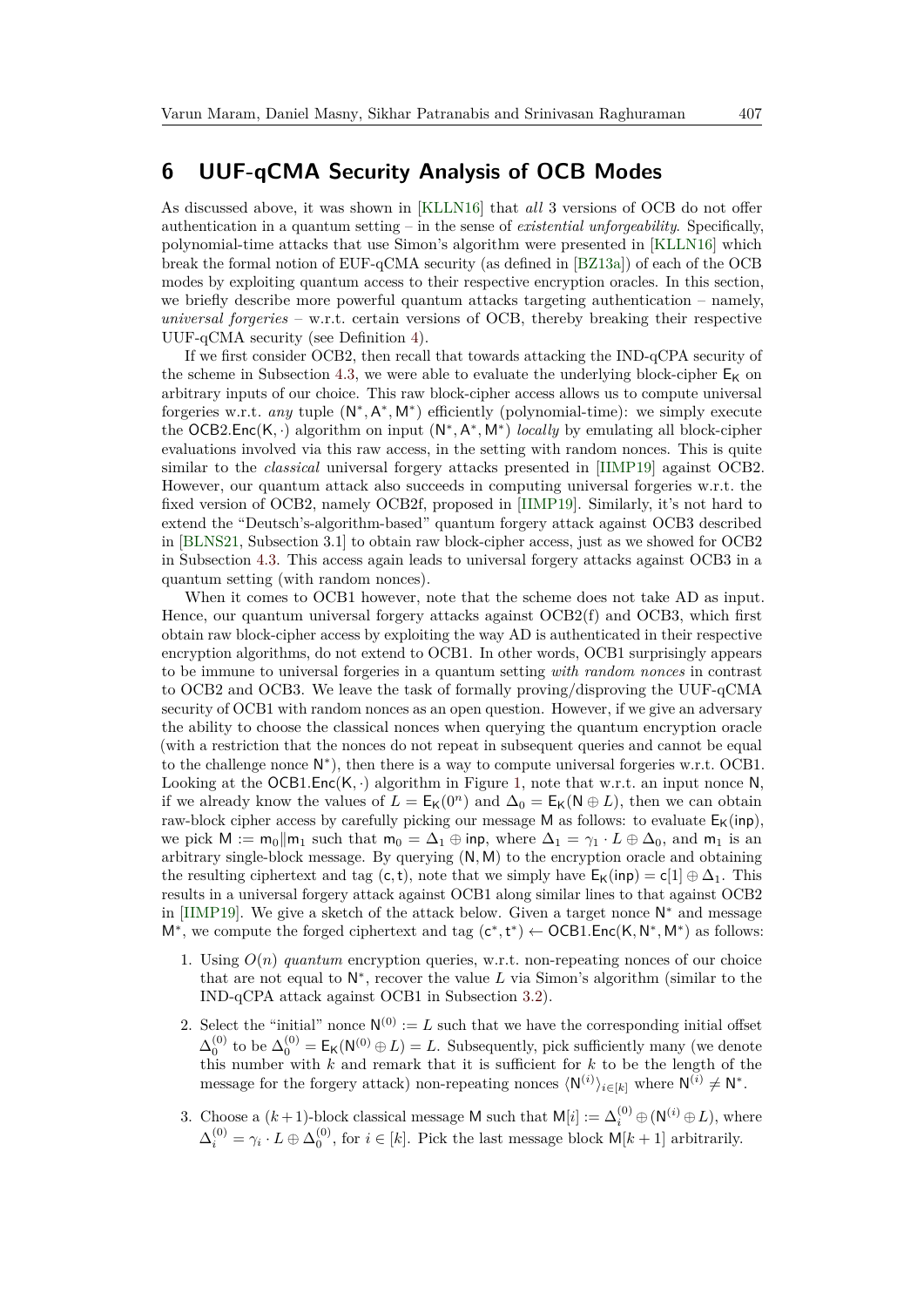## 6 UUF-qCMA Security Analysis of OCB Modes

As discussed above, it was shown in [KLLN16] that *all* 3 versions of OCB do not offer authentication in a quantum setting – in the sense of *existential unforgeability*. Specifically, polynomial-time attacks that use Simon's algorithm were presented in [KLLN16] which break the formal notion of EUF-qCMA security (as defined in [BZ13a]) of each of the OCB modes by exploiting quantum access to their respective encryption oracles. In this section, we briefly describe more powerful quantum attacks targeting authentication – namely, *universal forgeries* – w.r.t. certain versions of OCB, thereby breaking their respective UUF-qCMA security (see Definition 4).

If we first consider OCB2, then recall that towards attacking the IND-qCPA security of the scheme in Subsection 4.3, we were able to evaluate the underlying block-cipher $\mathsf{E}_\mathsf{K}$ on arbitrary inputs of our choice. This raw block-cipher access allows us to compute universal forgeries w.r.t. *any* tuple $(\mathsf{N}^*, \mathsf{A}^*, \mathsf{M}^*)$ efficiently (polynomial-time): we simply execute the $\mathsf{OCB2.Enc}(\mathsf{K}, \cdot)$ algorithm on input $(\mathsf{N}^*, \mathsf{A}^*, \mathsf{M}^*)$ *locally* by emulating all block-cipher evaluations involved via this raw access, in the setting with random nonces. This is quite similar to the *classical* universal forgery attacks presented in [IIMP19] against OCB2. However, our quantum attack also succeeds in computing universal forgeries w.r.t. the fixed version of OCB2, namely OCB2f, proposed in [IIMP19]. Similarly, it's not hard to extend the "Deutsch's-algorithm-based" quantum forgery attack against OCB3 described in [BLNS21, Subsection 3.1] to obtain raw block-cipher access, just as we showed for OCB2 in Subsection 4.3. This access again leads to universal forgery attacks against OCB3 in a quantum setting (with random nonces).

When it comes to OCB1 however, note that the scheme does not take AD as input. Hence, our quantum universal forgery attacks against OCB2(f) and OCB3, which first obtain raw block-cipher access by exploiting the way AD is authenticated in their respective encryption algorithms, do not extend to OCB1. In other words, OCB1 surprisingly appears to be immune to universal forgeries in a quantum setting *with random nonces* in contrast to OCB2 and OCB3. We leave the task of formally proving/disproving the UUF-qCMA security of OCB1 with random nonces as an open question. However, if we give an adversary the ability to choose the classical nonces when querying the quantum encryption oracle (with a restriction that the nonces do not repeat in subsequent queries and cannot be equal to the challenge nonce $\mathsf{N}^*$), then there is a way to compute universal forgeries w.r.t. OCB1. Looking at the $\mathsf{OCB1.Enc}(\mathsf{K}, \cdot)$ algorithm in Figure 1, note that w.r.t. an input nonce $\mathsf{N}$, if we already know the values of $L = \mathsf{E}_\mathsf{K}(0^n)$ and $\Delta_0 = \mathsf{E}_\mathsf{K}(\mathsf{N} \oplus L)$, then we can obtain raw-block cipher access by carefully picking our message $\mathsf{M}$ as follows: to evaluate $\mathsf{E}_\mathsf{K}(\mathsf{inp})$, we pick $\mathsf{M} := \mathsf{m}_0 \| \mathsf{m}_1$ such that $\mathsf{m}_0 = \Delta_1 \oplus \mathsf{inp}$, where $\Delta_1 = \gamma_1 \cdot L \oplus \Delta_0$, and $\mathsf{m}_1$ is an arbitrary single-block message. By querying $(\mathsf{N}, \mathsf{M})$ to the encryption oracle and obtaining the resulting ciphertext and tag $(\mathsf{c}, \mathsf{t})$, note that we simply have $\mathsf{E}_\mathsf{K}(\mathsf{inp}) = \mathsf{c}[1] \oplus \Delta_1$. This results in a universal forgery attack against OCB1 along similar lines to that against OCB2 in [IIMP19]. We give a sketch of the attack below. Given a target nonce $\mathsf{N}^*$ and message $\mathsf{M}^*$, we compute the forged ciphertext and tag $(\mathsf{c}^*, \mathsf{t}^*) \leftarrow \mathsf{OCB1.Enc}(\mathsf{K}, \mathsf{N}^*, \mathsf{M}^*)$ as follows:

1. Using $O(n)$ *quantum* encryption queries, w.r.t. non-repeating nonces of our choice that are not equal to $\mathsf{N}^*$, recover the value $L$ via Simon's algorithm (similar to the IND-qCPA attack against OCB1 in Subsection 3.2).
2. Select the "initial" nonce $\mathsf{N}^{(0)} := L$ such that we have the corresponding initial offset $\Delta_0^{(0)}$ to be $\Delta_0^{(0)} = \mathsf{E}_\mathsf{K}(\mathsf{N}^{(0)} \oplus L) = L$. Subsequently, pick sufficiently many (we denote this number with $k$ and remark that it is sufficient for $k$ to be the length of the message for the forgery attack) non-repeating nonces $\langle \mathsf{N}^{(i)} \rangle_{i \in [k]}$ where $\mathsf{N}^{(i)} \neq \mathsf{N}^*$.
3. Choose a $(k+1)$-block classical message $\mathsf{M}$ such that $\mathsf{M}[i] := \Delta_i^{(0)} \oplus (\mathsf{N}^{(i)} \oplus L)$, where $\Delta_i^{(0)} = \gamma_i \cdot L \oplus \Delta_0^{(0)}$, for $i \in [k]$. Pick the last message block $\mathsf{M}[k+1]$ arbitrarily.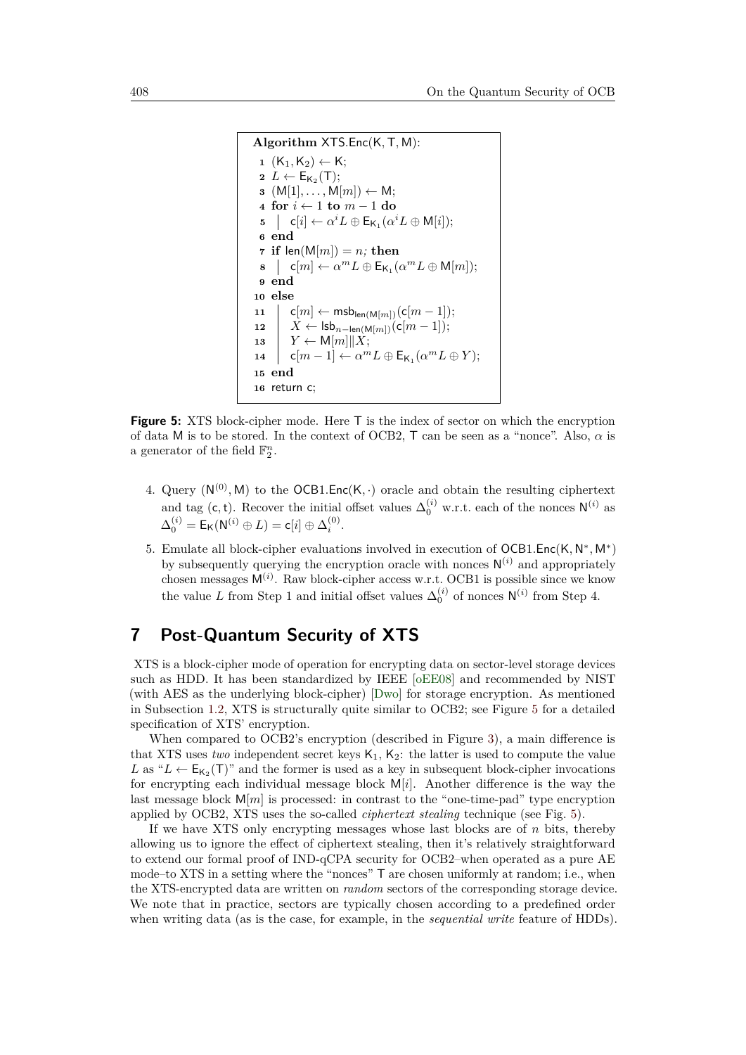```
Algorithm XTS.Enc(K, T, M):
1  (K_1, K_2) ← K;
2  L ← E_{K_2}(T);
3  (M[1], ..., M[m]) ← M;
4  for i ← 1 to m − 1 do
5  |  c[i] ← α^i L ⊕ E_{K_1}(α^i L ⊕ M[i]);
6  end
7  if len(M[m]) = n; then
8  |  c[m] ← α^m L ⊕ E_{K_1}(α^m L ⊕ M[m]);
9  end
10 else
11 |  c[m] ← msb_{len(M[m])}(c[m − 1]);
12 |  X ← lsb_{n−len(M[m])}(c[m − 1]);
13 |  Y ← M[m]||X;
14 |  c[m − 1] ← α^m L ⊕ E_{K_1}(α^m L ⊕ Y);
15 end
16 return c;
```

**Figure 5:** XTS block-cipher mode. Here $\mathsf{T}$ is the index of sector on which the encryption of data $\mathsf{M}$ is to be stored. In the context of OCB2, $\mathsf{T}$ can be seen as a "nonce". Also, $\alpha$ is a generator of the field $\mathbb{F}_2^n$.

4. Query $(\mathsf{N}^{(0)}, \mathsf{M})$ to the $\mathsf{OCB1.Enc}(\mathsf{K}, \cdot)$ oracle and obtain the resulting ciphertext and tag $(\mathsf{c}, \mathsf{t})$. Recover the initial offset values $\Delta_0^{(i)}$ w.r.t. each of the nonces $\mathsf{N}^{(i)}$ as $\Delta_0^{(i)} = \mathsf{E}_\mathsf{K}(\mathsf{N}^{(i)} \oplus L) = \mathsf{c}[i] \oplus \Delta_i^{(0)}$.
5. Emulate all block-cipher evaluations involved in execution of $\mathsf{OCB1.Enc}(\mathsf{K}, \mathsf{N}^*, \mathsf{M}^*)$ by subsequently querying the encryption oracle with nonces $\mathsf{N}^{(i)}$ and appropriately chosen messages $\mathsf{M}^{(i)}$. Raw block-cipher access w.r.t. OCB1 is possible since we know the value $L$ from Step 1 and initial offset values $\Delta_0^{(i)}$ of nonces $\mathsf{N}^{(i)}$ from Step 4.

# 7 Post-Quantum Security of XTS

XTS is a block-cipher mode of operation for encrypting data on sector-level storage devices such as HDD. It has been standardized by IEEE [oEE08] and recommended by NIST (with AES as the underlying block-cipher) [Dwo] for storage encryption. As mentioned in Subsection 1.2, XTS is structurally quite similar to OCB2; see Figure 5 for a detailed specification of XTS' encryption.

When compared to OCB2's encryption (described in Figure 3), a main difference is that XTS uses *two* independent secret keys $\mathsf{K}_1$, $\mathsf{K}_2$: the latter is used to compute the value $L$ as "$L \leftarrow \mathsf{E}_{\mathsf{K}_2}(\mathsf{T})$" and the former is used as a key in subsequent block-cipher invocations for encrypting each individual message block $\mathsf{M}[i]$. Another difference is the way the last message block $\mathsf{M}[m]$ is processed: in contrast to the "one-time-pad" type encryption applied by OCB2, XTS uses the so-called *ciphertext stealing* technique (see Fig. 5).

If we have XTS only encrypting messages whose last blocks are of $n$ bits, thereby allowing us to ignore the effect of ciphertext stealing, then it's relatively straightforward to extend our formal proof of IND-qCPA security for OCB2–when operated as a pure AE mode–to XTS in a setting where the "nonces" $\mathsf{T}$ are chosen uniformly at random; i.e., when the XTS-encrypted data are written on *random* sectors of the corresponding storage device. We note that in practice, sectors are typically chosen according to a predefined order when writing data (as is the case, for example, in the *sequential write* feature of HDDs).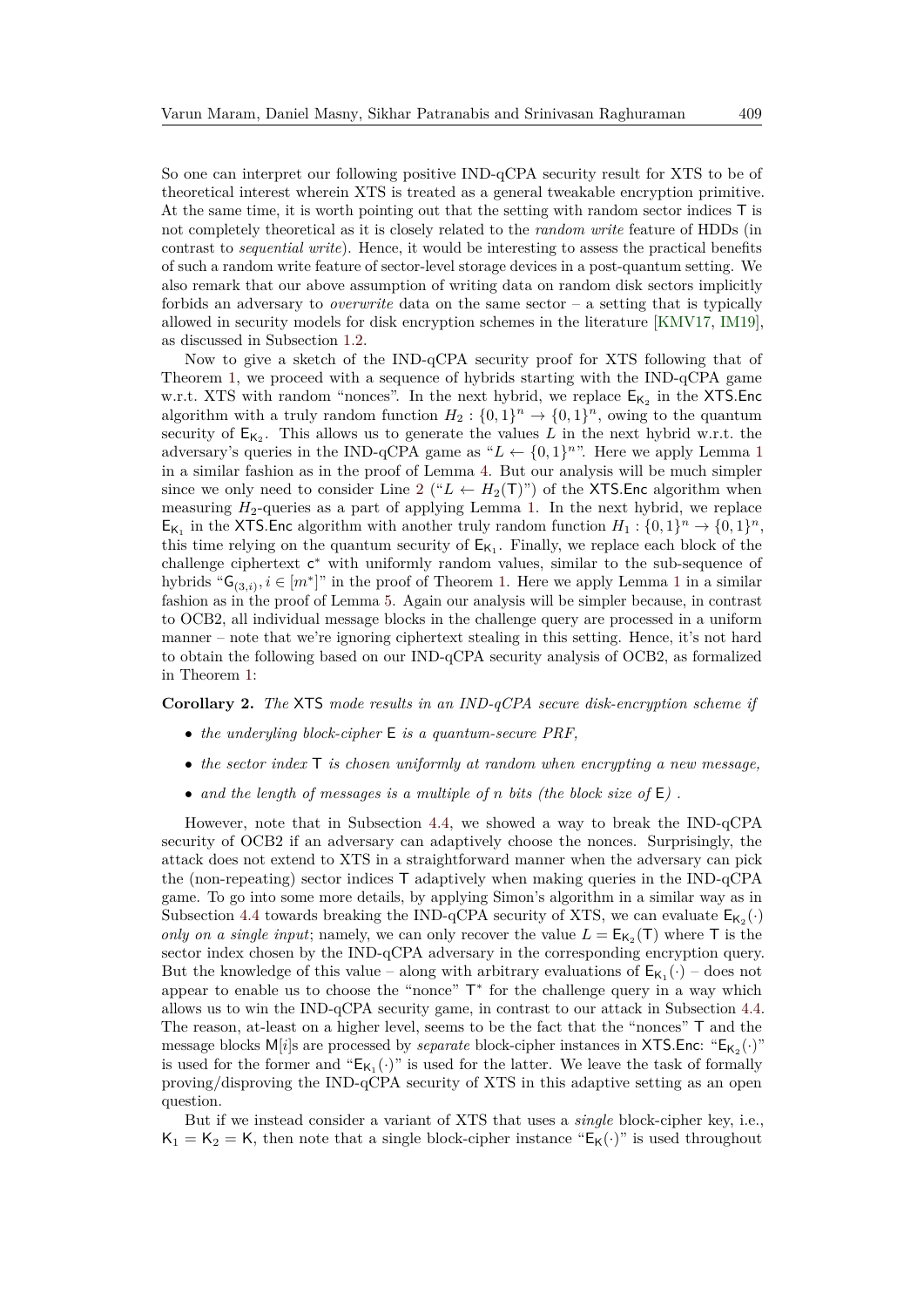So one can interpret our following positive IND-qCPA security result for XTS to be of theoretical interest wherein XTS is treated as a general tweakable encryption primitive. At the same time, it is worth pointing out that the setting with random sector indices $\mathsf{T}$ is not completely theoretical as it is closely related to the *random write* feature of HDDs (in contrast to *sequential write*). Hence, it would be interesting to assess the practical benefits of such a random write feature of sector-level storage devices in a post-quantum setting. We also remark that our above assumption of writing data on random disk sectors implicitly forbids an adversary to *overwrite* data on the same sector – a setting that is typically allowed in security models for disk encryption schemes in the literature [KMV17, IM19], as discussed in Subsection 1.2.

Now to give a sketch of the IND-qCPA security proof for XTS following that of Theorem 1, we proceed with a sequence of hybrids starting with the IND-qCPA game w.r.t. XTS with random "nonces". In the next hybrid, we replace $\mathsf{E}_{\mathsf{K}_2}$ in the $\mathsf{XTS.Enc}$ algorithm with a truly random function $H_2 : \{0,1\}^n \to \{0,1\}^n$, owing to the quantum security of $\mathsf{E}_{\mathsf{K}_2}$. This allows us to generate the values $L$ in the next hybrid w.r.t. the adversary's queries in the IND-qCPA game as "$L \leftarrow \{0,1\}^n$". Here we apply Lemma 1 in a similar fashion as in the proof of Lemma 4. But our analysis will be much simpler since we only need to consider Line 2 ("$L \leftarrow H_2(\mathsf{T})$") of the $\mathsf{XTS.Enc}$ algorithm when measuring $H_2$-queries as a part of applying Lemma 1. In the next hybrid, we replace $\mathsf{E}_{\mathsf{K}_1}$ in the $\mathsf{XTS.Enc}$ algorithm with another truly random function $H_1 : \{0,1\}^n \to \{0,1\}^n$, this time relying on the quantum security of $\mathsf{E}_{\mathsf{K}_1}$. Finally, we replace each block of the challenge ciphertext $\mathsf{c}^*$ with uniformly random values, similar to the sub-sequence of hybrids "$\mathsf{G}_{(3,i)}, i \in [m^*]$" in the proof of Theorem 1. Here we apply Lemma 1 in a similar fashion as in the proof of Lemma 5. Again our analysis will be simpler because, in contrast to OCB2, all individual message blocks in the challenge query are processed in a uniform manner – note that we're ignoring ciphertext stealing in this setting. Hence, it's not hard to obtain the following based on our IND-qCPA security analysis of OCB2, as formalized in Theorem 1:

**Corollary 2.** *The* $\mathsf{XTS}$ *mode results in an IND-qCPA secure disk-encryption scheme if*

- *the underlying block-cipher* $\mathsf{E}$ *is a quantum-secure PRF,*
- *the sector index* $\mathsf{T}$ *is chosen uniformly at random when encrypting a new message,*
- *and the length of messages is a multiple of* $n$ *bits (the block size of* $\mathsf{E}$*) .*

However, note that in Subsection 4.4, we showed a way to break the IND-qCPA security of OCB2 if an adversary can adaptively choose the nonces. Surprisingly, the attack does not extend to XTS in a straightforward manner when the adversary can pick the (non-repeating) sector indices $\mathsf{T}$ adaptively when making queries in the IND-qCPA game. To go into some more details, by applying Simon's algorithm in a similar way as in Subsection 4.4 towards breaking the IND-qCPA security of XTS, we can evaluate $\mathsf{E}_{\mathsf{K}_2}(\cdot)$ *only on a single input*; namely, we can only recover the value $L = \mathsf{E}_{\mathsf{K}_2}(\mathsf{T})$ where $\mathsf{T}$ is the sector index chosen by the IND-qCPA adversary in the corresponding encryption query. But the knowledge of this value – along with arbitrary evaluations of $\mathsf{E}_{\mathsf{K}_1}(\cdot)$ – does not appear to enable us to choose the "nonce" $\mathsf{T}^*$ for the challenge query in a way which allows us to win the IND-qCPA security game, in contrast to our attack in Subsection 4.4. The reason, at-least on a higher level, seems to be the fact that the "nonces" $\mathsf{T}$ and the message blocks $\mathsf{M}[i]$s are processed by *separate* block-cipher instances in $\mathsf{XTS.Enc}$: "$\mathsf{E}_{\mathsf{K}_2}(\cdot)$" is used for the former and "$\mathsf{E}_{\mathsf{K}_1}(\cdot)$" is used for the latter. We leave the task of formally proving/disproving the IND-qCPA security of XTS in this adaptive setting as an open question.

But if we instead consider a variant of XTS that uses a *single* block-cipher key, i.e., $\mathsf{K}_1 = \mathsf{K}_2 = \mathsf{K}$, then note that a single block-cipher instance "$\mathsf{E}_{\mathsf{K}}(\cdot)$" is used throughout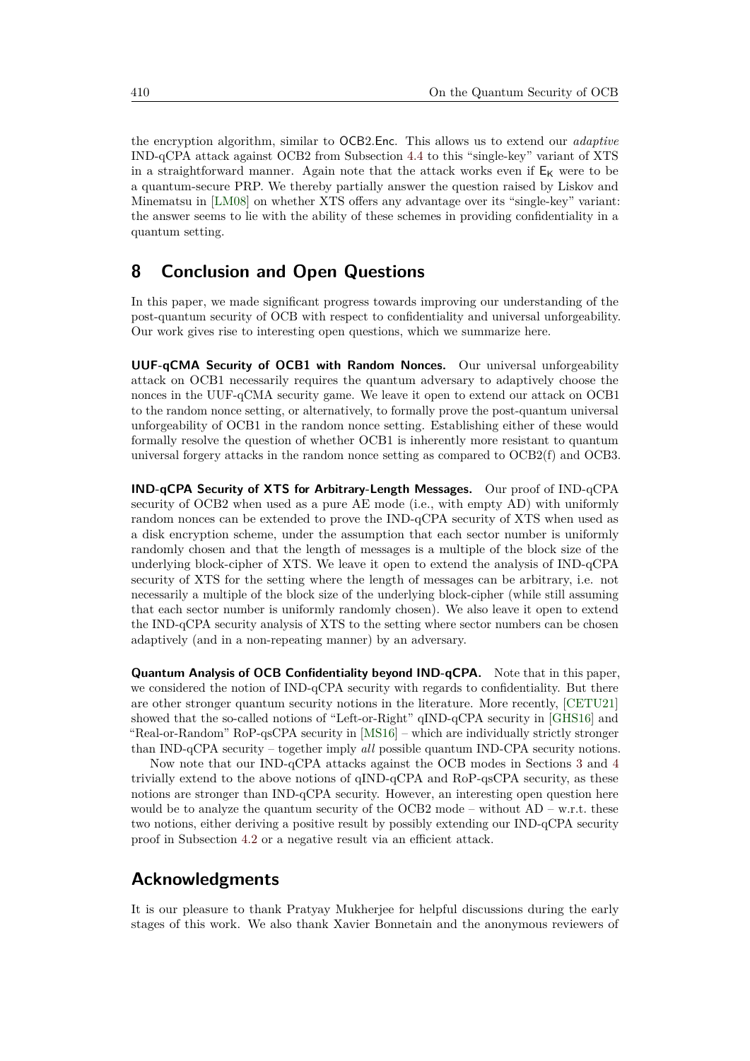the encryption algorithm, similar to OCB2.Enc. This allows us to extend our *adaptive* IND-qCPA attack against OCB2 from Subsection 4.4 to this "single-key" variant of XTS in a straightforward manner. Again note that the attack works even if $E_K$ were to be a quantum-secure PRP. We thereby partially answer the question raised by Liskov and Minematsu in [LM08] on whether XTS offers any advantage over its "single-key" variant: the answer seems to lie with the ability of these schemes in providing confidentiality in a quantum setting.

## 8 Conclusion and Open Questions

In this paper, we made significant progress towards improving our understanding of the post-quantum security of OCB with respect to confidentiality and universal unforgeability. Our work gives rise to interesting open questions, which we summarize here.

**UUF-qCMA Security of OCB1 with Random Nonces.** Our universal unforgeability attack on OCB1 necessarily requires the quantum adversary to adaptively choose the nonces in the UUF-qCMA security game. We leave it open to extend our attack on OCB1 to the random nonce setting, or alternatively, to formally prove the post-quantum universal unforgeability of OCB1 in the random nonce setting. Establishing either of these would formally resolve the question of whether OCB1 is inherently more resistant to quantum universal forgery attacks in the random nonce setting as compared to OCB2(f) and OCB3.

**IND-qCPA Security of XTS for Arbitrary-Length Messages.** Our proof of IND-qCPA security of OCB2 when used as a pure AE mode (i.e., with empty AD) with uniformly random nonces can be extended to prove the IND-qCPA security of XTS when used as a disk encryption scheme, under the assumption that each sector number is uniformly randomly chosen and that the length of messages is a multiple of the block size of the underlying block-cipher of XTS. We leave it open to extend the analysis of IND-qCPA security of XTS for the setting where the length of messages can be arbitrary, i.e. not necessarily a multiple of the block size of the underlying block-cipher (while still assuming that each sector number is uniformly randomly chosen). We also leave it open to extend the IND-qCPA security analysis of XTS to the setting where sector numbers can be chosen adaptively (and in a non-repeating manner) by an adversary.

**Quantum Analysis of OCB Confidentiality beyond IND-qCPA.** Note that in this paper, we considered the notion of IND-qCPA security with regards to confidentiality. But there are other stronger quantum security notions in the literature. More recently, [CETU21] showed that the so-called notions of "Left-or-Right" qIND-qCPA security in [GHS16] and "Real-or-Random" RoP-qsCPA security in [MS16] – which are individually strictly stronger than IND-qCPA security – together imply *all* possible quantum IND-CPA security notions.

Now note that our IND-qCPA attacks against the OCB modes in Sections 3 and 4 trivially extend to the above notions of qIND-qCPA and RoP-qsCPA security, as these notions are stronger than IND-qCPA security. However, an interesting open question here would be to analyze the quantum security of the OCB2 mode – without AD – w.r.t. these two notions, either deriving a positive result by possibly extending our IND-qCPA security proof in Subsection 4.2 or a negative result via an efficient attack.

## Acknowledgments

It is our pleasure to thank Pratyay Mukherjee for helpful discussions during the early stages of this work. We also thank Xavier Bonnetain and the anonymous reviewers of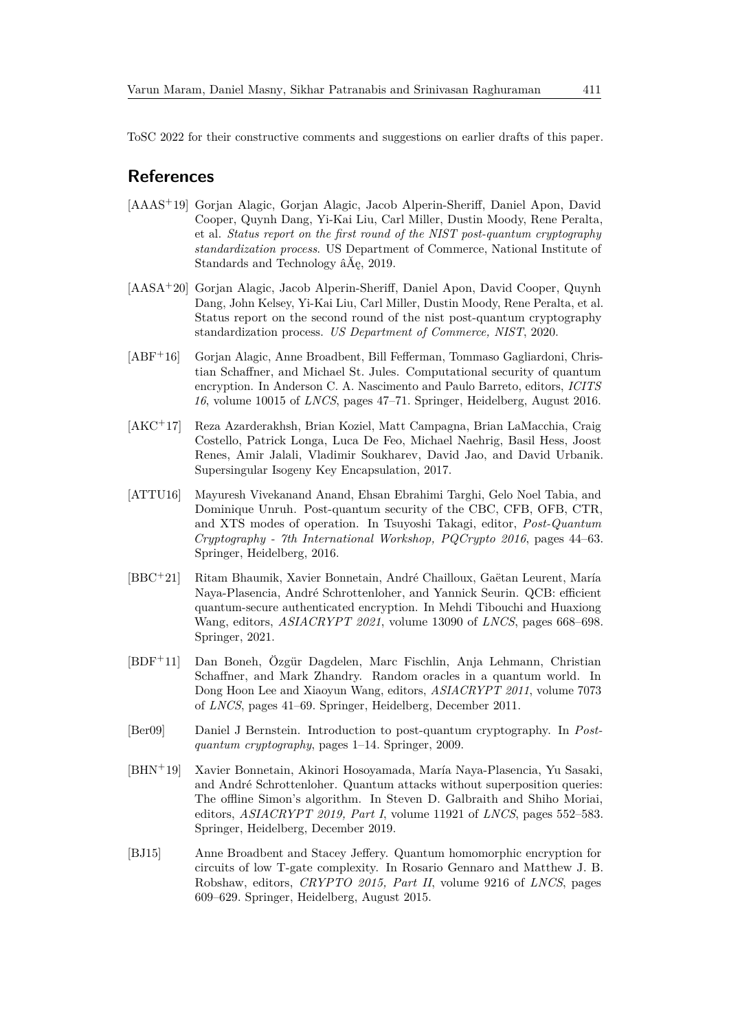ToSC 2022 for their constructive comments and suggestions on earlier drafts of this paper.

## References

[AAAS+19] Gorjan Alagic, Gorjan Alagic, Jacob Alperin-Sheriff, Daniel Apon, David Cooper, Quynh Dang, Yi-Kai Liu, Carl Miller, Dustin Moody, Rene Peralta, et al. *Status report on the first round of the NIST post-quantum cryptography standardization process*. US Department of Commerce, National Institute of Standards and Technology âĂę, 2019.

[AASA+20] Gorjan Alagic, Jacob Alperin-Sheriff, Daniel Apon, David Cooper, Quynh Dang, John Kelsey, Yi-Kai Liu, Carl Miller, Dustin Moody, Rene Peralta, et al. Status report on the second round of the nist post-quantum cryptography standardization process. *US Department of Commerce, NIST*, 2020.

[ABF+16] Gorjan Alagic, Anne Broadbent, Bill Fefferman, Tommaso Gagliardoni, Christian Schaffner, and Michael St. Jules. Computational security of quantum encryption. In Anderson C. A. Nascimento and Paulo Barreto, editors, *ICITS 16*, volume 10015 of *LNCS*, pages 47–71. Springer, Heidelberg, August 2016.

[AKC+17] Reza Azarderakhsh, Brian Koziel, Matt Campagna, Brian LaMacchia, Craig Costello, Patrick Longa, Luca De Feo, Michael Naehrig, Basil Hess, Joost Renes, Amir Jalali, Vladimir Soukharev, David Jao, and David Urbanik. Supersingular Isogeny Key Encapsulation, 2017.

[ATTU16] Mayuresh Vivekanand Anand, Ehsan Ebrahimi Targhi, Gelo Noel Tabia, and Dominique Unruh. Post-quantum security of the CBC, CFB, OFB, CTR, and XTS modes of operation. In Tsuyoshi Takagi, editor, *Post-Quantum Cryptography - 7th International Workshop, PQCrypto 2016*, pages 44–63. Springer, Heidelberg, 2016.

[BBC+21] Ritam Bhaumik, Xavier Bonnetain, André Chailloux, Gaëtan Leurent, María Naya-Plasencia, André Schrottenloher, and Yannick Seurin. QCB: efficient quantum-secure authenticated encryption. In Mehdi Tibouchi and Huaxiong Wang, editors, *ASIACRYPT 2021*, volume 13090 of *LNCS*, pages 668–698. Springer, 2021.

[BDF+11] Dan Boneh, Özgür Dagdelen, Marc Fischlin, Anja Lehmann, Christian Schaffner, and Mark Zhandry. Random oracles in a quantum world. In Dong Hoon Lee and Xiaoyun Wang, editors, *ASIACRYPT 2011*, volume 7073 of *LNCS*, pages 41–69. Springer, Heidelberg, December 2011.

[Ber09] Daniel J Bernstein. Introduction to post-quantum cryptography. In *Post-quantum cryptography*, pages 1–14. Springer, 2009.

[BHN+19] Xavier Bonnetain, Akinori Hosoyamada, María Naya-Plasencia, Yu Sasaki, and André Schrottenloher. Quantum attacks without superposition queries: The offline Simon's algorithm. In Steven D. Galbraith and Shiho Moriai, editors, *ASIACRYPT 2019, Part I*, volume 11921 of *LNCS*, pages 552–583. Springer, Heidelberg, December 2019.

[BJ15] Anne Broadbent and Stacey Jeffery. Quantum homomorphic encryption for circuits of low T-gate complexity. In Rosario Gennaro and Matthew J. B. Robshaw, editors, *CRYPTO 2015, Part II*, volume 9216 of *LNCS*, pages 609–629. Springer, Heidelberg, August 2015.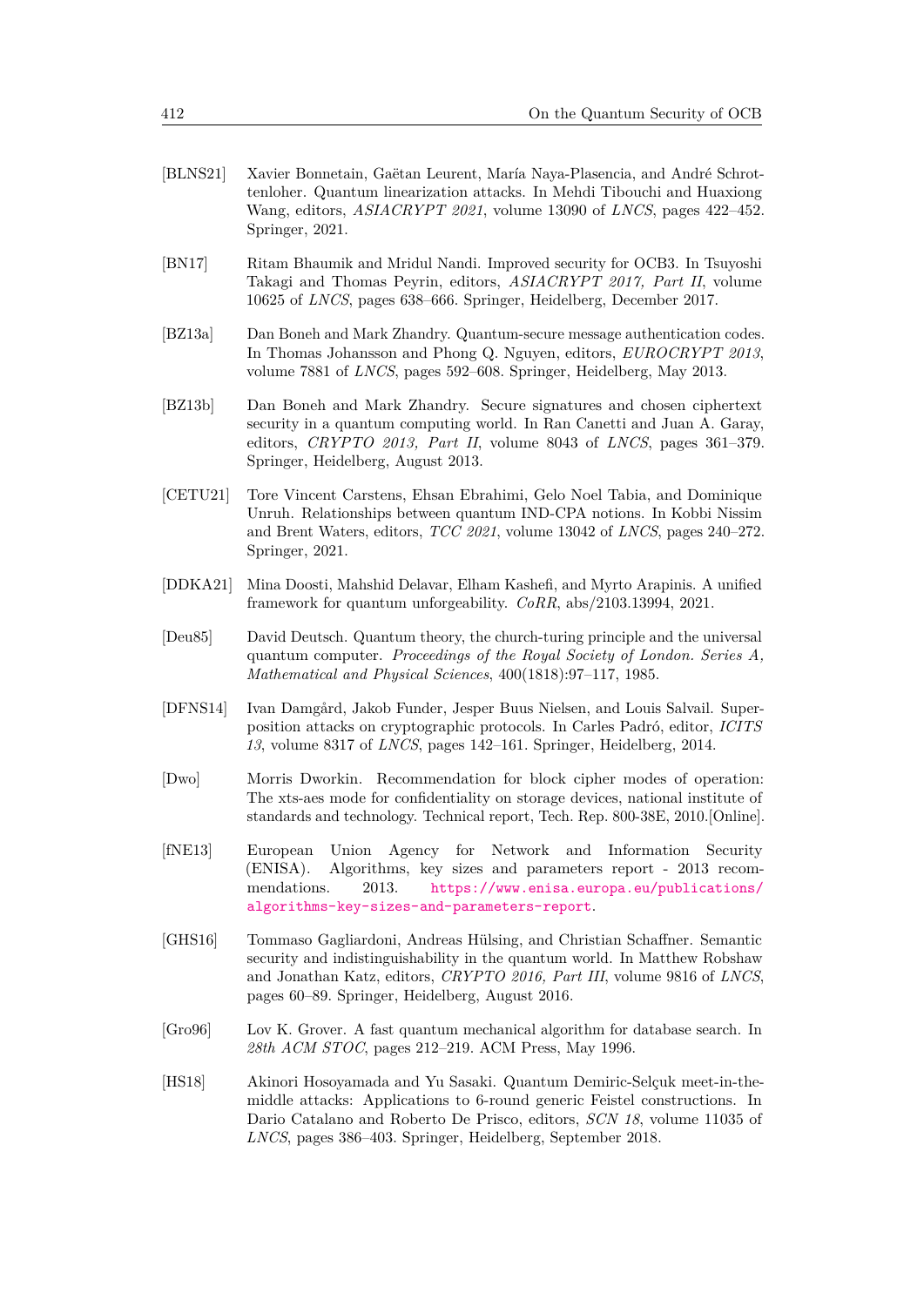[BLNS21] Xavier Bonnetain, Gaëtan Leurent, María Naya-Plasencia, and André Schrottenloher. Quantum linearization attacks. In Mehdi Tibouchi and Huaxiong Wang, editors, *ASIACRYPT 2021*, volume 13090 of *LNCS*, pages 422–452. Springer, 2021.

[BN17] Ritam Bhaumik and Mridul Nandi. Improved security for OCB3. In Tsuyoshi Takagi and Thomas Peyrin, editors, *ASIACRYPT 2017, Part II*, volume 10625 of *LNCS*, pages 638–666. Springer, Heidelberg, December 2017.

[BZ13a] Dan Boneh and Mark Zhandry. Quantum-secure message authentication codes. In Thomas Johansson and Phong Q. Nguyen, editors, *EUROCRYPT 2013*, volume 7881 of *LNCS*, pages 592–608. Springer, Heidelberg, May 2013.

[BZ13b] Dan Boneh and Mark Zhandry. Secure signatures and chosen ciphertext security in a quantum computing world. In Ran Canetti and Juan A. Garay, editors, *CRYPTO 2013, Part II*, volume 8043 of *LNCS*, pages 361–379. Springer, Heidelberg, August 2013.

[CETU21] Tore Vincent Carstens, Ehsan Ebrahimi, Gelo Noel Tabia, and Dominique Unruh. Relationships between quantum IND-CPA notions. In Kobbi Nissim and Brent Waters, editors, *TCC 2021*, volume 13042 of *LNCS*, pages 240–272. Springer, 2021.

[DDKA21] Mina Doosti, Mahshid Delavar, Elham Kashefi, and Myrto Arapinis. A unified framework for quantum unforgeability. *CoRR*, abs/2103.13994, 2021.

[Deu85] David Deutsch. Quantum theory, the church-turing principle and the universal quantum computer. *Proceedings of the Royal Society of London. Series A, Mathematical and Physical Sciences*, 400(1818):97–117, 1985.

[DFNS14] Ivan Damgård, Jakob Funder, Jesper Buus Nielsen, and Louis Salvail. Superposition attacks on cryptographic protocols. In Carles Padró, editor, *ICITS 13*, volume 8317 of *LNCS*, pages 142–161. Springer, Heidelberg, 2014.

[Dwo] Morris Dworkin. Recommendation for block cipher modes of operation: The xts-aes mode for confidentiality on storage devices, national institute of standards and technology. Technical report, Tech. Rep. 800-38E, 2010.[Online].

[fNE13] European Union Agency for Network and Information Security (ENISA). Algorithms, key sizes and parameters report - 2013 recommendations. 2013. https://www.enisa.europa.eu/publications/algorithms-key-sizes-and-parameters-report.

[GHS16] Tommaso Gagliardoni, Andreas Hülsing, and Christian Schaffner. Semantic security and indistinguishability in the quantum world. In Matthew Robshaw and Jonathan Katz, editors, *CRYPTO 2016, Part III*, volume 9816 of *LNCS*, pages 60–89. Springer, Heidelberg, August 2016.

[Gro96] Lov K. Grover. A fast quantum mechanical algorithm for database search. In *28th ACM STOC*, pages 212–219. ACM Press, May 1996.

[HS18] Akinori Hosoyamada and Yu Sasaki. Quantum Demiric-Selçuk meet-in-the-middle attacks: Applications to 6-round generic Feistel constructions. In Dario Catalano and Roberto De Prisco, editors, *SCN 18*, volume 11035 of *LNCS*, pages 386–403. Springer, Heidelberg, September 2018.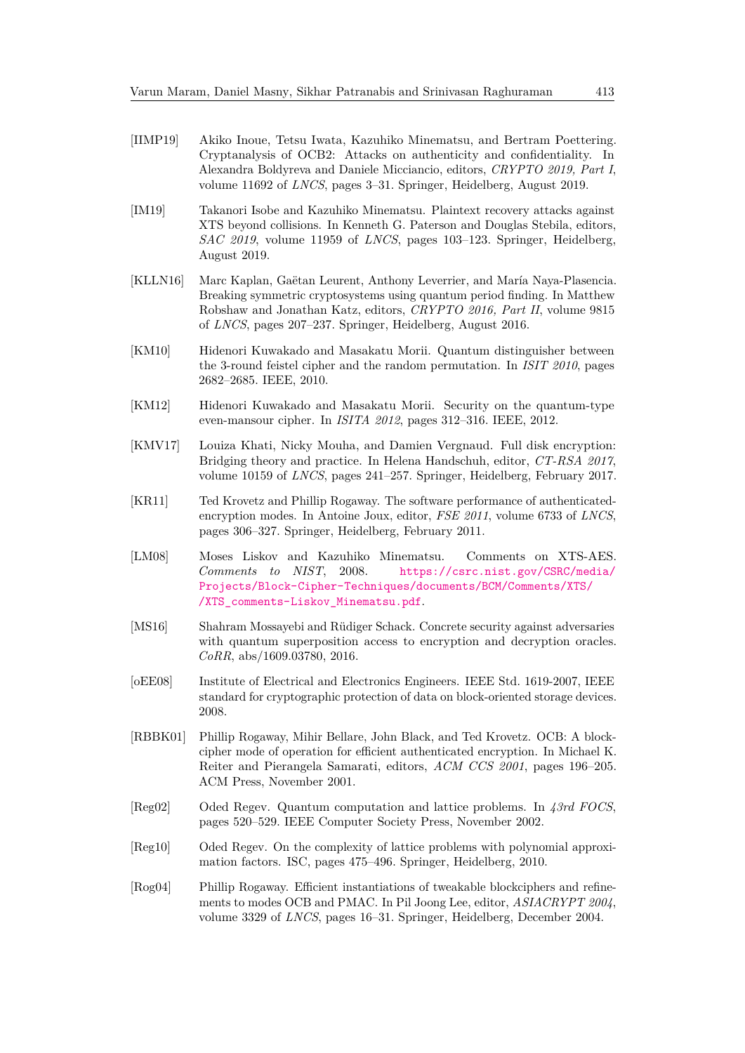[IIMP19] Akiko Inoue, Tetsu Iwata, Kazuhiko Minematsu, and Bertram Poettering. Cryptanalysis of OCB2: Attacks on authenticity and confidentiality. In Alexandra Boldyreva and Daniele Micciancio, editors, *CRYPTO 2019, Part I*, volume 11692 of *LNCS*, pages 3–31. Springer, Heidelberg, August 2019.

[IM19] Takanori Isobe and Kazuhiko Minematsu. Plaintext recovery attacks against XTS beyond collisions. In Kenneth G. Paterson and Douglas Stebila, editors, *SAC 2019*, volume 11959 of *LNCS*, pages 103–123. Springer, Heidelberg, August 2019.

[KLLN16] Marc Kaplan, Gaëtan Leurent, Anthony Leverrier, and María Naya-Plasencia. Breaking symmetric cryptosystems using quantum period finding. In Matthew Robshaw and Jonathan Katz, editors, *CRYPTO 2016, Part II*, volume 9815 of *LNCS*, pages 207–237. Springer, Heidelberg, August 2016.

[KM10] Hidenori Kuwakado and Masakatu Morii. Quantum distinguisher between the 3-round feistel cipher and the random permutation. In *ISIT 2010*, pages 2682–2685. IEEE, 2010.

[KM12] Hidenori Kuwakado and Masakatu Morii. Security on the quantum-type even-mansour cipher. In *ISITA 2012*, pages 312–316. IEEE, 2012.

[KMV17] Louiza Khati, Nicky Mouha, and Damien Vergnaud. Full disk encryption: Bridging theory and practice. In Helena Handschuh, editor, *CT-RSA 2017*, volume 10159 of *LNCS*, pages 241–257. Springer, Heidelberg, February 2017.

[KR11] Ted Krovetz and Phillip Rogaway. The software performance of authenticated-encryption modes. In Antoine Joux, editor, *FSE 2011*, volume 6733 of *LNCS*, pages 306–327. Springer, Heidelberg, February 2011.

[LM08] Moses Liskov and Kazuhiko Minematsu. Comments on XTS-AES. *Comments to NIST*, 2008. https://csrc.nist.gov/CSRC/media/Projects/Block-Cipher-Techniques/documents/BCM/Comments/XTS//XTS_comments-Liskov_Minematsu.pdf.

[MS16] Shahram Mossayebi and Rüdiger Schack. Concrete security against adversaries with quantum superposition access to encryption and decryption oracles. *CoRR*, abs/1609.03780, 2016.

[oEE08] Institute of Electrical and Electronics Engineers. IEEE Std. 1619-2007, IEEE standard for cryptographic protection of data on block-oriented storage devices. 2008.

[RBBK01] Phillip Rogaway, Mihir Bellare, John Black, and Ted Krovetz. OCB: A block-cipher mode of operation for efficient authenticated encryption. In Michael K. Reiter and Pierangela Samarati, editors, *ACM CCS 2001*, pages 196–205. ACM Press, November 2001.

[Reg02] Oded Regev. Quantum computation and lattice problems. In *43rd FOCS*, pages 520–529. IEEE Computer Society Press, November 2002.

[Reg10] Oded Regev. On the complexity of lattice problems with polynomial approximation factors. ISC, pages 475–496. Springer, Heidelberg, 2010.

[Rog04] Phillip Rogaway. Efficient instantiations of tweakable blockciphers and refinements to modes OCB and PMAC. In Pil Joong Lee, editor, *ASIACRYPT 2004*, volume 3329 of *LNCS*, pages 16–31. Springer, Heidelberg, December 2004.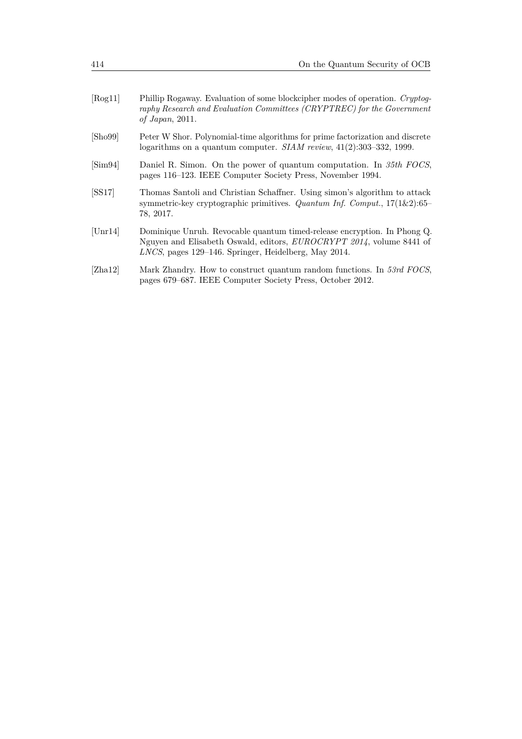[Rog11] Phillip Rogaway. Evaluation of some blockcipher modes of operation. *Cryptography Research and Evaluation Committees (CRYPTREC) for the Government of Japan*, 2011.

[Sho99] Peter W Shor. Polynomial-time algorithms for prime factorization and discrete logarithms on a quantum computer. *SIAM review*, 41(2):303–332, 1999.

[Sim94] Daniel R. Simon. On the power of quantum computation. In *35th FOCS*, pages 116–123. IEEE Computer Society Press, November 1994.

[SS17] Thomas Santoli and Christian Schaffner. Using simon's algorithm to attack symmetric-key cryptographic primitives. *Quantum Inf. Comput.*, 17(1&2):65–78, 2017.

[Unr14] Dominique Unruh. Revocable quantum timed-release encryption. In Phong Q. Nguyen and Elisabeth Oswald, editors, *EUROCRYPT 2014*, volume 8441 of *LNCS*, pages 129–146. Springer, Heidelberg, May 2014.

[Zha12] Mark Zhandry. How to construct quantum random functions. In *53rd FOCS*, pages 679–687. IEEE Computer Society Press, October 2012.